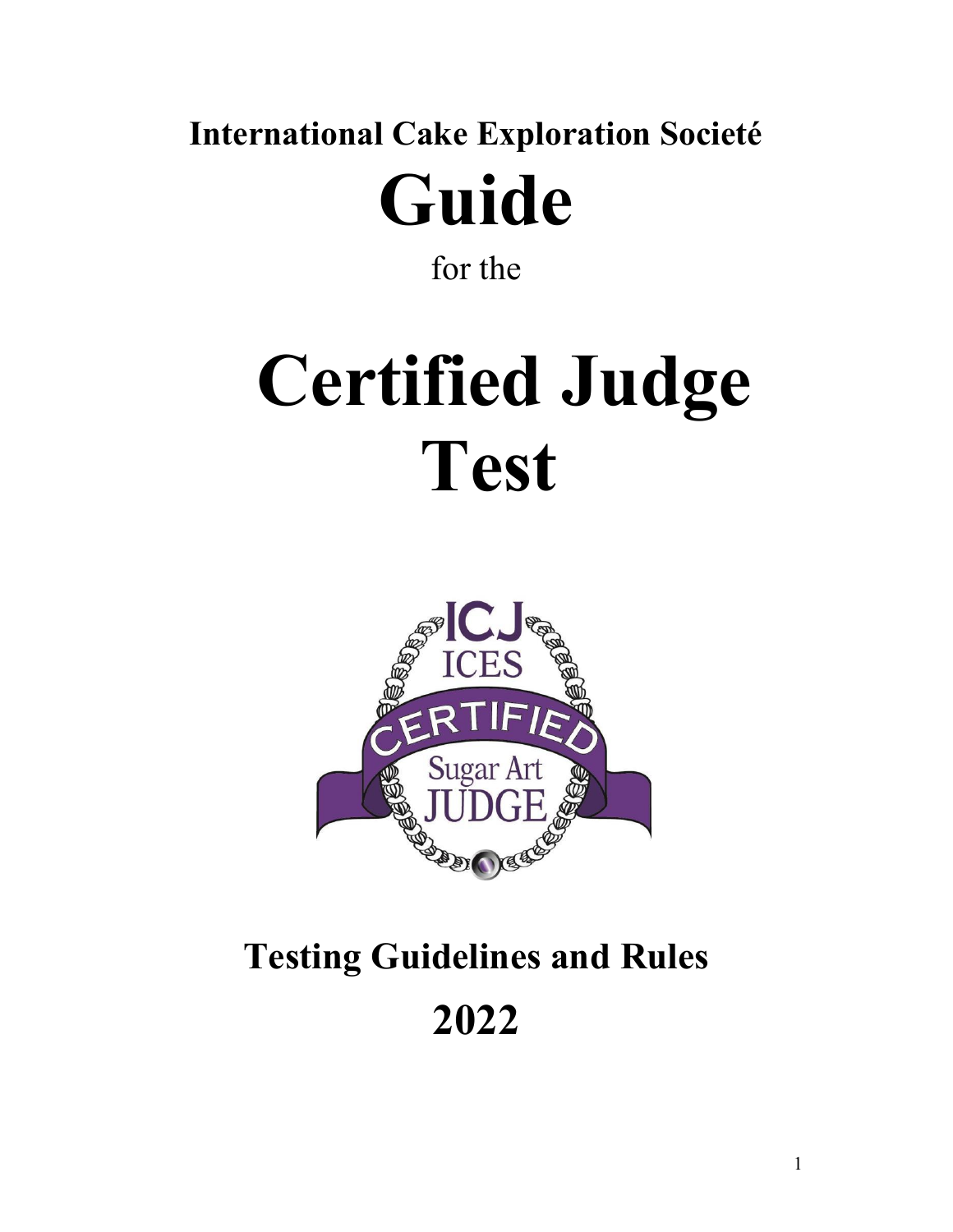**International Cake Exploration Societé**

# Guide

for the

# Certified Judge Test

## Testing Guidelines and Rules

## 2022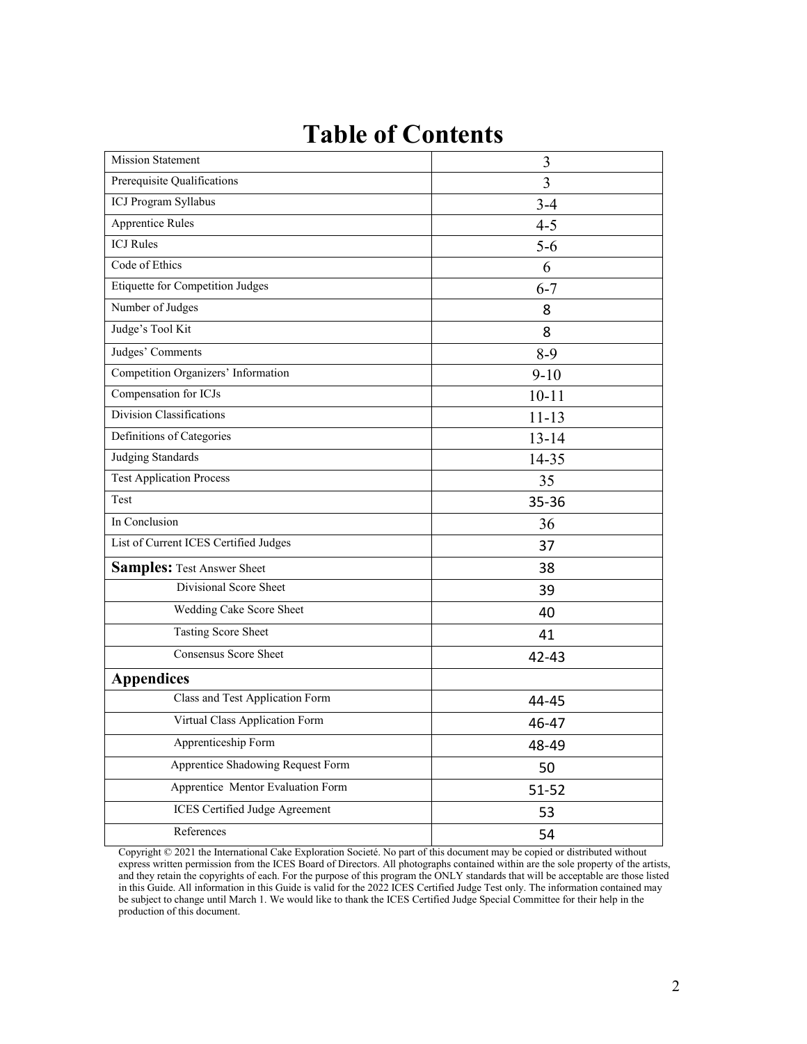# Table of Contents

| | |
|---|---|
| Mission Statement | 3 |
| Prerequisite Qualifications | 3 |
| ICJ Program Syllabus | 3-4 |
| Apprentice Rules | 4-5 |
| ICJ Rules | 5-6 |
| Code of Ethics | 6 |
| Etiquette for Competition Judges | 6-7 |
| Number of Judges | 8 |
| Judge's Tool Kit | 8 |
| Judges' Comments | 8-9 |
| Competition Organizers' Information | 9-10 |
| Compensation for ICJs | 10-11 |
| Division Classifications | 11-13 |
| Definitions of Categories | 13-14 |
| Judging Standards | 14-35 |
| Test Application Process | 35 |
| Test | 35-36 |
| In Conclusion | 36 |
| List of Current ICES Certified Judges | 37 |
| **Samples:** Test Answer Sheet | 38 |
| Divisional Score Sheet | 39 |
| Wedding Cake Score Sheet | 40 |
| Tasting Score Sheet | 41 |
| Consensus Score Sheet | 42-43 |
| **Appendices** | |
| Class and Test Application Form | 44-45 |
| Virtual Class Application Form | 46-47 |
| Apprenticeship Form | 48-49 |
| Apprentice Shadowing Request Form | 50 |
| Apprentice Mentor Evaluation Form | 51-52 |
| ICES Certified Judge Agreement | 53 |
| References | 54 |

Copyright © 2021 the International Cake Exploration Societé. No part of this document may be copied or distributed without express written permission from the ICES Board of Directors. All photographs contained within are the sole property of the artists, and they retain the copyrights of each. For the purpose of this program the ONLY standards that will be acceptable are those listed in this Guide. All information in this Guide is valid for the 2022 ICES Certified Judge Test only. The information contained may be subject to change until March 1. We would like to thank the ICES Certified Judge Special Committee for their help in the production of this document.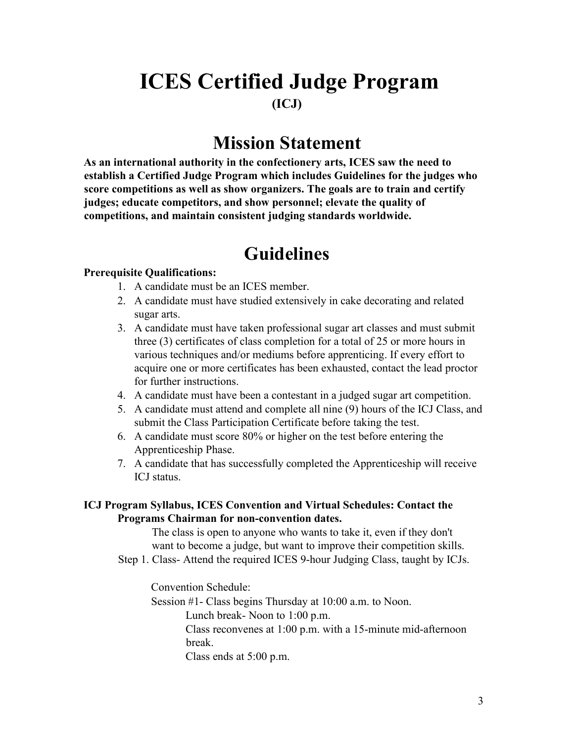# ICES Certified Judge Program

**(ICJ)**

## Mission Statement

**As an international authority in the confectionery arts, ICES saw the need to establish a Certified Judge Program which includes Guidelines for the judges who score competitions as well as show organizers. The goals are to train and certify judges; educate competitors, and show personnel; elevate the quality of competitions, and maintain consistent judging standards worldwide.**

## Guidelines

**Prerequisite Qualifications:**

1. A candidate must be an ICES member.
2. A candidate must have studied extensively in cake decorating and related sugar arts.
3. A candidate must have taken professional sugar art classes and must submit three (3) certificates of class completion for a total of 25 or more hours in various techniques and/or mediums before apprenticing. If every effort to acquire one or more certificates has been exhausted, contact the lead proctor for further instructions.
4. A candidate must have been a contestant in a judged sugar art competition.
5. A candidate must attend and complete all nine (9) hours of the ICJ Class, and submit the Class Participation Certificate before taking the test.
6. A candidate must score 80% or higher on the test before entering the Apprenticeship Phase.
7. A candidate that has successfully completed the Apprenticeship will receive ICJ status.

**ICJ Program Syllabus, ICES Convention and Virtual Schedules: Contact the Programs Chairman for non-convention dates.**

The class is open to anyone who wants to take it, even if they don't want to become a judge, but want to improve their competition skills.

Step 1. Class- Attend the required ICES 9-hour Judging Class, taught by ICJs.

Convention Schedule:

Session #1- Class begins Thursday at 10:00 a.m. to Noon.

Lunch break- Noon to 1:00 p.m.

Class reconvenes at 1:00 p.m. with a 15-minute mid-afternoon break.

Class ends at 5:00 p.m.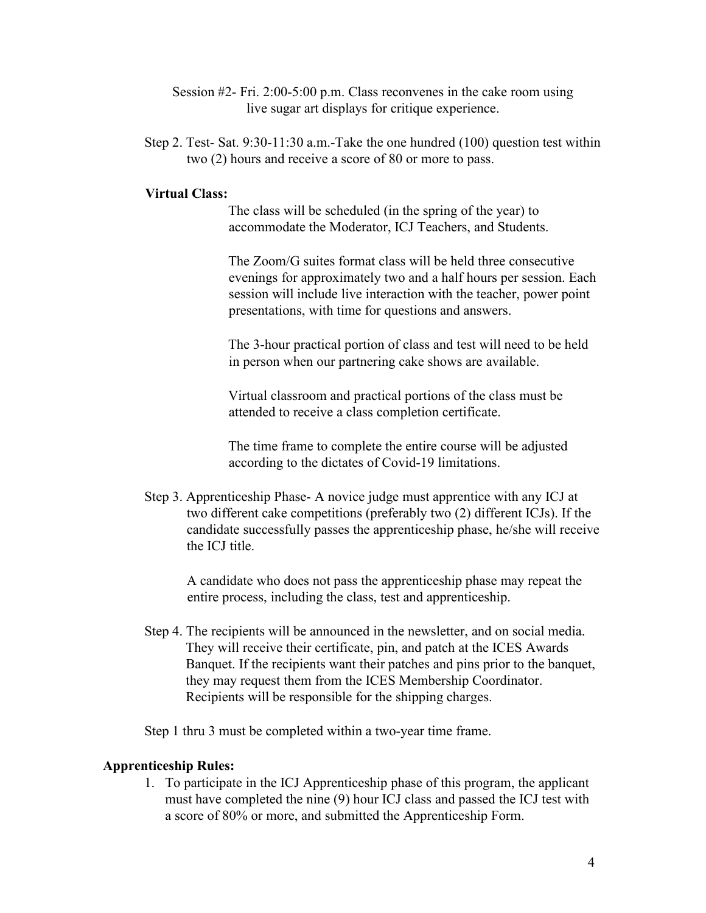Session #2- Fri. 2:00-5:00 p.m. Class reconvenes in the cake room using live sugar art displays for critique experience.

Step 2. Test- Sat. 9:30-11:30 a.m.-Take the one hundred (100) question test within two (2) hours and receive a score of 80 or more to pass.

**Virtual Class:**

The class will be scheduled (in the spring of the year) to accommodate the Moderator, ICJ Teachers, and Students.

The Zoom/G suites format class will be held three consecutive evenings for approximately two and a half hours per session. Each session will include live interaction with the teacher, power point presentations, with time for questions and answers.

The 3-hour practical portion of class and test will need to be held in person when our partnering cake shows are available.

Virtual classroom and practical portions of the class must be attended to receive a class completion certificate.

The time frame to complete the entire course will be adjusted according to the dictates of Covid-19 limitations.

Step 3. Apprenticeship Phase- A novice judge must apprentice with any ICJ at two different cake competitions (preferably two (2) different ICJs). If the candidate successfully passes the apprenticeship phase, he/she will receive the ICJ title.

A candidate who does not pass the apprenticeship phase may repeat the entire process, including the class, test and apprenticeship.

Step 4. The recipients will be announced in the newsletter, and on social media. They will receive their certificate, pin, and patch at the ICES Awards Banquet. If the recipients want their patches and pins prior to the banquet, they may request them from the ICES Membership Coordinator. Recipients will be responsible for the shipping charges.

Step 1 thru 3 must be completed within a two-year time frame.

**Apprenticeship Rules:**

1. To participate in the ICJ Apprenticeship phase of this program, the applicant must have completed the nine (9) hour ICJ class and passed the ICJ test with a score of 80% or more, and submitted the Apprenticeship Form.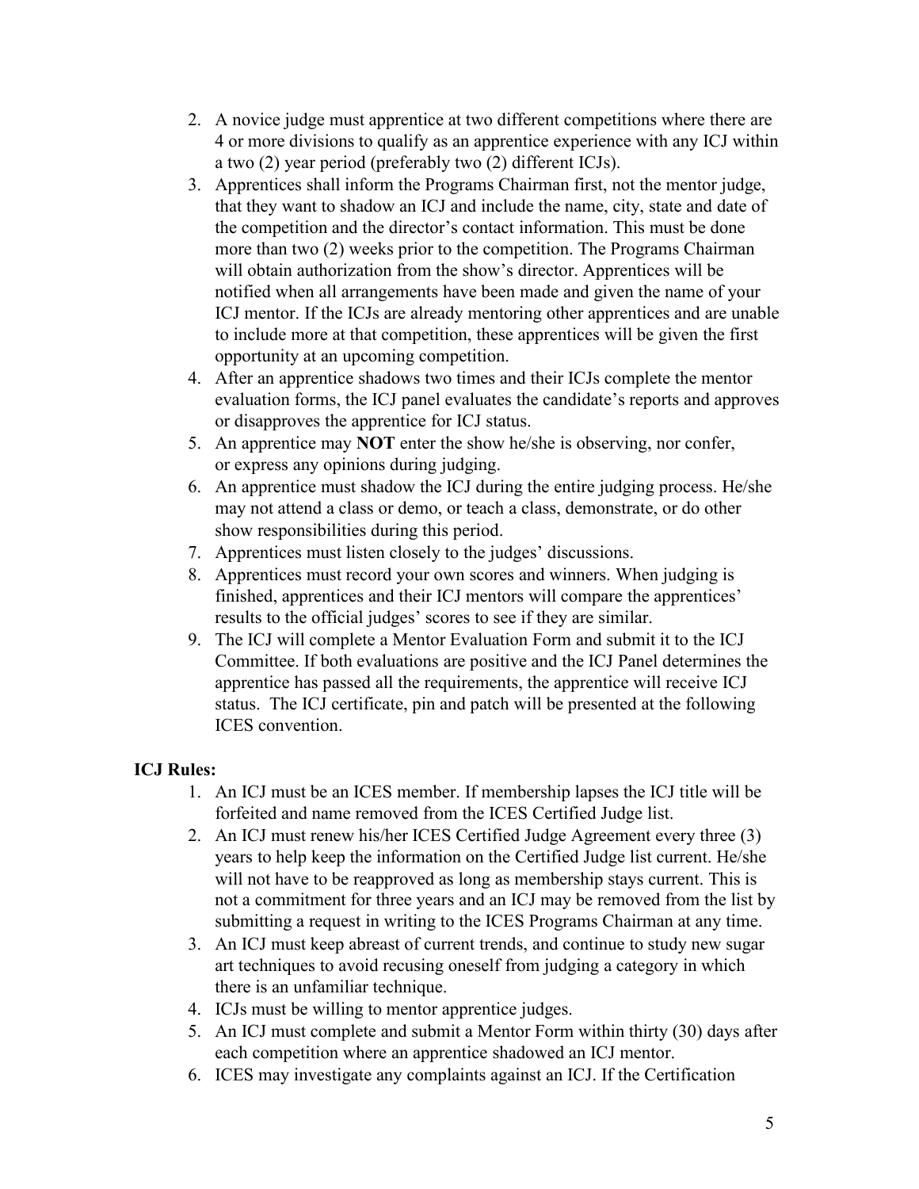2. A novice judge must apprentice at two different competitions where there are 4 or more divisions to qualify as an apprentice experience with any ICJ within a two (2) year period (preferably two (2) different ICJs).
3. Apprentices shall inform the Programs Chairman first, not the mentor judge, that they want to shadow an ICJ and include the name, city, state and date of the competition and the director's contact information. This must be done more than two (2) weeks prior to the competition. The Programs Chairman will obtain authorization from the show's director. Apprentices will be notified when all arrangements have been made and given the name of your ICJ mentor. If the ICJs are already mentoring other apprentices and are unable to include more at that competition, these apprentices will be given the first opportunity at an upcoming competition.
4. After an apprentice shadows two times and their ICJs complete the mentor evaluation forms, the ICJ panel evaluates the candidate's reports and approves or disapproves the apprentice for ICJ status.
5. An apprentice may **NOT** enter the show he/she is observing, nor confer, or express any opinions during judging.
6. An apprentice must shadow the ICJ during the entire judging process. He/she may not attend a class or demo, or teach a class, demonstrate, or do other show responsibilities during this period.
7. Apprentices must listen closely to the judges' discussions.
8. Apprentices must record your own scores and winners. When judging is finished, apprentices and their ICJ mentors will compare the apprentices' results to the official judges' scores to see if they are similar.
9. The ICJ will complete a Mentor Evaluation Form and submit it to the ICJ Committee. If both evaluations are positive and the ICJ Panel determines the apprentice has passed all the requirements, the apprentice will receive ICJ status. The ICJ certificate, pin and patch will be presented at the following ICES convention.

**ICJ Rules:**

1. An ICJ must be an ICES member. If membership lapses the ICJ title will be forfeited and name removed from the ICES Certified Judge list.
2. An ICJ must renew his/her ICES Certified Judge Agreement every three (3) years to help keep the information on the Certified Judge list current. He/she will not have to be reapproved as long as membership stays current. This is not a commitment for three years and an ICJ may be removed from the list by submitting a request in writing to the ICES Programs Chairman at any time.
3. An ICJ must keep abreast of current trends, and continue to study new sugar art techniques to avoid recusing oneself from judging a category in which there is an unfamiliar technique.
4. ICJs must be willing to mentor apprentice judges.
5. An ICJ must complete and submit a Mentor Form within thirty (30) days after each competition where an apprentice shadowed an ICJ mentor.
6. ICES may investigate any complaints against an ICJ. If the Certification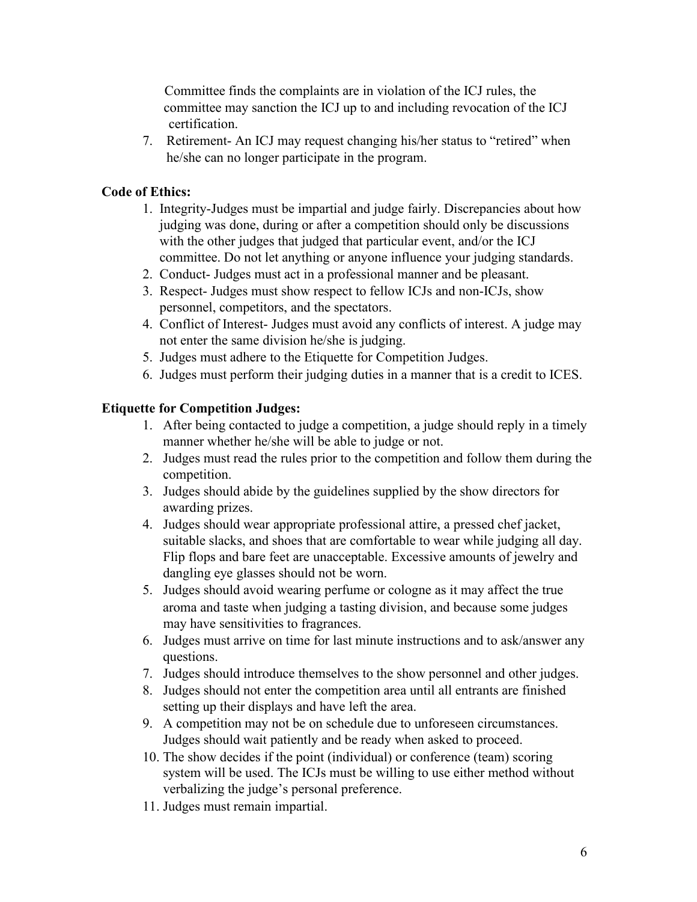Committee finds the complaints are in violation of the ICJ rules, the committee may sanction the ICJ up to and including revocation of the ICJ certification.

7. Retirement- An ICJ may request changing his/her status to "retired" when he/she can no longer participate in the program.

**Code of Ethics:**

1. Integrity-Judges must be impartial and judge fairly. Discrepancies about how judging was done, during or after a competition should only be discussions with the other judges that judged that particular event, and/or the ICJ committee. Do not let anything or anyone influence your judging standards.
2. Conduct- Judges must act in a professional manner and be pleasant.
3. Respect- Judges must show respect to fellow ICJs and non-ICJs, show personnel, competitors, and the spectators.
4. Conflict of Interest- Judges must avoid any conflicts of interest. A judge may not enter the same division he/she is judging.
5. Judges must adhere to the Etiquette for Competition Judges.
6. Judges must perform their judging duties in a manner that is a credit to ICES.

**Etiquette for Competition Judges:**

1. After being contacted to judge a competition, a judge should reply in a timely manner whether he/she will be able to judge or not.
2. Judges must read the rules prior to the competition and follow them during the competition.
3. Judges should abide by the guidelines supplied by the show directors for awarding prizes.
4. Judges should wear appropriate professional attire, a pressed chef jacket, suitable slacks, and shoes that are comfortable to wear while judging all day. Flip flops and bare feet are unacceptable. Excessive amounts of jewelry and dangling eye glasses should not be worn.
5. Judges should avoid wearing perfume or cologne as it may affect the true aroma and taste when judging a tasting division, and because some judges may have sensitivities to fragrances.
6. Judges must arrive on time for last minute instructions and to ask/answer any questions.
7. Judges should introduce themselves to the show personnel and other judges.
8. Judges should not enter the competition area until all entrants are finished setting up their displays and have left the area.
9. A competition may not be on schedule due to unforeseen circumstances. Judges should wait patiently and be ready when asked to proceed.
10. The show decides if the point (individual) or conference (team) scoring system will be used. The ICJs must be willing to use either method without verbalizing the judge's personal preference.
11. Judges must remain impartial.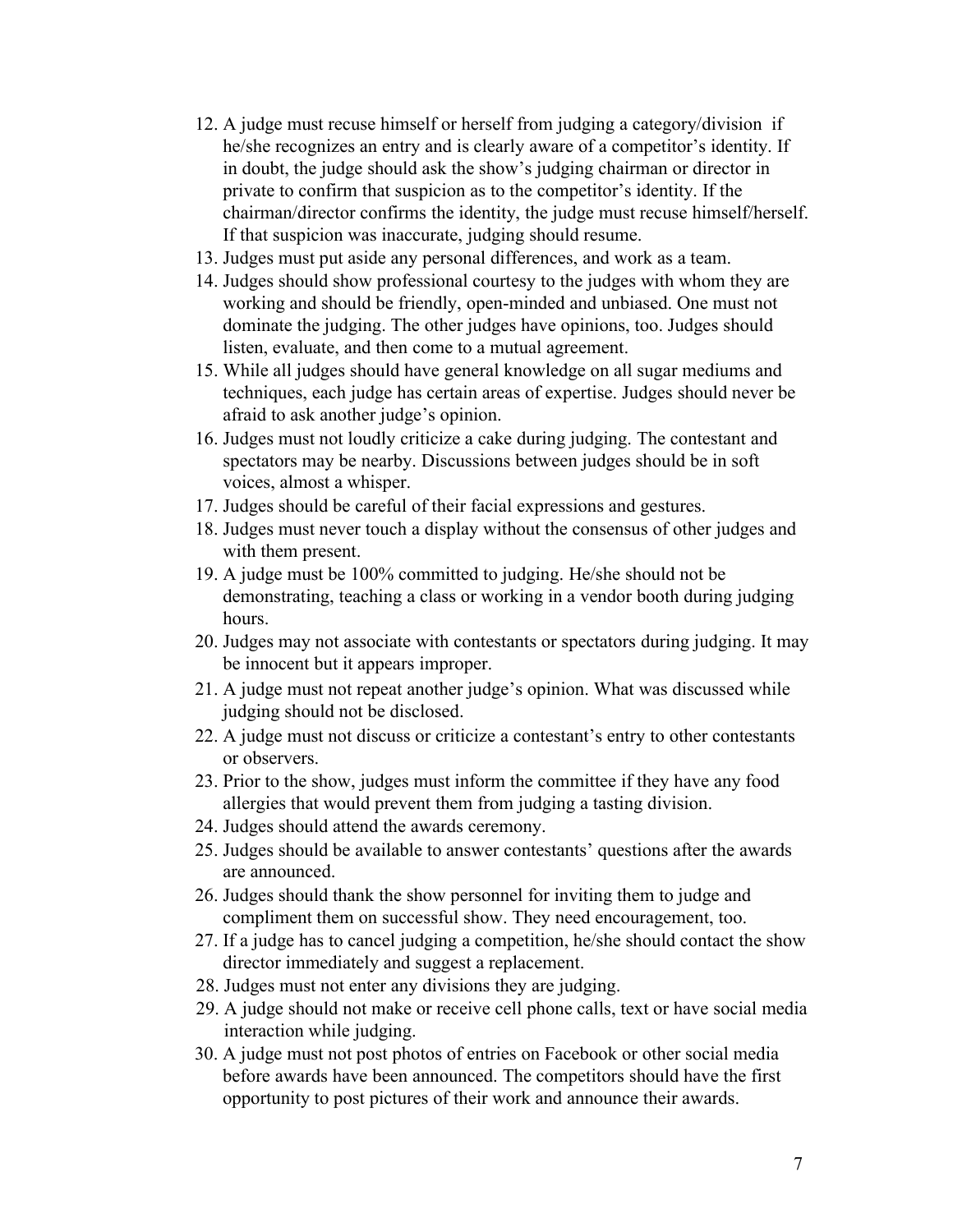12. A judge must recuse himself or herself from judging a category/division if he/she recognizes an entry and is clearly aware of a competitor's identity. If in doubt, the judge should ask the show's judging chairman or director in private to confirm that suspicion as to the competitor's identity. If the chairman/director confirms the identity, the judge must recuse himself/herself. If that suspicion was inaccurate, judging should resume.
13. Judges must put aside any personal differences, and work as a team.
14. Judges should show professional courtesy to the judges with whom they are working and should be friendly, open-minded and unbiased. One must not dominate the judging. The other judges have opinions, too. Judges should listen, evaluate, and then come to a mutual agreement.
15. While all judges should have general knowledge on all sugar mediums and techniques, each judge has certain areas of expertise. Judges should never be afraid to ask another judge's opinion.
16. Judges must not loudly criticize a cake during judging. The contestant and spectators may be nearby. Discussions between judges should be in soft voices, almost a whisper.
17. Judges should be careful of their facial expressions and gestures.
18. Judges must never touch a display without the consensus of other judges and with them present.
19. A judge must be 100% committed to judging. He/she should not be demonstrating, teaching a class or working in a vendor booth during judging hours.
20. Judges may not associate with contestants or spectators during judging. It may be innocent but it appears improper.
21. A judge must not repeat another judge's opinion. What was discussed while judging should not be disclosed.
22. A judge must not discuss or criticize a contestant's entry to other contestants or observers.
23. Prior to the show, judges must inform the committee if they have any food allergies that would prevent them from judging a tasting division.
24. Judges should attend the awards ceremony.
25. Judges should be available to answer contestants' questions after the awards are announced.
26. Judges should thank the show personnel for inviting them to judge and compliment them on successful show. They need encouragement, too.
27. If a judge has to cancel judging a competition, he/she should contact the show director immediately and suggest a replacement.
28. Judges must not enter any divisions they are judging.
29. A judge should not make or receive cell phone calls, text or have social media interaction while judging.
30. A judge must not post photos of entries on Facebook or other social media before awards have been announced. The competitors should have the first opportunity to post pictures of their work and announce their awards.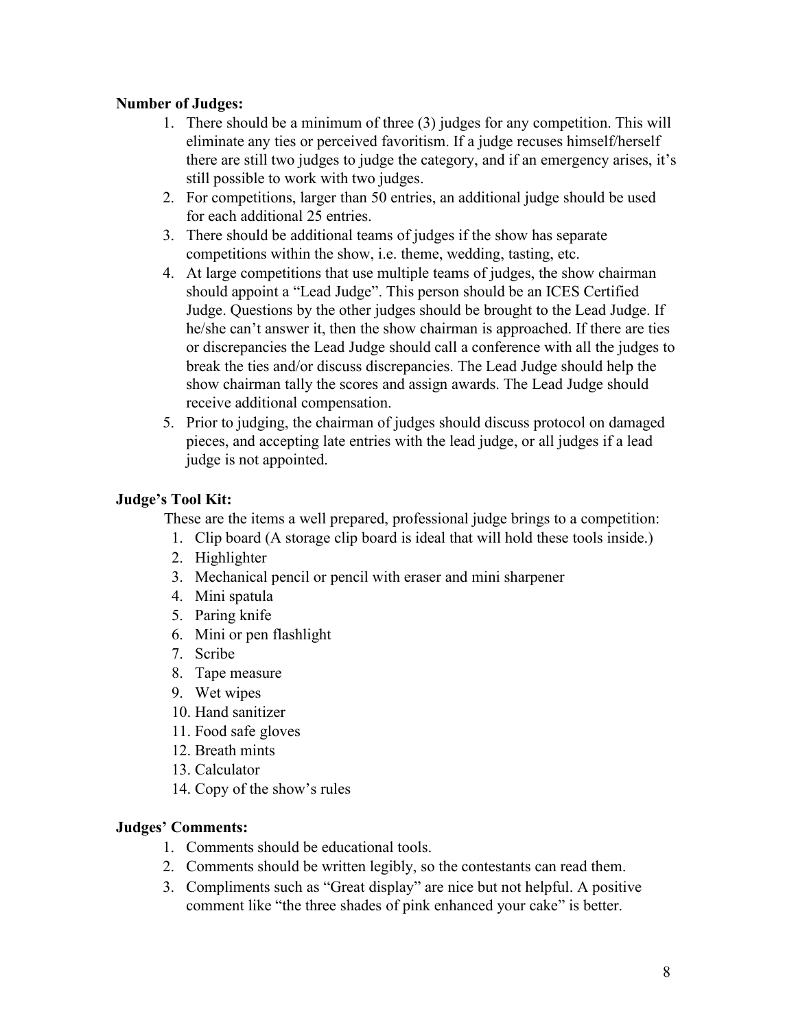**Number of Judges:**

1. There should be a minimum of three (3) judges for any competition. This will eliminate any ties or perceived favoritism. If a judge recuses himself/herself there are still two judges to judge the category, and if an emergency arises, it's still possible to work with two judges.
2. For competitions, larger than 50 entries, an additional judge should be used for each additional 25 entries.
3. There should be additional teams of judges if the show has separate competitions within the show, i.e. theme, wedding, tasting, etc.
4. At large competitions that use multiple teams of judges, the show chairman should appoint a "Lead Judge". This person should be an ICES Certified Judge. Questions by the other judges should be brought to the Lead Judge. If he/she can't answer it, then the show chairman is approached. If there are ties or discrepancies the Lead Judge should call a conference with all the judges to break the ties and/or discuss discrepancies. The Lead Judge should help the show chairman tally the scores and assign awards. The Lead Judge should receive additional compensation.
5. Prior to judging, the chairman of judges should discuss protocol on damaged pieces, and accepting late entries with the lead judge, or all judges if a lead judge is not appointed.

**Judge's Tool Kit:**

These are the items a well prepared, professional judge brings to a competition:

1. Clip board (A storage clip board is ideal that will hold these tools inside.)
2. Highlighter
3. Mechanical pencil or pencil with eraser and mini sharpener
4. Mini spatula
5. Paring knife
6. Mini or pen flashlight
7. Scribe
8. Tape measure
9. Wet wipes
10. Hand sanitizer
11. Food safe gloves
12. Breath mints
13. Calculator
14. Copy of the show's rules

**Judges' Comments:**

1. Comments should be educational tools.
2. Comments should be written legibly, so the contestants can read them.
3. Compliments such as "Great display" are nice but not helpful. A positive comment like "the three shades of pink enhanced your cake" is better.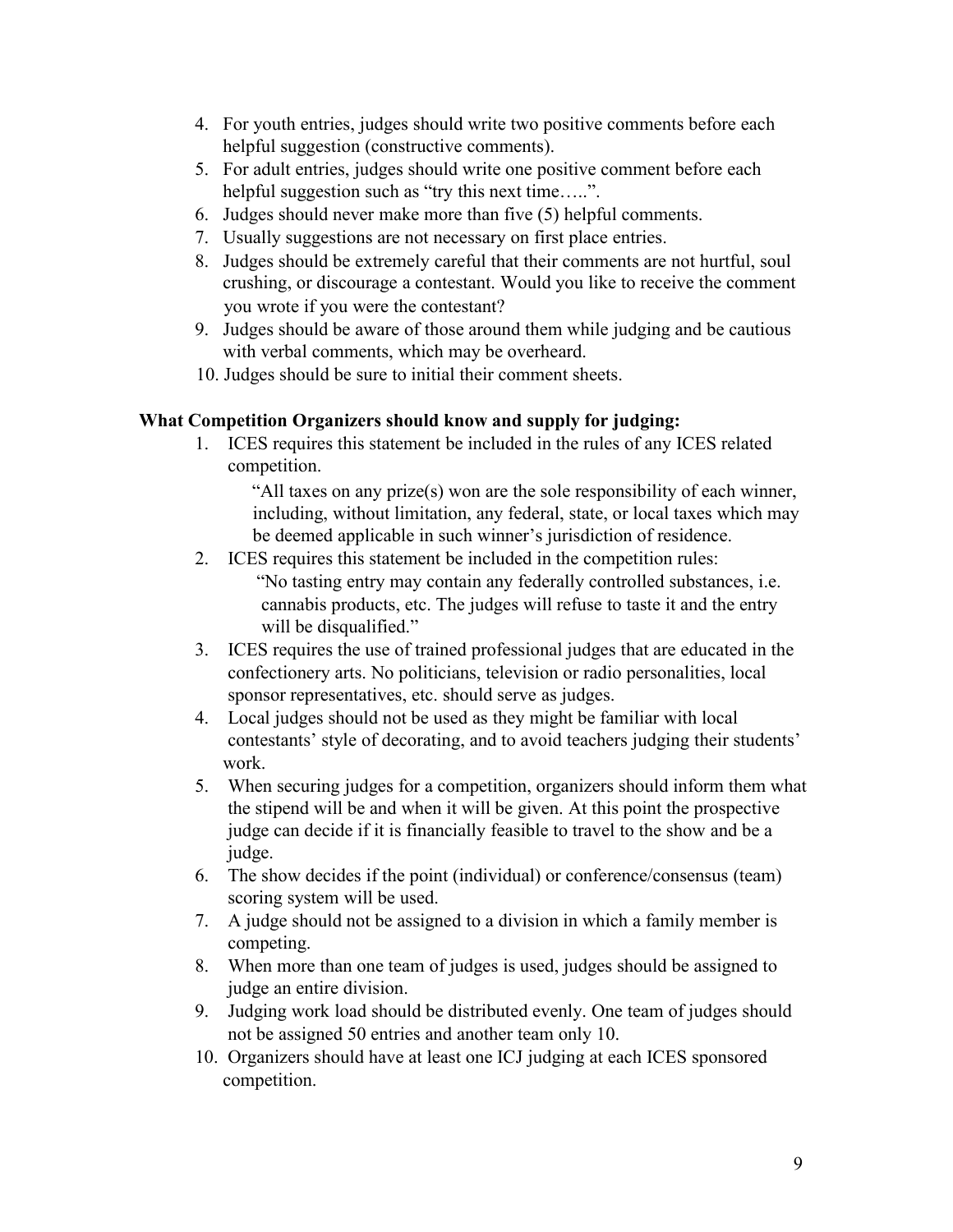4. For youth entries, judges should write two positive comments before each helpful suggestion (constructive comments).
5. For adult entries, judges should write one positive comment before each helpful suggestion such as "try this next time…..".
6. Judges should never make more than five (5) helpful comments.
7. Usually suggestions are not necessary on first place entries.
8. Judges should be extremely careful that their comments are not hurtful, soul crushing, or discourage a contestant. Would you like to receive the comment you wrote if you were the contestant?
9. Judges should be aware of those around them while judging and be cautious with verbal comments, which may be overheard.
10. Judges should be sure to initial their comment sheets.

**What Competition Organizers should know and supply for judging:**

1. ICES requires this statement be included in the rules of any ICES related competition.

   "All taxes on any prize(s) won are the sole responsibility of each winner, including, without limitation, any federal, state, or local taxes which may be deemed applicable in such winner's jurisdiction of residence.

2. ICES requires this statement be included in the competition rules:

   "No tasting entry may contain any federally controlled substances, i.e. cannabis products, etc. The judges will refuse to taste it and the entry will be disqualified."

3. ICES requires the use of trained professional judges that are educated in the confectionery arts. No politicians, television or radio personalities, local sponsor representatives, etc. should serve as judges.
4. Local judges should not be used as they might be familiar with local contestants' style of decorating, and to avoid teachers judging their students' work.
5. When securing judges for a competition, organizers should inform them what the stipend will be and when it will be given. At this point the prospective judge can decide if it is financially feasible to travel to the show and be a judge.
6. The show decides if the point (individual) or conference/consensus (team) scoring system will be used.
7. A judge should not be assigned to a division in which a family member is competing.
8. When more than one team of judges is used, judges should be assigned to judge an entire division.
9. Judging work load should be distributed evenly. One team of judges should not be assigned 50 entries and another team only 10.
10. Organizers should have at least one ICJ judging at each ICES sponsored competition.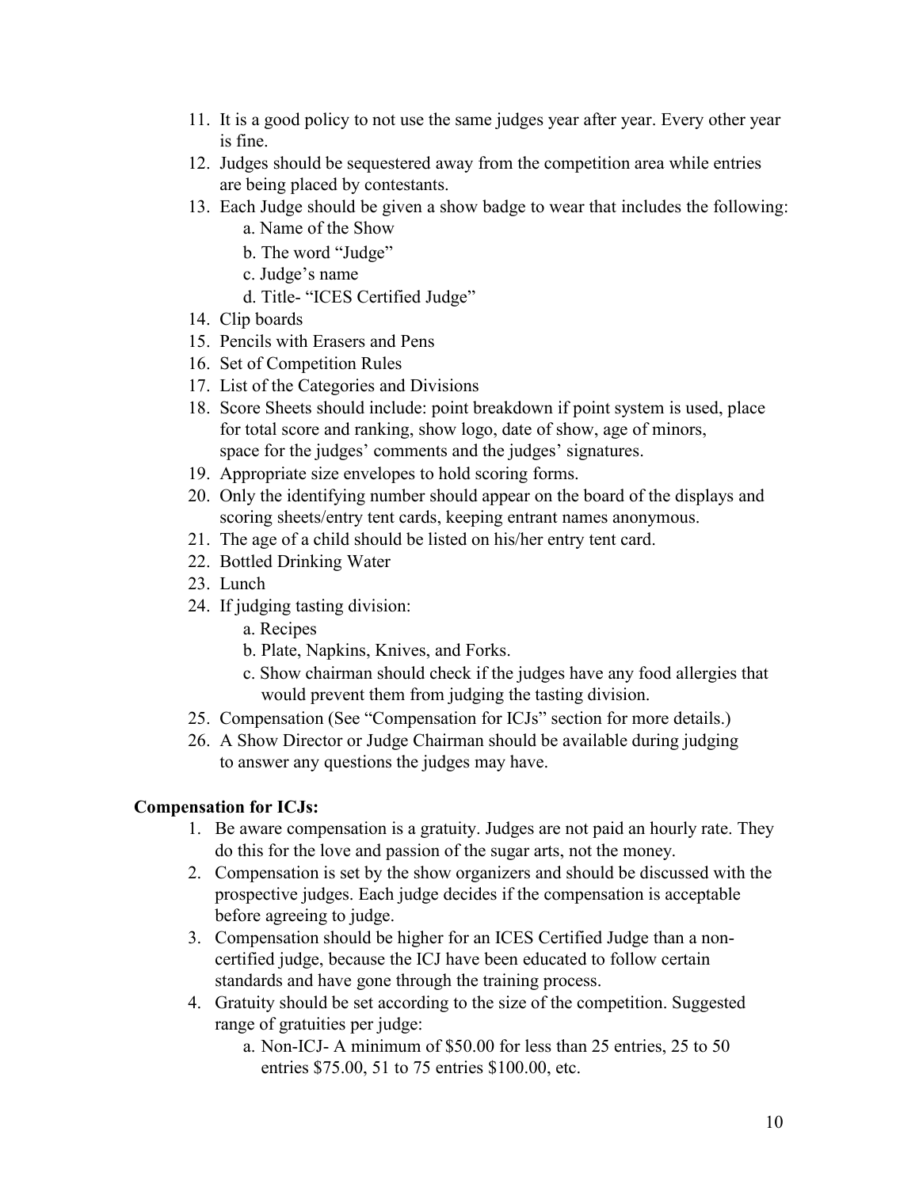11. It is a good policy to not use the same judges year after year. Every other year is fine.
12. Judges should be sequestered away from the competition area while entries are being placed by contestants.
13. Each Judge should be given a show badge to wear that includes the following:
    a. Name of the Show
    b. The word "Judge"
    c. Judge's name
    d. Title- "ICES Certified Judge"
14. Clip boards
15. Pencils with Erasers and Pens
16. Set of Competition Rules
17. List of the Categories and Divisions
18. Score Sheets should include: point breakdown if point system is used, place for total score and ranking, show logo, date of show, age of minors, space for the judges' comments and the judges' signatures.
19. Appropriate size envelopes to hold scoring forms.
20. Only the identifying number should appear on the board of the displays and scoring sheets/entry tent cards, keeping entrant names anonymous.
21. The age of a child should be listed on his/her entry tent card.
22. Bottled Drinking Water
23. Lunch
24. If judging tasting division:
    a. Recipes
    b. Plate, Napkins, Knives, and Forks.
    c. Show chairman should check if the judges have any food allergies that would prevent them from judging the tasting division.
25. Compensation (See "Compensation for ICJs" section for more details.)
26. A Show Director or Judge Chairman should be available during judging to answer any questions the judges may have.

**Compensation for ICJs:**

1. Be aware compensation is a gratuity. Judges are not paid an hourly rate. They do this for the love and passion of the sugar arts, not the money.
2. Compensation is set by the show organizers and should be discussed with the prospective judges. Each judge decides if the compensation is acceptable before agreeing to judge.
3. Compensation should be higher for an ICES Certified Judge than a non-certified judge, because the ICJ have been educated to follow certain standards and have gone through the training process.
4. Gratuity should be set according to the size of the competition. Suggested range of gratuities per judge:
    a. Non-ICJ- A minimum of $50.00 for less than 25 entries, 25 to 50 entries $75.00, 51 to 75 entries $100.00, etc.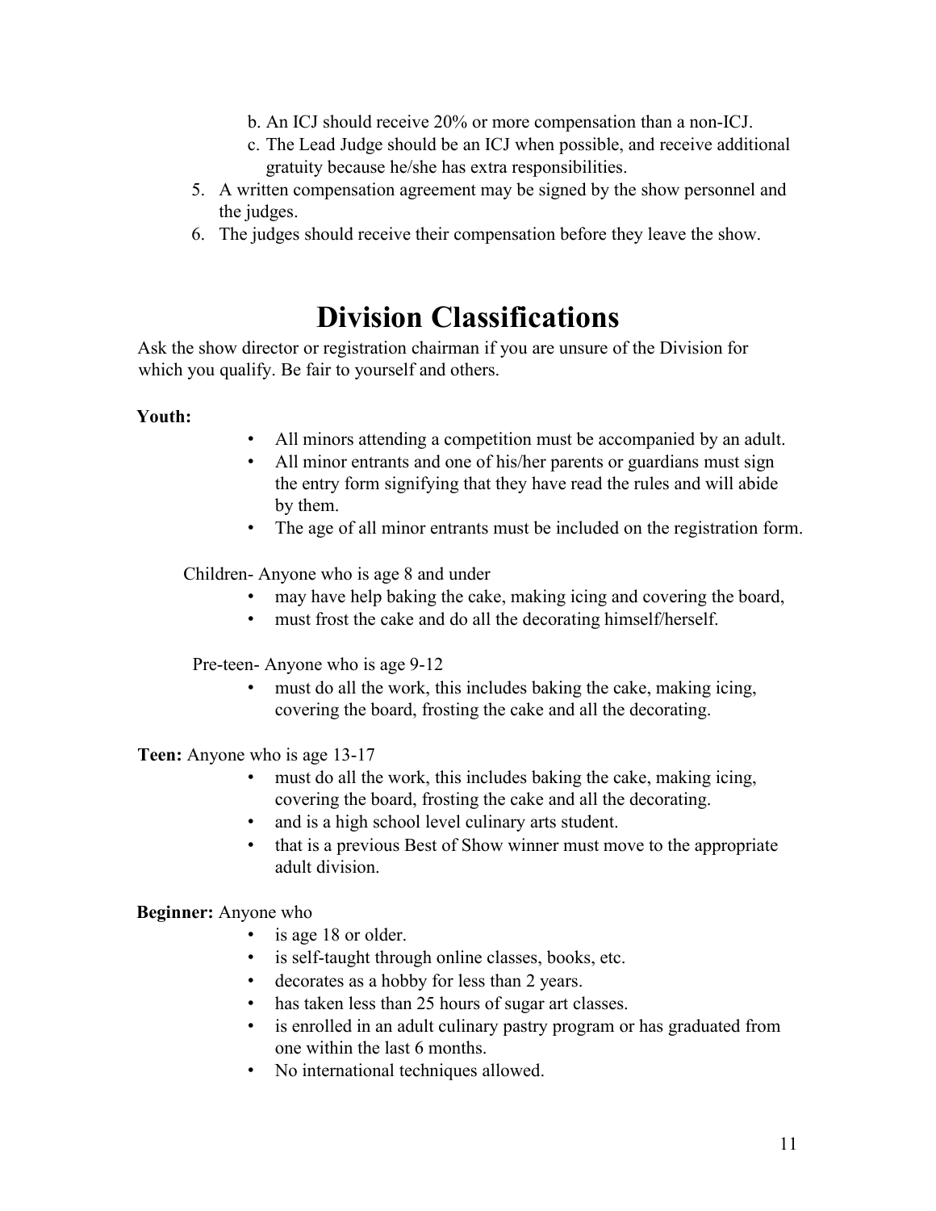b. An ICJ should receive 20% or more compensation than a non-ICJ.
   c. The Lead Judge should be an ICJ when possible, and receive additional gratuity because he/she has extra responsibilities.
5. A written compensation agreement may be signed by the show personnel and the judges.
6. The judges should receive their compensation before they leave the show.

# Division Classifications

Ask the show director or registration chairman if you are unsure of the Division for which you qualify. Be fair to yourself and others.

**Youth:**

- All minors attending a competition must be accompanied by an adult.
- All minor entrants and one of his/her parents or guardians must sign the entry form signifying that they have read the rules and will abide by them.
- The age of all minor entrants must be included on the registration form.

Children- Anyone who is age 8 and under

- may have help baking the cake, making icing and covering the board,
- must frost the cake and do all the decorating himself/herself.

Pre-teen- Anyone who is age 9-12

- must do all the work, this includes baking the cake, making icing, covering the board, frosting the cake and all the decorating.

**Teen:** Anyone who is age 13-17

- must do all the work, this includes baking the cake, making icing, covering the board, frosting the cake and all the decorating.
- and is a high school level culinary arts student.
- that is a previous Best of Show winner must move to the appropriate adult division.

**Beginner:** Anyone who

- is age 18 or older.
- is self-taught through online classes, books, etc.
- decorates as a hobby for less than 2 years.
- has taken less than 25 hours of sugar art classes.
- is enrolled in an adult culinary pastry program or has graduated from one within the last 6 months.
- No international techniques allowed.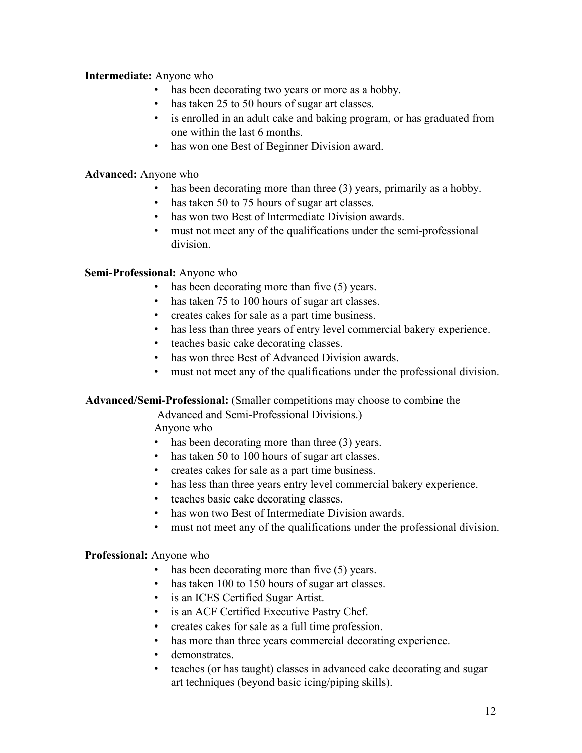**Intermediate:** Anyone who

- has been decorating two years or more as a hobby.
- has taken 25 to 50 hours of sugar art classes.
- is enrolled in an adult cake and baking program, or has graduated from one within the last 6 months.
- has won one Best of Beginner Division award.

**Advanced:** Anyone who

- has been decorating more than three (3) years, primarily as a hobby.
- has taken 50 to 75 hours of sugar art classes.
- has won two Best of Intermediate Division awards.
- must not meet any of the qualifications under the semi-professional division.

**Semi-Professional:** Anyone who

- has been decorating more than five (5) years.
- has taken 75 to 100 hours of sugar art classes.
- creates cakes for sale as a part time business.
- has less than three years of entry level commercial bakery experience.
- teaches basic cake decorating classes.
- has won three Best of Advanced Division awards.
- must not meet any of the qualifications under the professional division.

**Advanced/Semi-Professional:** (Smaller competitions may choose to combine the Advanced and Semi-Professional Divisions.)

Anyone who

- has been decorating more than three (3) years.
- has taken 50 to 100 hours of sugar art classes.
- creates cakes for sale as a part time business.
- has less than three years entry level commercial bakery experience.
- teaches basic cake decorating classes.
- has won two Best of Intermediate Division awards.
- must not meet any of the qualifications under the professional division.

**Professional:** Anyone who

- has been decorating more than five (5) years.
- has taken 100 to 150 hours of sugar art classes.
- is an ICES Certified Sugar Artist.
- is an ACF Certified Executive Pastry Chef.
- creates cakes for sale as a full time profession.
- has more than three years commercial decorating experience.
- demonstrates.
- teaches (or has taught) classes in advanced cake decorating and sugar art techniques (beyond basic icing/piping skills).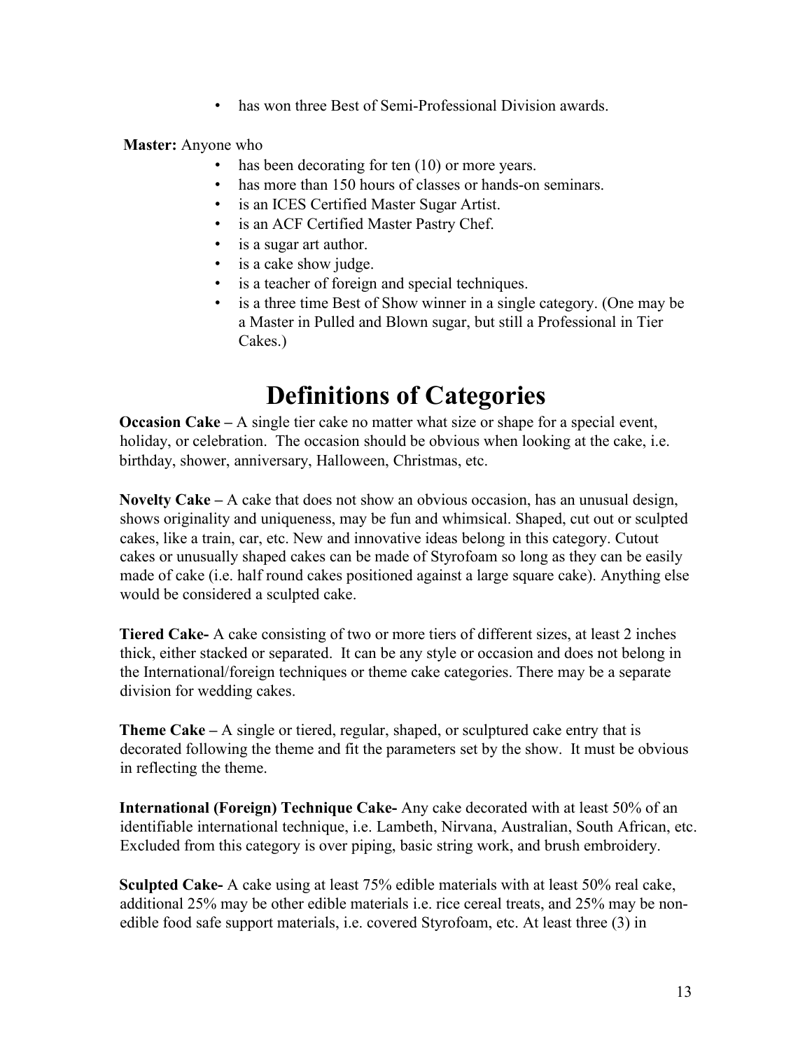- has won three Best of Semi-Professional Division awards.

**Master:** Anyone who

- has been decorating for ten (10) or more years.
- has more than 150 hours of classes or hands-on seminars.
- is an ICES Certified Master Sugar Artist.
- is an ACF Certified Master Pastry Chef.
- is a sugar art author.
- is a cake show judge.
- is a teacher of foreign and special techniques.
- is a three time Best of Show winner in a single category. (One may be a Master in Pulled and Blown sugar, but still a Professional in Tier Cakes.)

# Definitions of Categories

**Occasion Cake –** A single tier cake no matter what size or shape for a special event, holiday, or celebration. The occasion should be obvious when looking at the cake, i.e. birthday, shower, anniversary, Halloween, Christmas, etc.

**Novelty Cake –** A cake that does not show an obvious occasion, has an unusual design, shows originality and uniqueness, may be fun and whimsical. Shaped, cut out or sculpted cakes, like a train, car, etc. New and innovative ideas belong in this category. Cutout cakes or unusually shaped cakes can be made of Styrofoam so long as they can be easily made of cake (i.e. half round cakes positioned against a large square cake). Anything else would be considered a sculpted cake.

**Tiered Cake-** A cake consisting of two or more tiers of different sizes, at least 2 inches thick, either stacked or separated. It can be any style or occasion and does not belong in the International/foreign techniques or theme cake categories. There may be a separate division for wedding cakes.

**Theme Cake –** A single or tiered, regular, shaped, or sculptured cake entry that is decorated following the theme and fit the parameters set by the show. It must be obvious in reflecting the theme.

**International (Foreign) Technique Cake-** Any cake decorated with at least 50% of an identifiable international technique, i.e. Lambeth, Nirvana, Australian, South African, etc. Excluded from this category is over piping, basic string work, and brush embroidery.

**Sculpted Cake-** A cake using at least 75% edible materials with at least 50% real cake, additional 25% may be other edible materials i.e. rice cereal treats, and 25% may be non-edible food safe support materials, i.e. covered Styrofoam, etc. At least three (3) in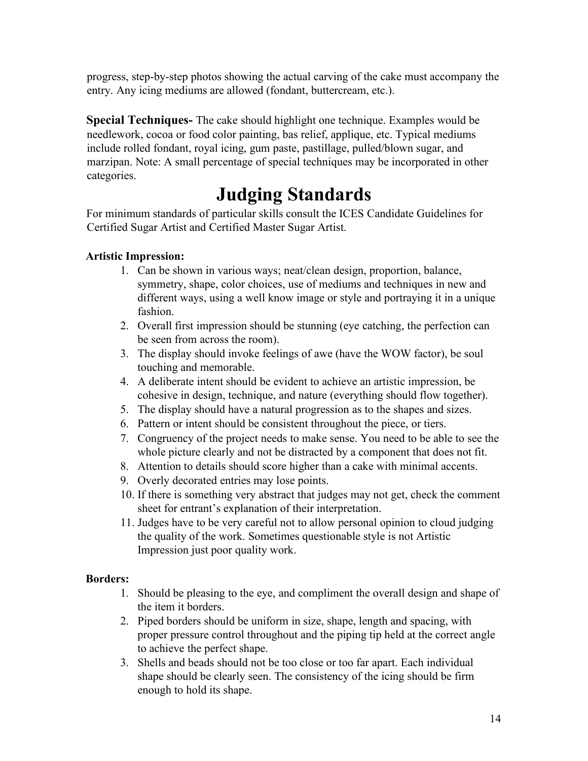progress, step-by-step photos showing the actual carving of the cake must accompany the entry. Any icing mediums are allowed (fondant, buttercream, etc.).

**Special Techniques-** The cake should highlight one technique. Examples would be needlework, cocoa or food color painting, bas relief, applique, etc. Typical mediums include rolled fondant, royal icing, gum paste, pastillage, pulled/blown sugar, and marzipan. Note: A small percentage of special techniques may be incorporated in other categories.

# Judging Standards

For minimum standards of particular skills consult the ICES Candidate Guidelines for Certified Sugar Artist and Certified Master Sugar Artist.

**Artistic Impression:**

1. Can be shown in various ways; neat/clean design, proportion, balance, symmetry, shape, color choices, use of mediums and techniques in new and different ways, using a well know image or style and portraying it in a unique fashion.
2. Overall first impression should be stunning (eye catching, the perfection can be seen from across the room).
3. The display should invoke feelings of awe (have the WOW factor), be soul touching and memorable.
4. A deliberate intent should be evident to achieve an artistic impression, be cohesive in design, technique, and nature (everything should flow together).
5. The display should have a natural progression as to the shapes and sizes.
6. Pattern or intent should be consistent throughout the piece, or tiers.
7. Congruency of the project needs to make sense. You need to be able to see the whole picture clearly and not be distracted by a component that does not fit.
8. Attention to details should score higher than a cake with minimal accents.
9. Overly decorated entries may lose points.
10. If there is something very abstract that judges may not get, check the comment sheet for entrant's explanation of their interpretation.
11. Judges have to be very careful not to allow personal opinion to cloud judging the quality of the work. Sometimes questionable style is not Artistic Impression just poor quality work.

**Borders:**

1. Should be pleasing to the eye, and compliment the overall design and shape of the item it borders.
2. Piped borders should be uniform in size, shape, length and spacing, with proper pressure control throughout and the piping tip held at the correct angle to achieve the perfect shape.
3. Shells and beads should not be too close or too far apart. Each individual shape should be clearly seen. The consistency of the icing should be firm enough to hold its shape.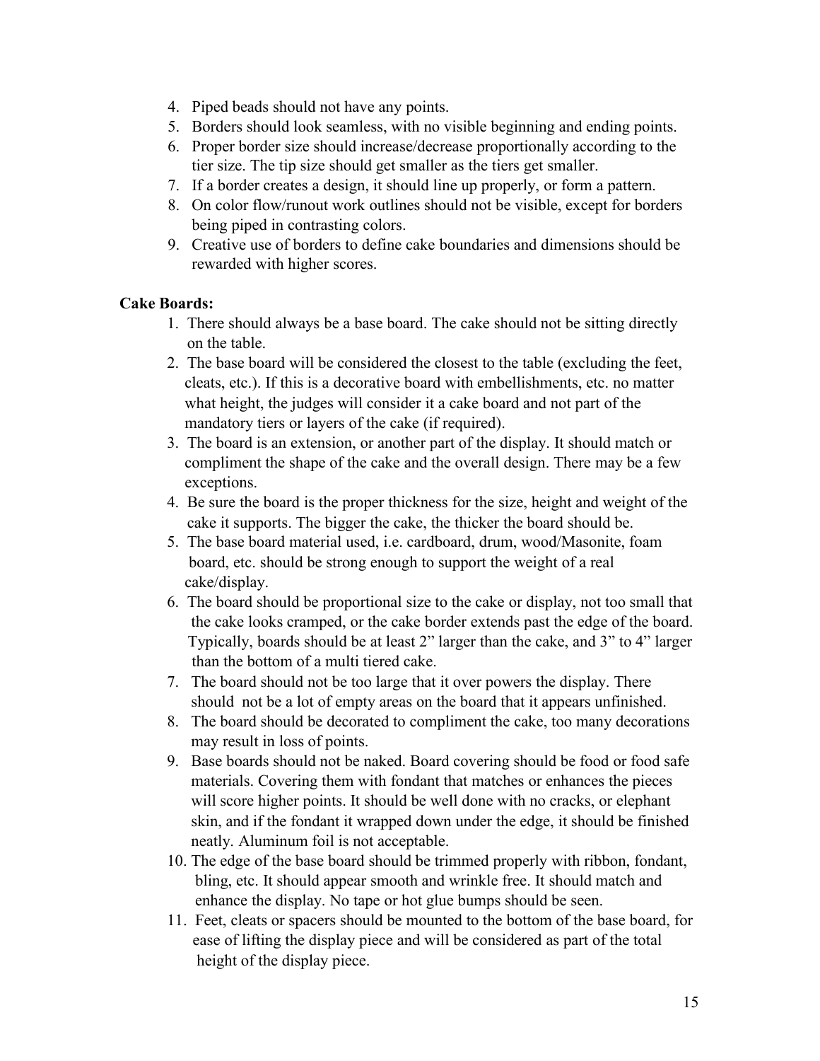4. Piped beads should not have any points.
5. Borders should look seamless, with no visible beginning and ending points.
6. Proper border size should increase/decrease proportionally according to the tier size. The tip size should get smaller as the tiers get smaller.
7. If a border creates a design, it should line up properly, or form a pattern.
8. On color flow/runout work outlines should not be visible, except for borders being piped in contrasting colors.
9. Creative use of borders to define cake boundaries and dimensions should be rewarded with higher scores.

**Cake Boards:**

1. There should always be a base board. The cake should not be sitting directly on the table.
2. The base board will be considered the closest to the table (excluding the feet, cleats, etc.). If this is a decorative board with embellishments, etc. no matter what height, the judges will consider it a cake board and not part of the mandatory tiers or layers of the cake (if required).
3. The board is an extension, or another part of the display. It should match or compliment the shape of the cake and the overall design. There may be a few exceptions.
4. Be sure the board is the proper thickness for the size, height and weight of the cake it supports. The bigger the cake, the thicker the board should be.
5. The base board material used, i.e. cardboard, drum, wood/Masonite, foam board, etc. should be strong enough to support the weight of a real cake/display.
6. The board should be proportional size to the cake or display, not too small that the cake looks cramped, or the cake border extends past the edge of the board. Typically, boards should be at least 2" larger than the cake, and 3" to 4" larger than the bottom of a multi tiered cake.
7. The board should not be too large that it over powers the display. There should not be a lot of empty areas on the board that it appears unfinished.
8. The board should be decorated to compliment the cake, too many decorations may result in loss of points.
9. Base boards should not be naked. Board covering should be food or food safe materials. Covering them with fondant that matches or enhances the pieces will score higher points. It should be well done with no cracks, or elephant skin, and if the fondant it wrapped down under the edge, it should be finished neatly. Aluminum foil is not acceptable.
10. The edge of the base board should be trimmed properly with ribbon, fondant, bling, etc. It should appear smooth and wrinkle free. It should match and enhance the display. No tape or hot glue bumps should be seen.
11. Feet, cleats or spacers should be mounted to the bottom of the base board, for ease of lifting the display piece and will be considered as part of the total height of the display piece.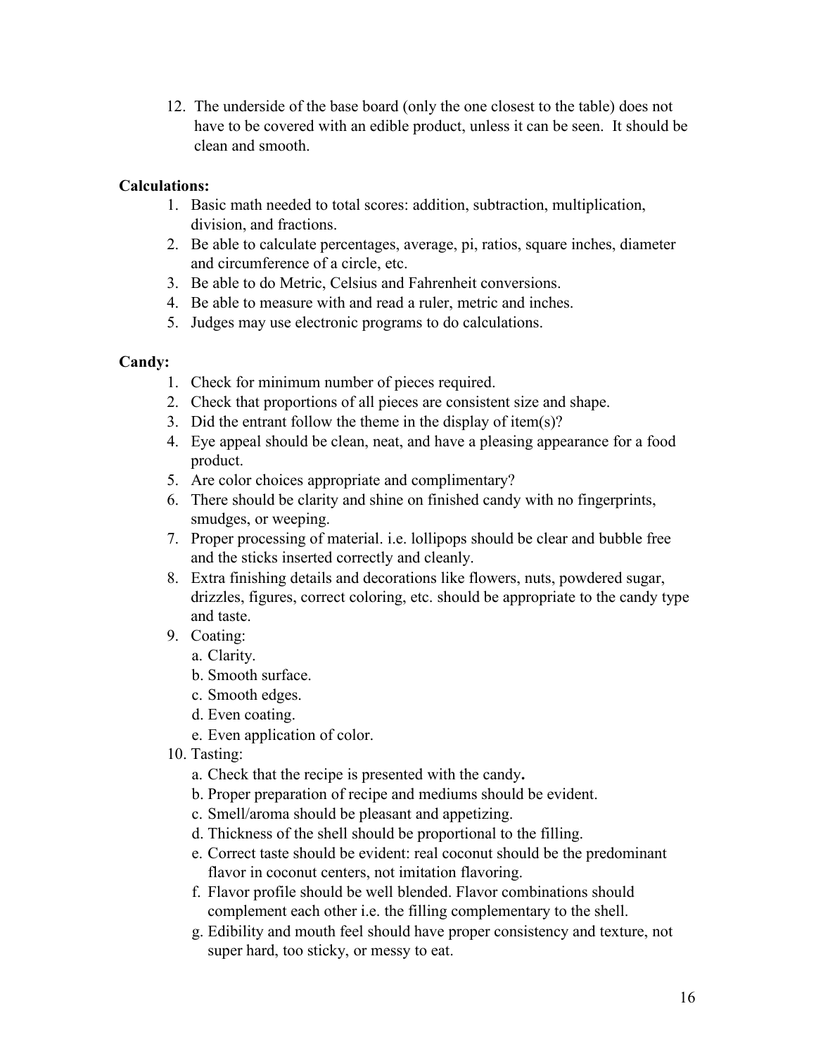12. The underside of the base board (only the one closest to the table) does not have to be covered with an edible product, unless it can be seen. It should be clean and smooth.

**Calculations:**

1. Basic math needed to total scores: addition, subtraction, multiplication, division, and fractions.
2. Be able to calculate percentages, average, pi, ratios, square inches, diameter and circumference of a circle, etc.
3. Be able to do Metric, Celsius and Fahrenheit conversions.
4. Be able to measure with and read a ruler, metric and inches.
5. Judges may use electronic programs to do calculations.

**Candy:**

1. Check for minimum number of pieces required.
2. Check that proportions of all pieces are consistent size and shape.
3. Did the entrant follow the theme in the display of item(s)?
4. Eye appeal should be clean, neat, and have a pleasing appearance for a food product.
5. Are color choices appropriate and complimentary?
6. There should be clarity and shine on finished candy with no fingerprints, smudges, or weeping.
7. Proper processing of material. i.e. lollipops should be clear and bubble free and the sticks inserted correctly and cleanly.
8. Extra finishing details and decorations like flowers, nuts, powdered sugar, drizzles, figures, correct coloring, etc. should be appropriate to the candy type and taste.
9. Coating:
   a. Clarity.
   b. Smooth surface.
   c. Smooth edges.
   d. Even coating.
   e. Even application of color.
10. Tasting:
    a. Check that the recipe is presented with the candy**.**
    b. Proper preparation of recipe and mediums should be evident.
    c. Smell/aroma should be pleasant and appetizing.
    d. Thickness of the shell should be proportional to the filling.
    e. Correct taste should be evident: real coconut should be the predominant flavor in coconut centers, not imitation flavoring.
    f. Flavor profile should be well blended. Flavor combinations should complement each other i.e. the filling complementary to the shell.
    g. Edibility and mouth feel should have proper consistency and texture, not super hard, too sticky, or messy to eat.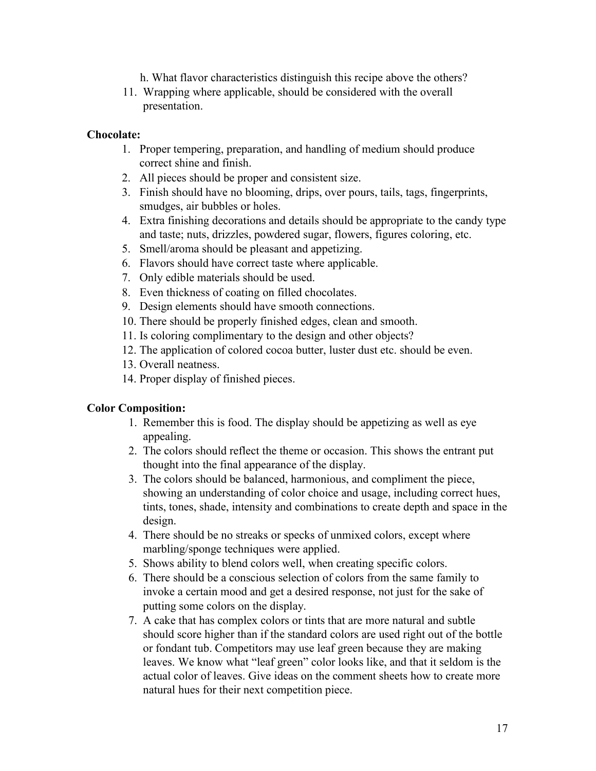h. What flavor characteristics distinguish this recipe above the others?

11. Wrapping where applicable, should be considered with the overall presentation.

**Chocolate:**

1. Proper tempering, preparation, and handling of medium should produce correct shine and finish.
2. All pieces should be proper and consistent size.
3. Finish should have no blooming, drips, over pours, tails, tags, fingerprints, smudges, air bubbles or holes.
4. Extra finishing decorations and details should be appropriate to the candy type and taste; nuts, drizzles, powdered sugar, flowers, figures coloring, etc.
5. Smell/aroma should be pleasant and appetizing.
6. Flavors should have correct taste where applicable.
7. Only edible materials should be used.
8. Even thickness of coating on filled chocolates.
9. Design elements should have smooth connections.
10. There should be properly finished edges, clean and smooth.
11. Is coloring complimentary to the design and other objects?
12. The application of colored cocoa butter, luster dust etc. should be even.
13. Overall neatness.
14. Proper display of finished pieces.

**Color Composition:**

1. Remember this is food. The display should be appetizing as well as eye appealing.
2. The colors should reflect the theme or occasion. This shows the entrant put thought into the final appearance of the display.
3. The colors should be balanced, harmonious, and compliment the piece, showing an understanding of color choice and usage, including correct hues, tints, tones, shade, intensity and combinations to create depth and space in the design.
4. There should be no streaks or specks of unmixed colors, except where marbling/sponge techniques were applied.
5. Shows ability to blend colors well, when creating specific colors.
6. There should be a conscious selection of colors from the same family to invoke a certain mood and get a desired response, not just for the sake of putting some colors on the display.
7. A cake that has complex colors or tints that are more natural and subtle should score higher than if the standard colors are used right out of the bottle or fondant tub. Competitors may use leaf green because they are making leaves. We know what "leaf green" color looks like, and that it seldom is the actual color of leaves. Give ideas on the comment sheets how to create more natural hues for their next competition piece.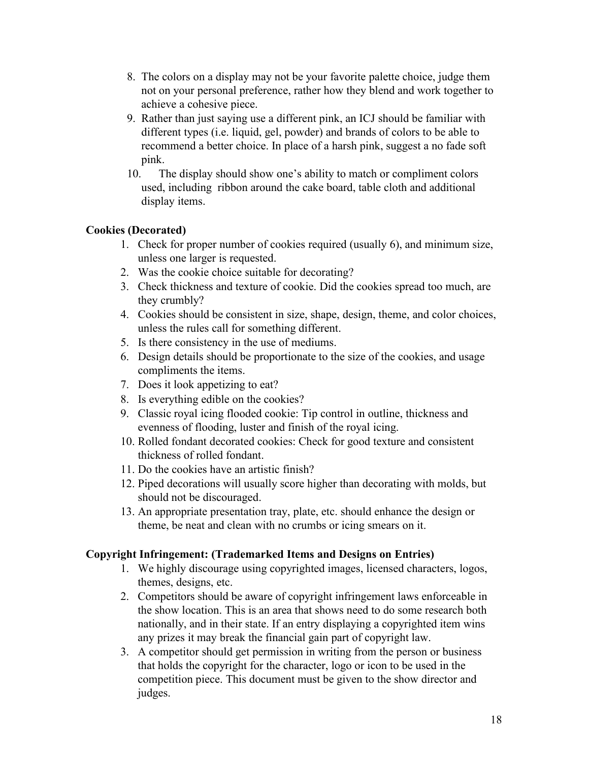8. The colors on a display may not be your favorite palette choice, judge them not on your personal preference, rather how they blend and work together to achieve a cohesive piece.
9. Rather than just saying use a different pink, an ICJ should be familiar with different types (i.e. liquid, gel, powder) and brands of colors to be able to recommend a better choice. In place of a harsh pink, suggest a no fade soft pink.
10. The display should show one's ability to match or compliment colors used, including ribbon around the cake board, table cloth and additional display items.

**Cookies (Decorated)**

1. Check for proper number of cookies required (usually 6), and minimum size, unless one larger is requested.
2. Was the cookie choice suitable for decorating?
3. Check thickness and texture of cookie. Did the cookies spread too much, are they crumbly?
4. Cookies should be consistent in size, shape, design, theme, and color choices, unless the rules call for something different.
5. Is there consistency in the use of mediums.
6. Design details should be proportionate to the size of the cookies, and usage compliments the items.
7. Does it look appetizing to eat?
8. Is everything edible on the cookies?
9. Classic royal icing flooded cookie: Tip control in outline, thickness and evenness of flooding, luster and finish of the royal icing.
10. Rolled fondant decorated cookies: Check for good texture and consistent thickness of rolled fondant.
11. Do the cookies have an artistic finish?
12. Piped decorations will usually score higher than decorating with molds, but should not be discouraged.
13. An appropriate presentation tray, plate, etc. should enhance the design or theme, be neat and clean with no crumbs or icing smears on it.

**Copyright Infringement: (Trademarked Items and Designs on Entries)**

1. We highly discourage using copyrighted images, licensed characters, logos, themes, designs, etc.
2. Competitors should be aware of copyright infringement laws enforceable in the show location. This is an area that shows need to do some research both nationally, and in their state. If an entry displaying a copyrighted item wins any prizes it may break the financial gain part of copyright law.
3. A competitor should get permission in writing from the person or business that holds the copyright for the character, logo or icon to be used in the competition piece. This document must be given to the show director and judges.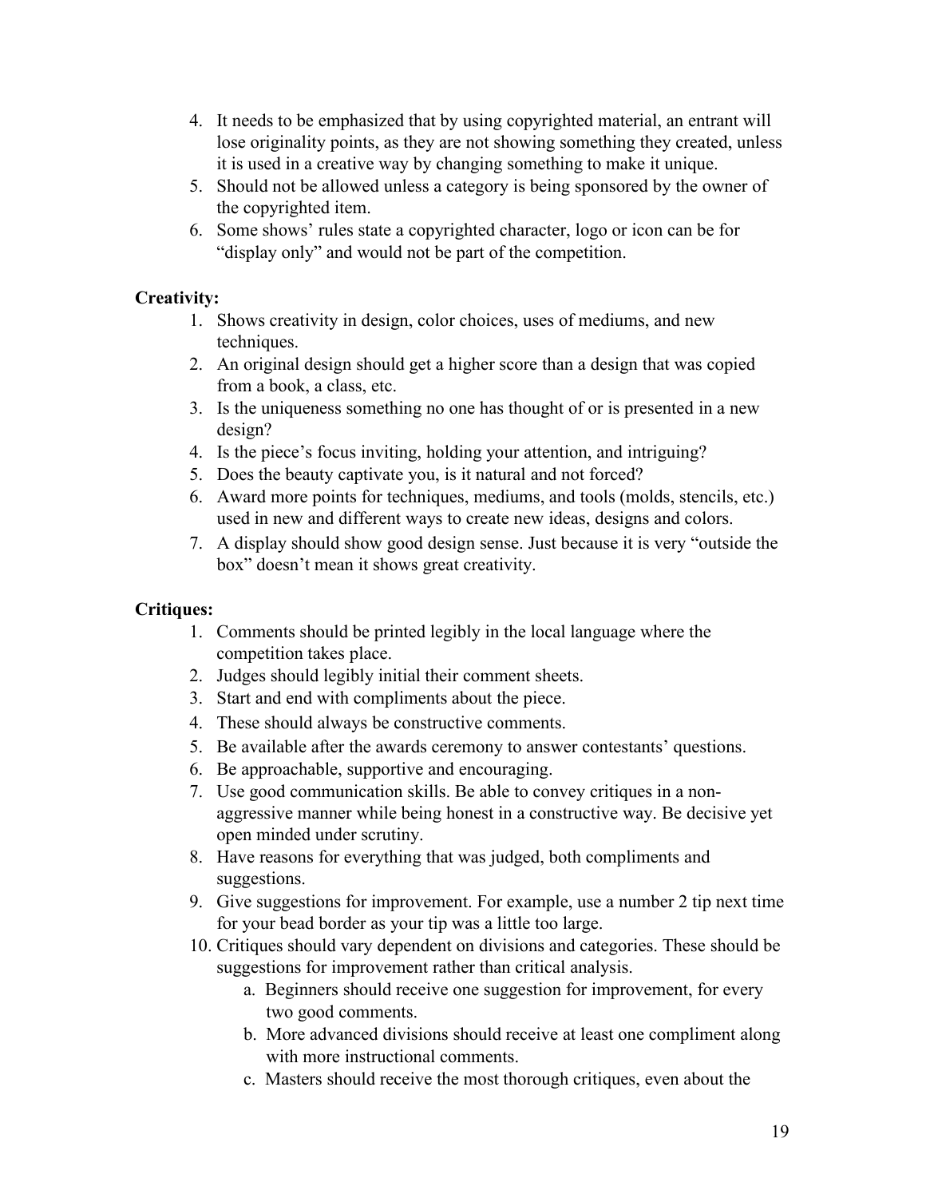4. It needs to be emphasized that by using copyrighted material, an entrant will lose originality points, as they are not showing something they created, unless it is used in a creative way by changing something to make it unique.
5. Should not be allowed unless a category is being sponsored by the owner of the copyrighted item.
6. Some shows' rules state a copyrighted character, logo or icon can be for "display only" and would not be part of the competition.

**Creativity:**

1. Shows creativity in design, color choices, uses of mediums, and new techniques.
2. An original design should get a higher score than a design that was copied from a book, a class, etc.
3. Is the uniqueness something no one has thought of or is presented in a new design?
4. Is the piece's focus inviting, holding your attention, and intriguing?
5. Does the beauty captivate you, is it natural and not forced?
6. Award more points for techniques, mediums, and tools (molds, stencils, etc.) used in new and different ways to create new ideas, designs and colors.
7. A display should show good design sense. Just because it is very "outside the box" doesn't mean it shows great creativity.

**Critiques:**

1. Comments should be printed legibly in the local language where the competition takes place.
2. Judges should legibly initial their comment sheets.
3. Start and end with compliments about the piece.
4. These should always be constructive comments.
5. Be available after the awards ceremony to answer contestants' questions.
6. Be approachable, supportive and encouraging.
7. Use good communication skills. Be able to convey critiques in a non-aggressive manner while being honest in a constructive way. Be decisive yet open minded under scrutiny.
8. Have reasons for everything that was judged, both compliments and suggestions.
9. Give suggestions for improvement. For example, use a number 2 tip next time for your bead border as your tip was a little too large.
10. Critiques should vary dependent on divisions and categories. These should be suggestions for improvement rather than critical analysis.
    a. Beginners should receive one suggestion for improvement, for every two good comments.
    b. More advanced divisions should receive at least one compliment along with more instructional comments.
    c. Masters should receive the most thorough critiques, even about the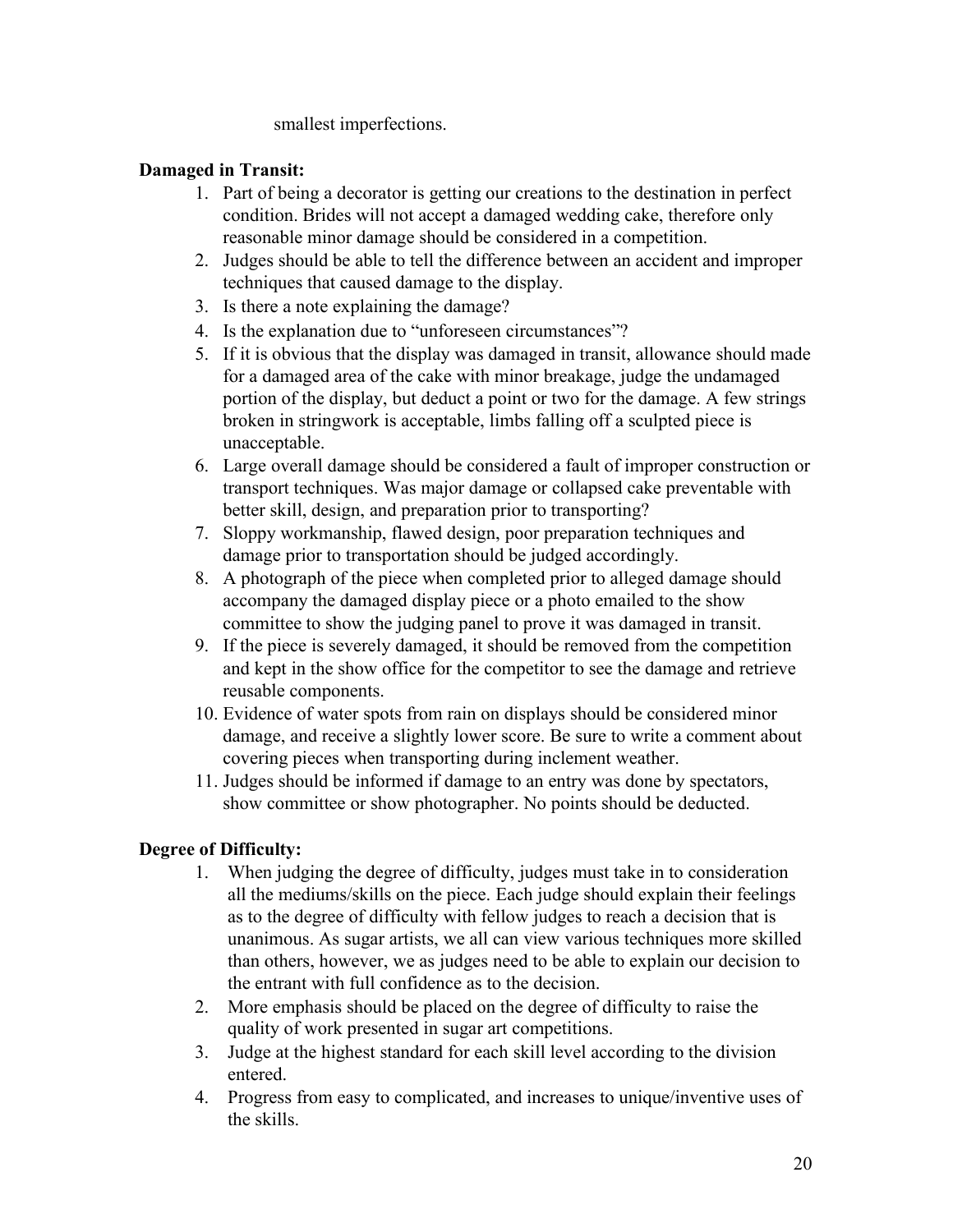smallest imperfections.

**Damaged in Transit:**

1. Part of being a decorator is getting our creations to the destination in perfect condition. Brides will not accept a damaged wedding cake, therefore only reasonable minor damage should be considered in a competition.
2. Judges should be able to tell the difference between an accident and improper techniques that caused damage to the display.
3. Is there a note explaining the damage?
4. Is the explanation due to "unforeseen circumstances"?
5. If it is obvious that the display was damaged in transit, allowance should made for a damaged area of the cake with minor breakage, judge the undamaged portion of the display, but deduct a point or two for the damage. A few strings broken in stringwork is acceptable, limbs falling off a sculpted piece is unacceptable.
6. Large overall damage should be considered a fault of improper construction or transport techniques. Was major damage or collapsed cake preventable with better skill, design, and preparation prior to transporting?
7. Sloppy workmanship, flawed design, poor preparation techniques and damage prior to transportation should be judged accordingly.
8. A photograph of the piece when completed prior to alleged damage should accompany the damaged display piece or a photo emailed to the show committee to show the judging panel to prove it was damaged in transit.
9. If the piece is severely damaged, it should be removed from the competition and kept in the show office for the competitor to see the damage and retrieve reusable components.
10. Evidence of water spots from rain on displays should be considered minor damage, and receive a slightly lower score. Be sure to write a comment about covering pieces when transporting during inclement weather.
11. Judges should be informed if damage to an entry was done by spectators, show committee or show photographer. No points should be deducted.

**Degree of Difficulty:**

1. When judging the degree of difficulty, judges must take in to consideration all the mediums/skills on the piece. Each judge should explain their feelings as to the degree of difficulty with fellow judges to reach a decision that is unanimous. As sugar artists, we all can view various techniques more skilled than others, however, we as judges need to be able to explain our decision to the entrant with full confidence as to the decision.
2. More emphasis should be placed on the degree of difficulty to raise the quality of work presented in sugar art competitions.
3. Judge at the highest standard for each skill level according to the division entered.
4. Progress from easy to complicated, and increases to unique/inventive uses of the skills.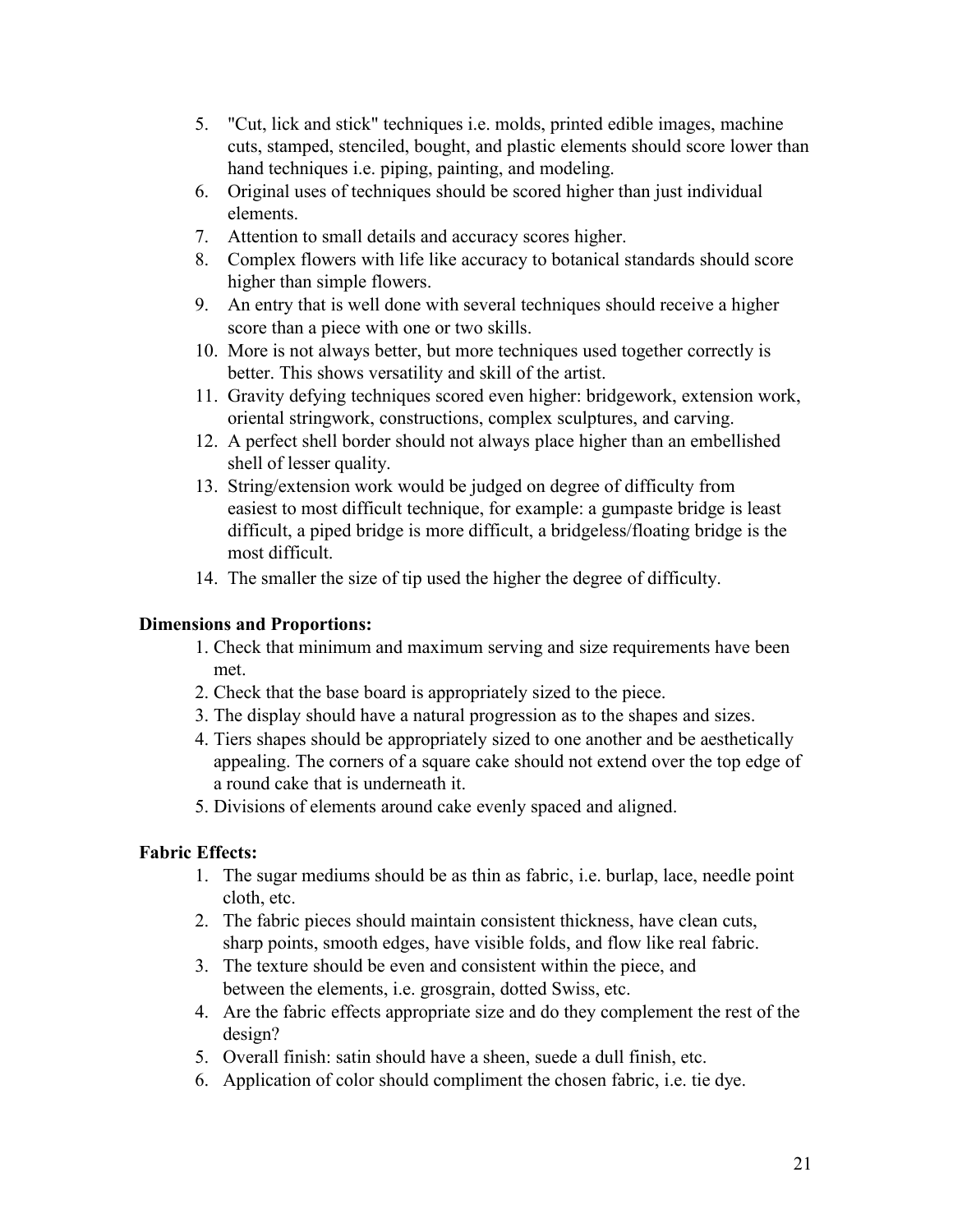5. "Cut, lick and stick" techniques i.e. molds, printed edible images, machine cuts, stamped, stenciled, bought, and plastic elements should score lower than hand techniques i.e. piping, painting, and modeling.
6. Original uses of techniques should be scored higher than just individual elements.
7. Attention to small details and accuracy scores higher.
8. Complex flowers with life like accuracy to botanical standards should score higher than simple flowers.
9. An entry that is well done with several techniques should receive a higher score than a piece with one or two skills.
10. More is not always better, but more techniques used together correctly is better. This shows versatility and skill of the artist.
11. Gravity defying techniques scored even higher: bridgework, extension work, oriental stringwork, constructions, complex sculptures, and carving.
12. A perfect shell border should not always place higher than an embellished shell of lesser quality.
13. String/extension work would be judged on degree of difficulty from easiest to most difficult technique, for example: a gumpaste bridge is least difficult, a piped bridge is more difficult, a bridgeless/floating bridge is the most difficult.
14. The smaller the size of tip used the higher the degree of difficulty.

**Dimensions and Proportions:**

1. Check that minimum and maximum serving and size requirements have been met.
2. Check that the base board is appropriately sized to the piece.
3. The display should have a natural progression as to the shapes and sizes.
4. Tiers shapes should be appropriately sized to one another and be aesthetically appealing. The corners of a square cake should not extend over the top edge of a round cake that is underneath it.
5. Divisions of elements around cake evenly spaced and aligned.

**Fabric Effects:**

1. The sugar mediums should be as thin as fabric, i.e. burlap, lace, needle point cloth, etc.
2. The fabric pieces should maintain consistent thickness, have clean cuts, sharp points, smooth edges, have visible folds, and flow like real fabric.
3. The texture should be even and consistent within the piece, and between the elements, i.e. grosgrain, dotted Swiss, etc.
4. Are the fabric effects appropriate size and do they complement the rest of the design?
5. Overall finish: satin should have a sheen, suede a dull finish, etc.
6. Application of color should compliment the chosen fabric, i.e. tie dye.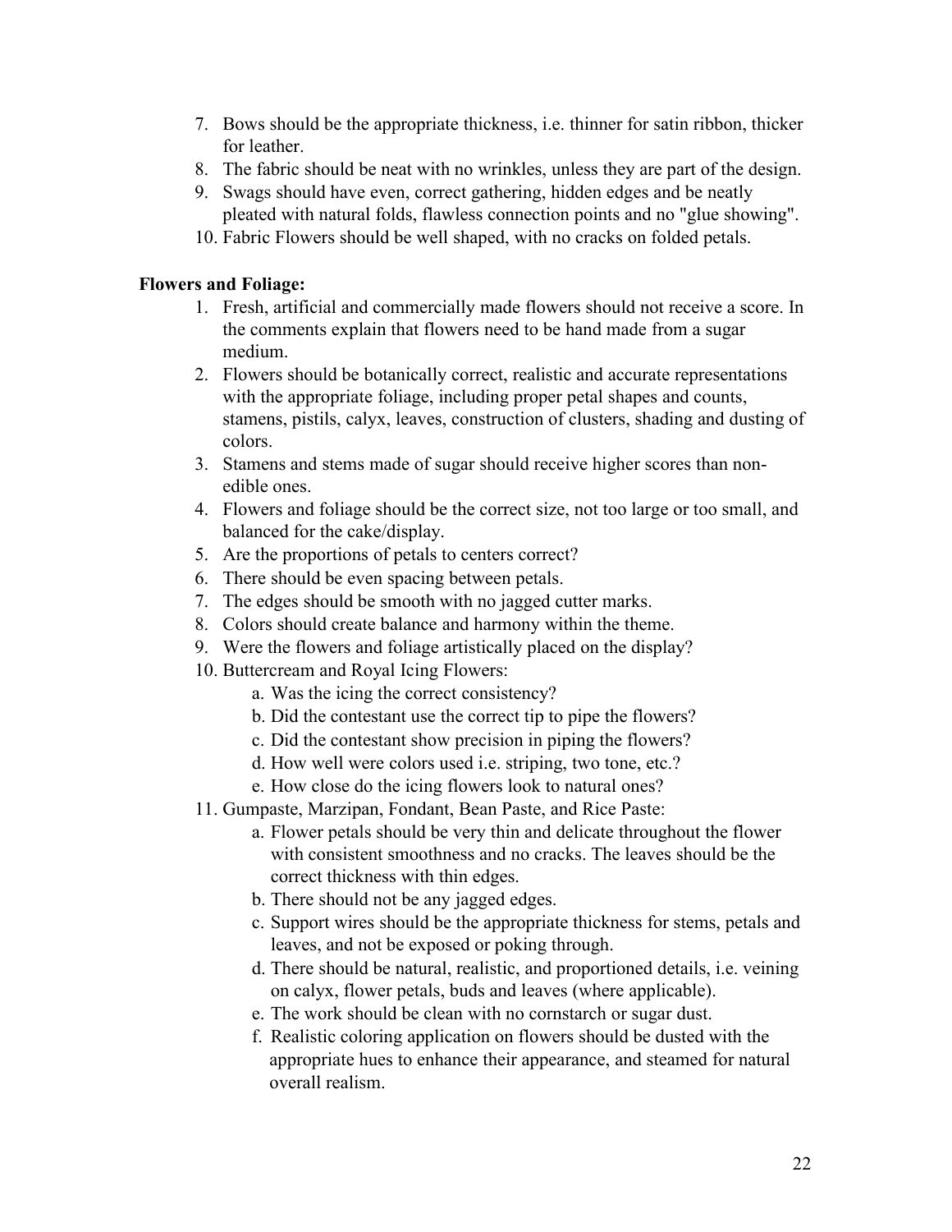7. Bows should be the appropriate thickness, i.e. thinner for satin ribbon, thicker for leather.
8. The fabric should be neat with no wrinkles, unless they are part of the design.
9. Swags should have even, correct gathering, hidden edges and be neatly pleated with natural folds, flawless connection points and no "glue showing".
10. Fabric Flowers should be well shaped, with no cracks on folded petals.

**Flowers and Foliage:**

1. Fresh, artificial and commercially made flowers should not receive a score. In the comments explain that flowers need to be hand made from a sugar medium.
2. Flowers should be botanically correct, realistic and accurate representations with the appropriate foliage, including proper petal shapes and counts, stamens, pistils, calyx, leaves, construction of clusters, shading and dusting of colors.
3. Stamens and stems made of sugar should receive higher scores than non-edible ones.
4. Flowers and foliage should be the correct size, not too large or too small, and balanced for the cake/display.
5. Are the proportions of petals to centers correct?
6. There should be even spacing between petals.
7. The edges should be smooth with no jagged cutter marks.
8. Colors should create balance and harmony within the theme.
9. Were the flowers and foliage artistically placed on the display?
10. Buttercream and Royal Icing Flowers:
    a. Was the icing the correct consistency?
    b. Did the contestant use the correct tip to pipe the flowers?
    c. Did the contestant show precision in piping the flowers?
    d. How well were colors used i.e. striping, two tone, etc.?
    e. How close do the icing flowers look to natural ones?
11. Gumpaste, Marzipan, Fondant, Bean Paste, and Rice Paste:
    a. Flower petals should be very thin and delicate throughout the flower with consistent smoothness and no cracks. The leaves should be the correct thickness with thin edges.
    b. There should not be any jagged edges.
    c. Support wires should be the appropriate thickness for stems, petals and leaves, and not be exposed or poking through.
    d. There should be natural, realistic, and proportioned details, i.e. veining on calyx, flower petals, buds and leaves (where applicable).
    e. The work should be clean with no cornstarch or sugar dust.
    f. Realistic coloring application on flowers should be dusted with the appropriate hues to enhance their appearance, and steamed for natural overall realism.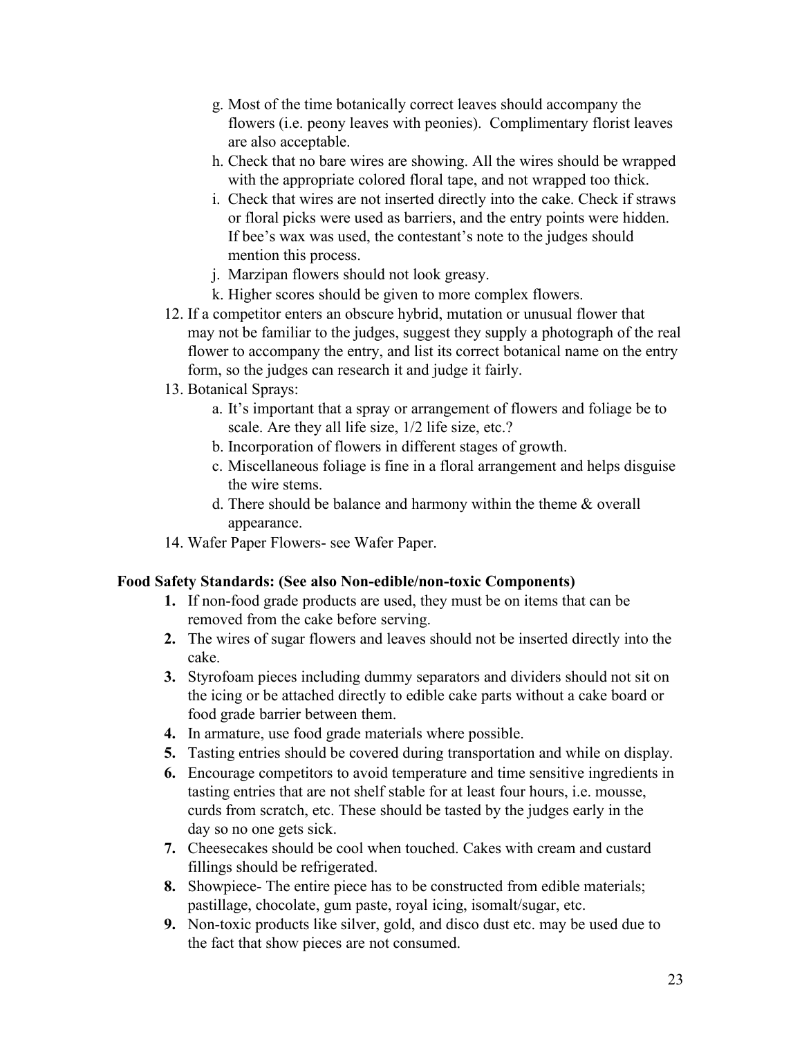g. Most of the time botanically correct leaves should accompany the flowers (i.e. peony leaves with peonies). Complimentary florist leaves are also acceptable.
h. Check that no bare wires are showing. All the wires should be wrapped with the appropriate colored floral tape, and not wrapped too thick.
i. Check that wires are not inserted directly into the cake. Check if straws or floral picks were used as barriers, and the entry points were hidden. If bee's wax was used, the contestant's note to the judges should mention this process.
j. Marzipan flowers should not look greasy.
k. Higher scores should be given to more complex flowers.

12. If a competitor enters an obscure hybrid, mutation or unusual flower that may not be familiar to the judges, suggest they supply a photograph of the real flower to accompany the entry, and list its correct botanical name on the entry form, so the judges can research it and judge it fairly.
13. Botanical Sprays:
    a. It's important that a spray or arrangement of flowers and foliage be to scale. Are they all life size, 1/2 life size, etc.?
    b. Incorporation of flowers in different stages of growth.
    c. Miscellaneous foliage is fine in a floral arrangement and helps disguise the wire stems.
    d. There should be balance and harmony within the theme & overall appearance.
14. Wafer Paper Flowers- see Wafer Paper.

**Food Safety Standards: (See also Non-edible/non-toxic Components)**

**1.** If non-food grade products are used, they must be on items that can be removed from the cake before serving.

**2.** The wires of sugar flowers and leaves should not be inserted directly into the cake.

**3.** Styrofoam pieces including dummy separators and dividers should not sit on the icing or be attached directly to edible cake parts without a cake board or food grade barrier between them.

**4.** In armature, use food grade materials where possible.

**5.** Tasting entries should be covered during transportation and while on display.

**6.** Encourage competitors to avoid temperature and time sensitive ingredients in tasting entries that are not shelf stable for at least four hours, i.e. mousse, curds from scratch, etc. These should be tasted by the judges early in the day so no one gets sick.

**7.** Cheesecakes should be cool when touched. Cakes with cream and custard fillings should be refrigerated.

**8.** Showpiece- The entire piece has to be constructed from edible materials; pastillage, chocolate, gum paste, royal icing, isomalt/sugar, etc.

**9.** Non-toxic products like silver, gold, and disco dust etc. may be used due to the fact that show pieces are not consumed.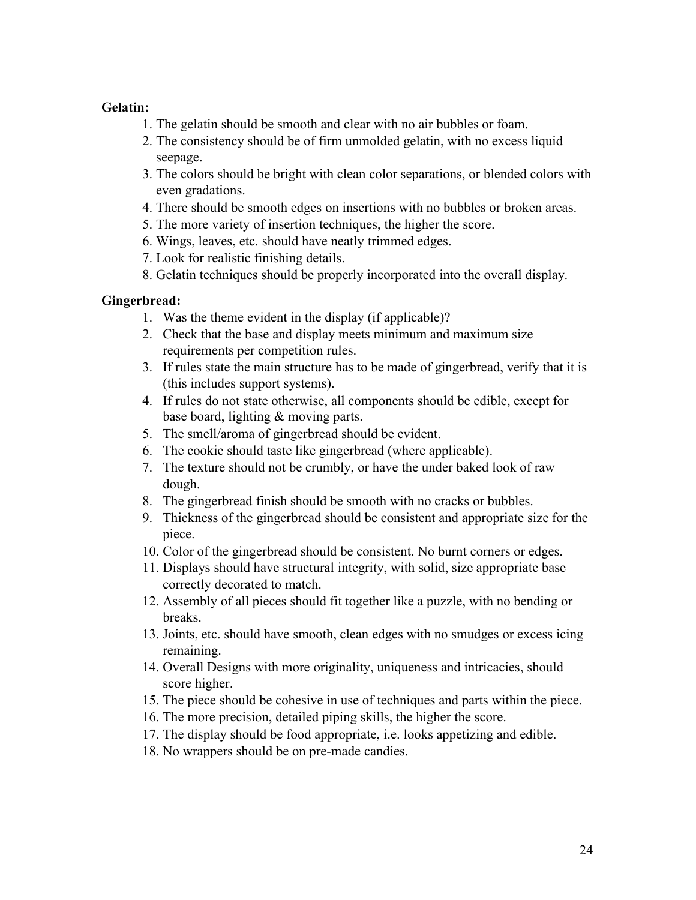**Gelatin:**

1. The gelatin should be smooth and clear with no air bubbles or foam.
2. The consistency should be of firm unmolded gelatin, with no excess liquid seepage.
3. The colors should be bright with clean color separations, or blended colors with even gradations.
4. There should be smooth edges on insertions with no bubbles or broken areas.
5. The more variety of insertion techniques, the higher the score.
6. Wings, leaves, etc. should have neatly trimmed edges.
7. Look for realistic finishing details.
8. Gelatin techniques should be properly incorporated into the overall display.

**Gingerbread:**

1. Was the theme evident in the display (if applicable)?
2. Check that the base and display meets minimum and maximum size requirements per competition rules.
3. If rules state the main structure has to be made of gingerbread, verify that it is (this includes support systems).
4. If rules do not state otherwise, all components should be edible, except for base board, lighting & moving parts.
5. The smell/aroma of gingerbread should be evident.
6. The cookie should taste like gingerbread (where applicable).
7. The texture should not be crumbly, or have the under baked look of raw dough.
8. The gingerbread finish should be smooth with no cracks or bubbles.
9. Thickness of the gingerbread should be consistent and appropriate size for the piece.
10. Color of the gingerbread should be consistent. No burnt corners or edges.
11. Displays should have structural integrity, with solid, size appropriate base correctly decorated to match.
12. Assembly of all pieces should fit together like a puzzle, with no bending or breaks.
13. Joints, etc. should have smooth, clean edges with no smudges or excess icing remaining.
14. Overall Designs with more originality, uniqueness and intricacies, should score higher.
15. The piece should be cohesive in use of techniques and parts within the piece.
16. The more precision, detailed piping skills, the higher the score.
17. The display should be food appropriate, i.e. looks appetizing and edible.
18. No wrappers should be on pre-made candies.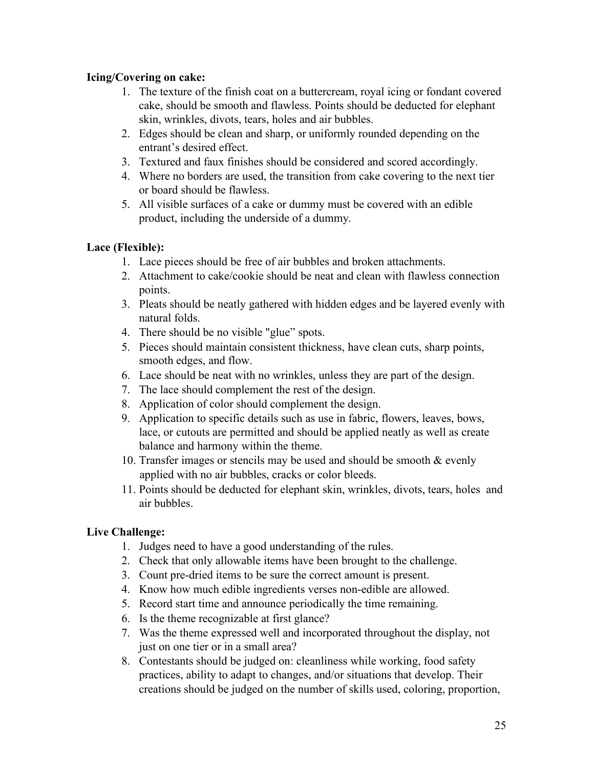**Icing/Covering on cake:**

1. The texture of the finish coat on a buttercream, royal icing or fondant covered cake, should be smooth and flawless. Points should be deducted for elephant skin, wrinkles, divots, tears, holes and air bubbles.
2. Edges should be clean and sharp, or uniformly rounded depending on the entrant's desired effect.
3. Textured and faux finishes should be considered and scored accordingly.
4. Where no borders are used, the transition from cake covering to the next tier or board should be flawless.
5. All visible surfaces of a cake or dummy must be covered with an edible product, including the underside of a dummy.

**Lace (Flexible):**

1. Lace pieces should be free of air bubbles and broken attachments.
2. Attachment to cake/cookie should be neat and clean with flawless connection points.
3. Pleats should be neatly gathered with hidden edges and be layered evenly with natural folds.
4. There should be no visible "glue" spots.
5. Pieces should maintain consistent thickness, have clean cuts, sharp points, smooth edges, and flow.
6. Lace should be neat with no wrinkles, unless they are part of the design.
7. The lace should complement the rest of the design.
8. Application of color should complement the design.
9. Application to specific details such as use in fabric, flowers, leaves, bows, lace, or cutouts are permitted and should be applied neatly as well as create balance and harmony within the theme.
10. Transfer images or stencils may be used and should be smooth & evenly applied with no air bubbles, cracks or color bleeds.
11. Points should be deducted for elephant skin, wrinkles, divots, tears, holes and air bubbles.

**Live Challenge:**

1. Judges need to have a good understanding of the rules.
2. Check that only allowable items have been brought to the challenge.
3. Count pre-dried items to be sure the correct amount is present.
4. Know how much edible ingredients verses non-edible are allowed.
5. Record start time and announce periodically the time remaining.
6. Is the theme recognizable at first glance?
7. Was the theme expressed well and incorporated throughout the display, not just on one tier or in a small area?
8. Contestants should be judged on: cleanliness while working, food safety practices, ability to adapt to changes, and/or situations that develop. Their creations should be judged on the number of skills used, coloring, proportion,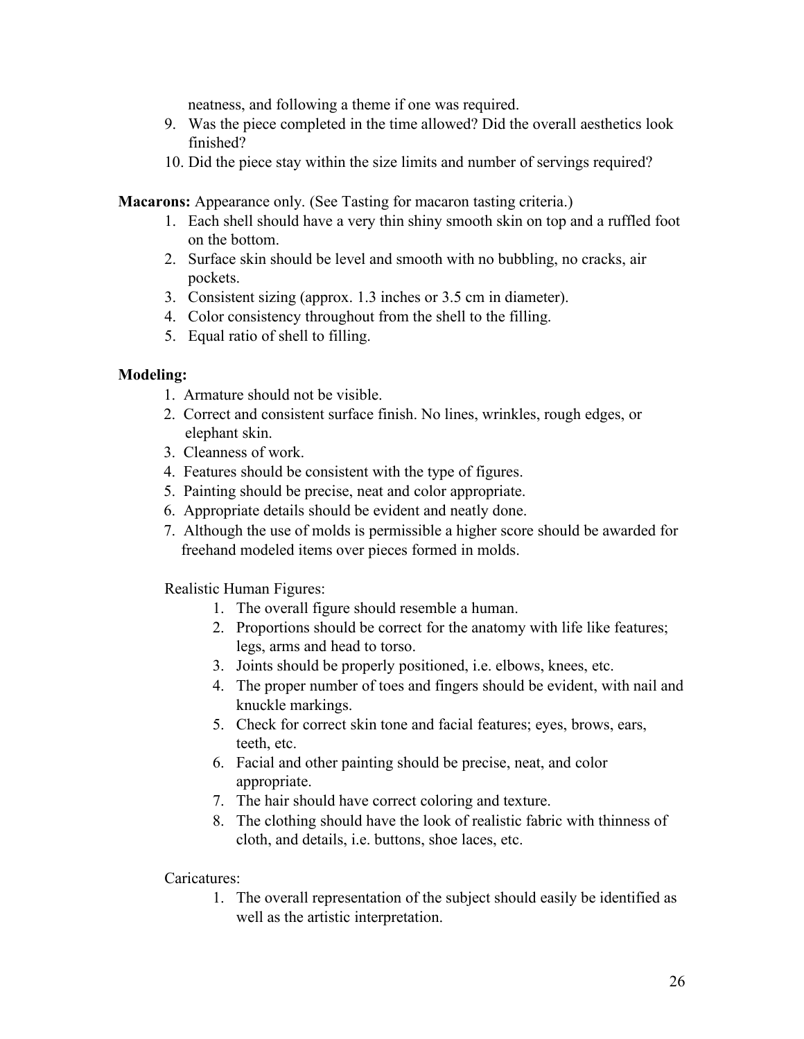neatness, and following a theme if one was required.

9. Was the piece completed in the time allowed? Did the overall aesthetics look finished?
10. Did the piece stay within the size limits and number of servings required?

**Macarons:** Appearance only. (See Tasting for macaron tasting criteria.)

1. Each shell should have a very thin shiny smooth skin on top and a ruffled foot on the bottom.
2. Surface skin should be level and smooth with no bubbling, no cracks, air pockets.
3. Consistent sizing (approx. 1.3 inches or 3.5 cm in diameter).
4. Color consistency throughout from the shell to the filling.
5. Equal ratio of shell to filling.

**Modeling:**

1. Armature should not be visible.
2. Correct and consistent surface finish. No lines, wrinkles, rough edges, or elephant skin.
3. Cleanness of work.
4. Features should be consistent with the type of figures.
5. Painting should be precise, neat and color appropriate.
6. Appropriate details should be evident and neatly done.
7. Although the use of molds is permissible a higher score should be awarded for freehand modeled items over pieces formed in molds.

Realistic Human Figures:

1. The overall figure should resemble a human.
2. Proportions should be correct for the anatomy with life like features; legs, arms and head to torso.
3. Joints should be properly positioned, i.e. elbows, knees, etc.
4. The proper number of toes and fingers should be evident, with nail and knuckle markings.
5. Check for correct skin tone and facial features; eyes, brows, ears, teeth, etc.
6. Facial and other painting should be precise, neat, and color appropriate.
7. The hair should have correct coloring and texture.
8. The clothing should have the look of realistic fabric with thinness of cloth, and details, i.e. buttons, shoe laces, etc.

Caricatures:

1. The overall representation of the subject should easily be identified as well as the artistic interpretation.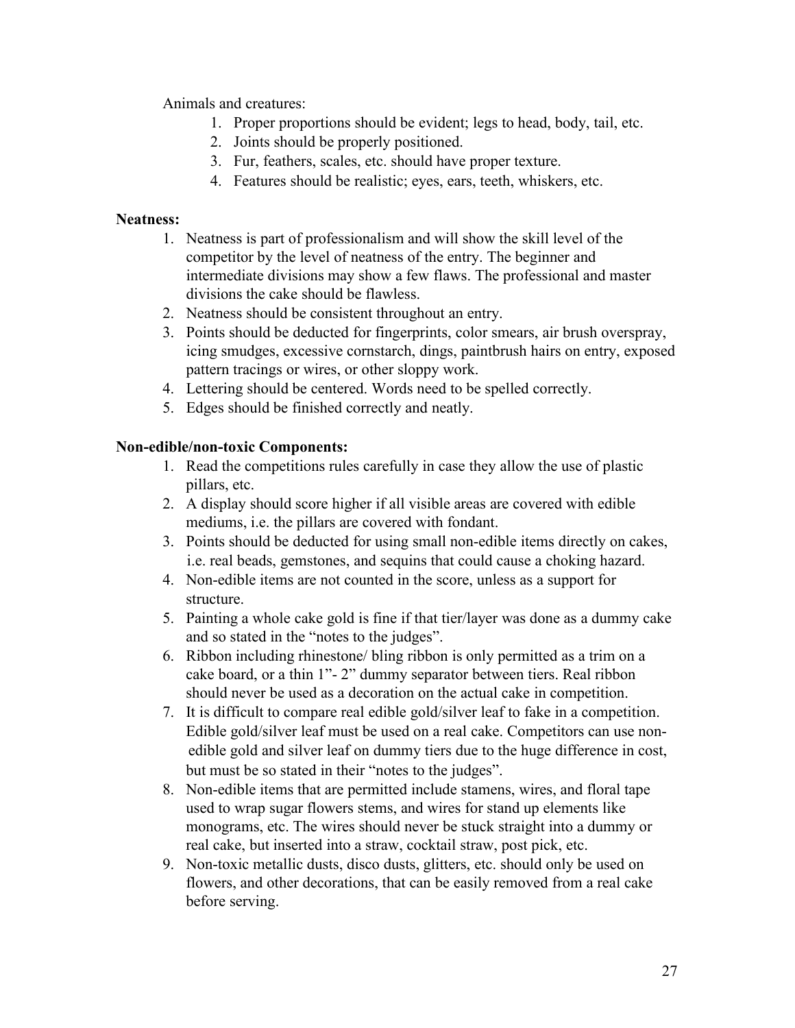Animals and creatures:

1. Proper proportions should be evident; legs to head, body, tail, etc.
2. Joints should be properly positioned.
3. Fur, feathers, scales, etc. should have proper texture.
4. Features should be realistic; eyes, ears, teeth, whiskers, etc.

**Neatness:**

1. Neatness is part of professionalism and will show the skill level of the competitor by the level of neatness of the entry. The beginner and intermediate divisions may show a few flaws. The professional and master divisions the cake should be flawless.
2. Neatness should be consistent throughout an entry.
3. Points should be deducted for fingerprints, color smears, air brush overspray, icing smudges, excessive cornstarch, dings, paintbrush hairs on entry, exposed pattern tracings or wires, or other sloppy work.
4. Lettering should be centered. Words need to be spelled correctly.
5. Edges should be finished correctly and neatly.

**Non-edible/non-toxic Components:**

1. Read the competitions rules carefully in case they allow the use of plastic pillars, etc.
2. A display should score higher if all visible areas are covered with edible mediums, i.e. the pillars are covered with fondant.
3. Points should be deducted for using small non-edible items directly on cakes, i.e. real beads, gemstones, and sequins that could cause a choking hazard.
4. Non-edible items are not counted in the score, unless as a support for structure.
5. Painting a whole cake gold is fine if that tier/layer was done as a dummy cake and so stated in the "notes to the judges".
6. Ribbon including rhinestone/ bling ribbon is only permitted as a trim on a cake board, or a thin 1"- 2" dummy separator between tiers. Real ribbon should never be used as a decoration on the actual cake in competition.
7. It is difficult to compare real edible gold/silver leaf to fake in a competition. Edible gold/silver leaf must be used on a real cake. Competitors can use non-edible gold and silver leaf on dummy tiers due to the huge difference in cost, but must be so stated in their "notes to the judges".
8. Non-edible items that are permitted include stamens, wires, and floral tape used to wrap sugar flowers stems, and wires for stand up elements like monograms, etc. The wires should never be stuck straight into a dummy or real cake, but inserted into a straw, cocktail straw, post pick, etc.
9. Non-toxic metallic dusts, disco dusts, glitters, etc. should only be used on flowers, and other decorations, that can be easily removed from a real cake before serving.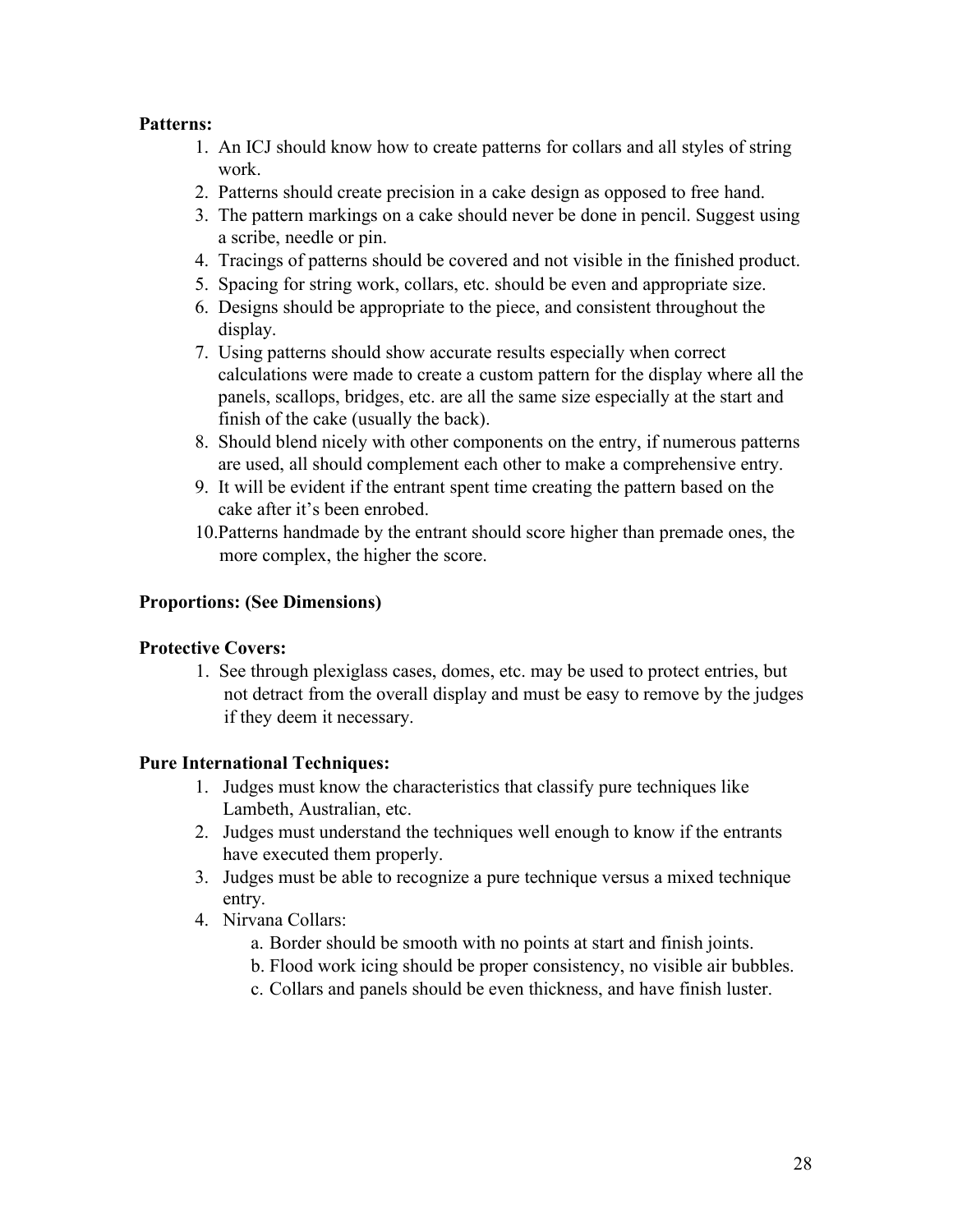**Patterns:**

1. An ICJ should know how to create patterns for collars and all styles of string work.
2. Patterns should create precision in a cake design as opposed to free hand.
3. The pattern markings on a cake should never be done in pencil. Suggest using a scribe, needle or pin.
4. Tracings of patterns should be covered and not visible in the finished product.
5. Spacing for string work, collars, etc. should be even and appropriate size.
6. Designs should be appropriate to the piece, and consistent throughout the display.
7. Using patterns should show accurate results especially when correct calculations were made to create a custom pattern for the display where all the panels, scallops, bridges, etc. are all the same size especially at the start and finish of the cake (usually the back).
8. Should blend nicely with other components on the entry, if numerous patterns are used, all should complement each other to make a comprehensive entry.
9. It will be evident if the entrant spent time creating the pattern based on the cake after it's been enrobed.
10. Patterns handmade by the entrant should score higher than premade ones, the more complex, the higher the score.

**Proportions: (See Dimensions)**

**Protective Covers:**

1. See through plexiglass cases, domes, etc. may be used to protect entries, but not detract from the overall display and must be easy to remove by the judges if they deem it necessary.

**Pure International Techniques:**

1. Judges must know the characteristics that classify pure techniques like Lambeth, Australian, etc.
2. Judges must understand the techniques well enough to know if the entrants have executed them properly.
3. Judges must be able to recognize a pure technique versus a mixed technique entry.
4. Nirvana Collars:
    a. Border should be smooth with no points at start and finish joints.
    b. Flood work icing should be proper consistency, no visible air bubbles.
    c. Collars and panels should be even thickness, and have finish luster.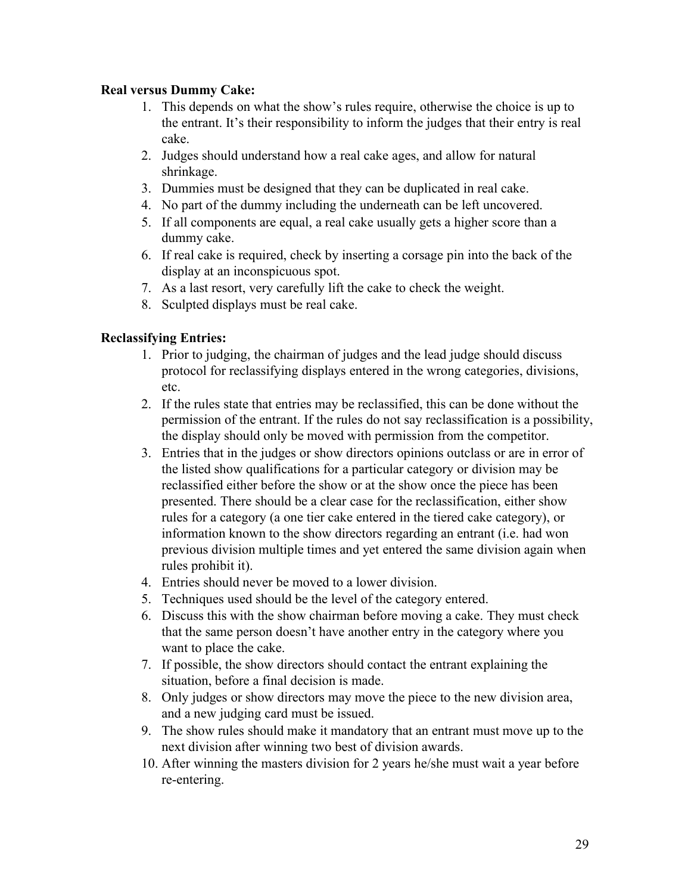**Real versus Dummy Cake:**

1. This depends on what the show's rules require, otherwise the choice is up to the entrant. It's their responsibility to inform the judges that their entry is real cake.
2. Judges should understand how a real cake ages, and allow for natural shrinkage.
3. Dummies must be designed that they can be duplicated in real cake.
4. No part of the dummy including the underneath can be left uncovered.
5. If all components are equal, a real cake usually gets a higher score than a dummy cake.
6. If real cake is required, check by inserting a corsage pin into the back of the display at an inconspicuous spot.
7. As a last resort, very carefully lift the cake to check the weight.
8. Sculpted displays must be real cake.

**Reclassifying Entries:**

1. Prior to judging, the chairman of judges and the lead judge should discuss protocol for reclassifying displays entered in the wrong categories, divisions, etc.
2. If the rules state that entries may be reclassified, this can be done without the permission of the entrant. If the rules do not say reclassification is a possibility, the display should only be moved with permission from the competitor.
3. Entries that in the judges or show directors opinions outclass or are in error of the listed show qualifications for a particular category or division may be reclassified either before the show or at the show once the piece has been presented. There should be a clear case for the reclassification, either show rules for a category (a one tier cake entered in the tiered cake category), or information known to the show directors regarding an entrant (i.e. had won previous division multiple times and yet entered the same division again when rules prohibit it).
4. Entries should never be moved to a lower division.
5. Techniques used should be the level of the category entered.
6. Discuss this with the show chairman before moving a cake. They must check that the same person doesn't have another entry in the category where you want to place the cake.
7. If possible, the show directors should contact the entrant explaining the situation, before a final decision is made.
8. Only judges or show directors may move the piece to the new division area, and a new judging card must be issued.
9. The show rules should make it mandatory that an entrant must move up to the next division after winning two best of division awards.
10. After winning the masters division for 2 years he/she must wait a year before re-entering.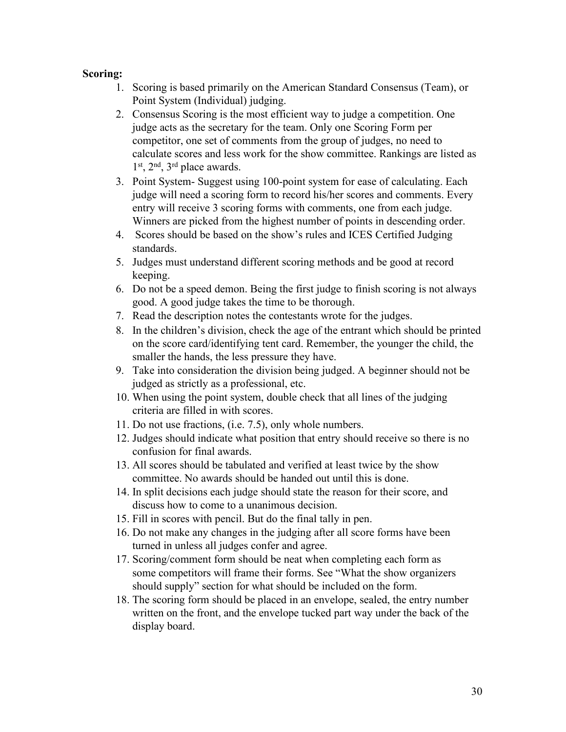**Scoring:**

1. Scoring is based primarily on the American Standard Consensus (Team), or Point System (Individual) judging.
2. Consensus Scoring is the most efficient way to judge a competition. One judge acts as the secretary for the team. Only one Scoring Form per competitor, one set of comments from the group of judges, no need to calculate scores and less work for the show committee. Rankings are listed as 1st, 2nd, 3rd place awards.
3. Point System- Suggest using 100-point system for ease of calculating. Each judge will need a scoring form to record his/her scores and comments. Every entry will receive 3 scoring forms with comments, one from each judge. Winners are picked from the highest number of points in descending order.
4. Scores should be based on the show's rules and ICES Certified Judging standards.
5. Judges must understand different scoring methods and be good at record keeping.
6. Do not be a speed demon. Being the first judge to finish scoring is not always good. A good judge takes the time to be thorough.
7. Read the description notes the contestants wrote for the judges.
8. In the children's division, check the age of the entrant which should be printed on the score card/identifying tent card. Remember, the younger the child, the smaller the hands, the less pressure they have.
9. Take into consideration the division being judged. A beginner should not be judged as strictly as a professional, etc.
10. When using the point system, double check that all lines of the judging criteria are filled in with scores.
11. Do not use fractions, (i.e. 7.5), only whole numbers.
12. Judges should indicate what position that entry should receive so there is no confusion for final awards.
13. All scores should be tabulated and verified at least twice by the show committee. No awards should be handed out until this is done.
14. In split decisions each judge should state the reason for their score, and discuss how to come to a unanimous decision.
15. Fill in scores with pencil. But do the final tally in pen.
16. Do not make any changes in the judging after all score forms have been turned in unless all judges confer and agree.
17. Scoring/comment form should be neat when completing each form as some competitors will frame their forms. See "What the show organizers should supply" section for what should be included on the form.
18. The scoring form should be placed in an envelope, sealed, the entry number written on the front, and the envelope tucked part way under the back of the display board.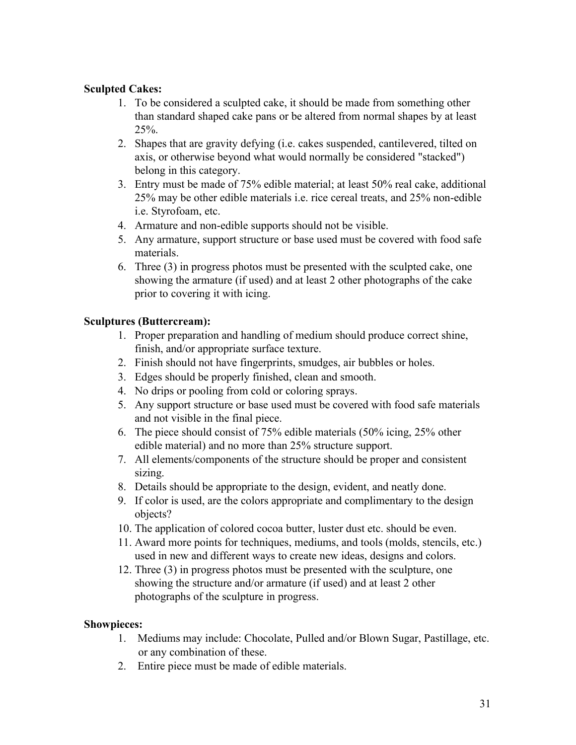**Sculpted Cakes:**

1. To be considered a sculpted cake, it should be made from something other than standard shaped cake pans or be altered from normal shapes by at least 25%.
2. Shapes that are gravity defying (i.e. cakes suspended, cantilevered, tilted on axis, or otherwise beyond what would normally be considered "stacked") belong in this category.
3. Entry must be made of 75% edible material; at least 50% real cake, additional 25% may be other edible materials i.e. rice cereal treats, and 25% non-edible i.e. Styrofoam, etc.
4. Armature and non-edible supports should not be visible.
5. Any armature, support structure or base used must be covered with food safe materials.
6. Three (3) in progress photos must be presented with the sculpted cake, one showing the armature (if used) and at least 2 other photographs of the cake prior to covering it with icing.

**Sculptures (Buttercream):**

1. Proper preparation and handling of medium should produce correct shine, finish, and/or appropriate surface texture.
2. Finish should not have fingerprints, smudges, air bubbles or holes.
3. Edges should be properly finished, clean and smooth.
4. No drips or pooling from cold or coloring sprays.
5. Any support structure or base used must be covered with food safe materials and not visible in the final piece.
6. The piece should consist of 75% edible materials (50% icing, 25% other edible material) and no more than 25% structure support.
7. All elements/components of the structure should be proper and consistent sizing.
8. Details should be appropriate to the design, evident, and neatly done.
9. If color is used, are the colors appropriate and complimentary to the design objects?
10. The application of colored cocoa butter, luster dust etc. should be even.
11. Award more points for techniques, mediums, and tools (molds, stencils, etc.) used in new and different ways to create new ideas, designs and colors.
12. Three (3) in progress photos must be presented with the sculpture, one showing the structure and/or armature (if used) and at least 2 other photographs of the sculpture in progress.

**Showpieces:**

1. Mediums may include: Chocolate, Pulled and/or Blown Sugar, Pastillage, etc. or any combination of these.
2. Entire piece must be made of edible materials.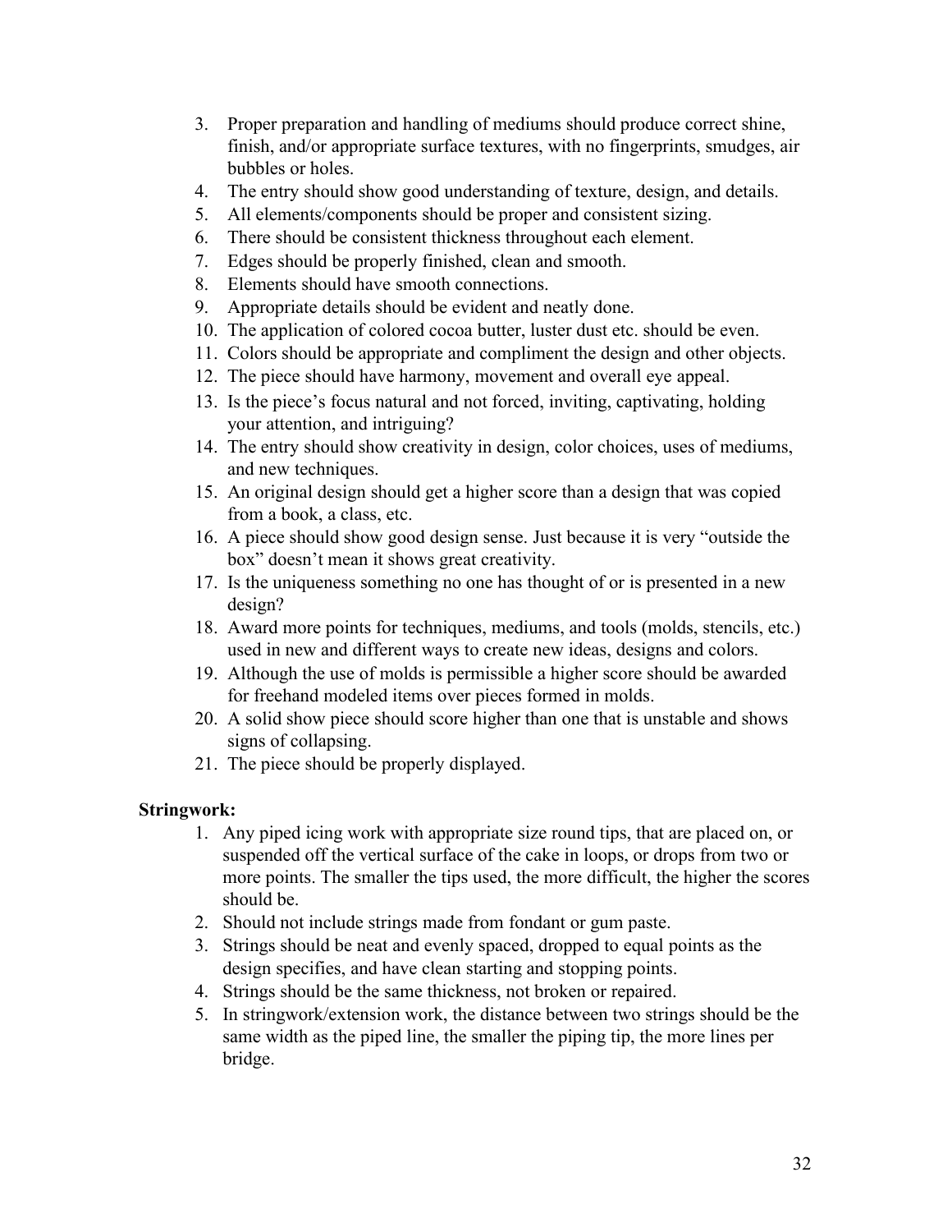3. Proper preparation and handling of mediums should produce correct shine, finish, and/or appropriate surface textures, with no fingerprints, smudges, air bubbles or holes.
4. The entry should show good understanding of texture, design, and details.
5. All elements/components should be proper and consistent sizing.
6. There should be consistent thickness throughout each element.
7. Edges should be properly finished, clean and smooth.
8. Elements should have smooth connections.
9. Appropriate details should be evident and neatly done.
10. The application of colored cocoa butter, luster dust etc. should be even.
11. Colors should be appropriate and compliment the design and other objects.
12. The piece should have harmony, movement and overall eye appeal.
13. Is the piece's focus natural and not forced, inviting, captivating, holding your attention, and intriguing?
14. The entry should show creativity in design, color choices, uses of mediums, and new techniques.
15. An original design should get a higher score than a design that was copied from a book, a class, etc.
16. A piece should show good design sense. Just because it is very "outside the box" doesn't mean it shows great creativity.
17. Is the uniqueness something no one has thought of or is presented in a new design?
18. Award more points for techniques, mediums, and tools (molds, stencils, etc.) used in new and different ways to create new ideas, designs and colors.
19. Although the use of molds is permissible a higher score should be awarded for freehand modeled items over pieces formed in molds.
20. A solid show piece should score higher than one that is unstable and shows signs of collapsing.
21. The piece should be properly displayed.

**Stringwork:**

1. Any piped icing work with appropriate size round tips, that are placed on, or suspended off the vertical surface of the cake in loops, or drops from two or more points. The smaller the tips used, the more difficult, the higher the scores should be.
2. Should not include strings made from fondant or gum paste.
3. Strings should be neat and evenly spaced, dropped to equal points as the design specifies, and have clean starting and stopping points.
4. Strings should be the same thickness, not broken or repaired.
5. In stringwork/extension work, the distance between two strings should be the same width as the piped line, the smaller the piping tip, the more lines per bridge.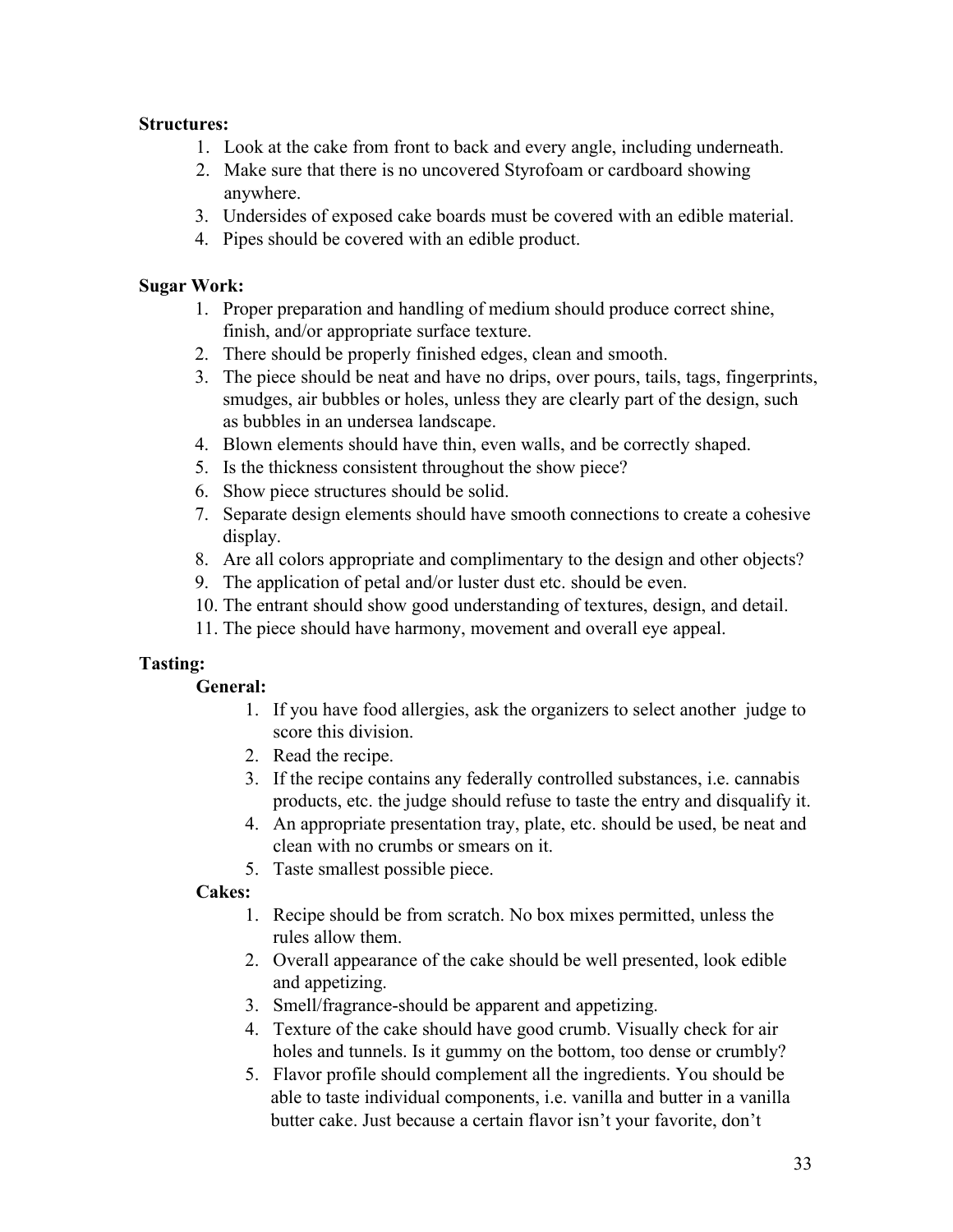**Structures:**

1. Look at the cake from front to back and every angle, including underneath.
2. Make sure that there is no uncovered Styrofoam or cardboard showing anywhere.
3. Undersides of exposed cake boards must be covered with an edible material.
4. Pipes should be covered with an edible product.

**Sugar Work:**

1. Proper preparation and handling of medium should produce correct shine, finish, and/or appropriate surface texture.
2. There should be properly finished edges, clean and smooth.
3. The piece should be neat and have no drips, over pours, tails, tags, fingerprints, smudges, air bubbles or holes, unless they are clearly part of the design, such as bubbles in an undersea landscape.
4. Blown elements should have thin, even walls, and be correctly shaped.
5. Is the thickness consistent throughout the show piece?
6. Show piece structures should be solid.
7. Separate design elements should have smooth connections to create a cohesive display.
8. Are all colors appropriate and complimentary to the design and other objects?
9. The application of petal and/or luster dust etc. should be even.
10. The entrant should show good understanding of textures, design, and detail.
11. The piece should have harmony, movement and overall eye appeal.

**Tasting:**

**General:**

1. If you have food allergies, ask the organizers to select another judge to score this division.
2. Read the recipe.
3. If the recipe contains any federally controlled substances, i.e. cannabis products, etc. the judge should refuse to taste the entry and disqualify it.
4. An appropriate presentation tray, plate, etc. should be used, be neat and clean with no crumbs or smears on it.
5. Taste smallest possible piece.

**Cakes:**

1. Recipe should be from scratch. No box mixes permitted, unless the rules allow them.
2. Overall appearance of the cake should be well presented, look edible and appetizing.
3. Smell/fragrance-should be apparent and appetizing.
4. Texture of the cake should have good crumb. Visually check for air holes and tunnels. Is it gummy on the bottom, too dense or crumbly?
5. Flavor profile should complement all the ingredients. You should be able to taste individual components, i.e. vanilla and butter in a vanilla butter cake. Just because a certain flavor isn't your favorite, don't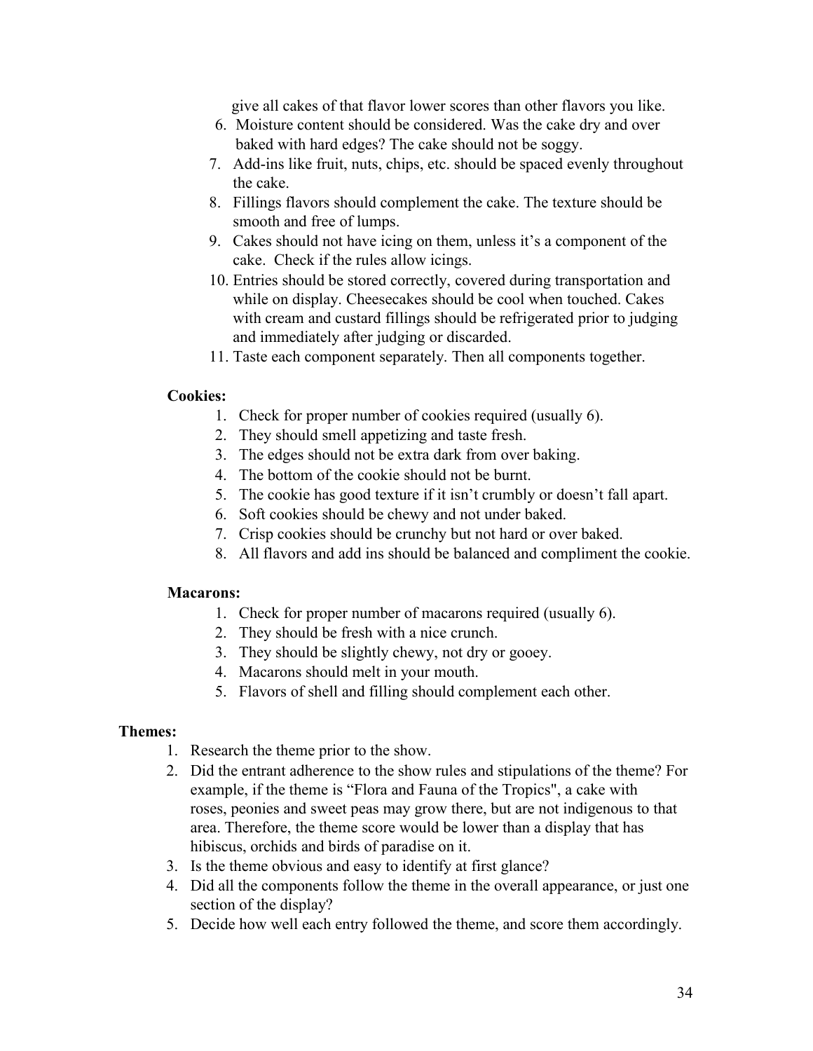give all cakes of that flavor lower scores than other flavors you like.

6. Moisture content should be considered. Was the cake dry and over baked with hard edges? The cake should not be soggy.
7. Add-ins like fruit, nuts, chips, etc. should be spaced evenly throughout the cake.
8. Fillings flavors should complement the cake. The texture should be smooth and free of lumps.
9. Cakes should not have icing on them, unless it's a component of the cake. Check if the rules allow icings.
10. Entries should be stored correctly, covered during transportation and while on display. Cheesecakes should be cool when touched. Cakes with cream and custard fillings should be refrigerated prior to judging and immediately after judging or discarded.
11. Taste each component separately. Then all components together.

**Cookies:**

1. Check for proper number of cookies required (usually 6).
2. They should smell appetizing and taste fresh.
3. The edges should not be extra dark from over baking.
4. The bottom of the cookie should not be burnt.
5. The cookie has good texture if it isn't crumbly or doesn't fall apart.
6. Soft cookies should be chewy and not under baked.
7. Crisp cookies should be crunchy but not hard or over baked.
8. All flavors and add ins should be balanced and compliment the cookie.

**Macarons:**

1. Check for proper number of macarons required (usually 6).
2. They should be fresh with a nice crunch.
3. They should be slightly chewy, not dry or gooey.
4. Macarons should melt in your mouth.
5. Flavors of shell and filling should complement each other.

**Themes:**

1. Research the theme prior to the show.
2. Did the entrant adherence to the show rules and stipulations of the theme? For example, if the theme is "Flora and Fauna of the Tropics", a cake with roses, peonies and sweet peas may grow there, but are not indigenous to that area. Therefore, the theme score would be lower than a display that has hibiscus, orchids and birds of paradise on it.
3. Is the theme obvious and easy to identify at first glance?
4. Did all the components follow the theme in the overall appearance, or just one section of the display?
5. Decide how well each entry followed the theme, and score them accordingly.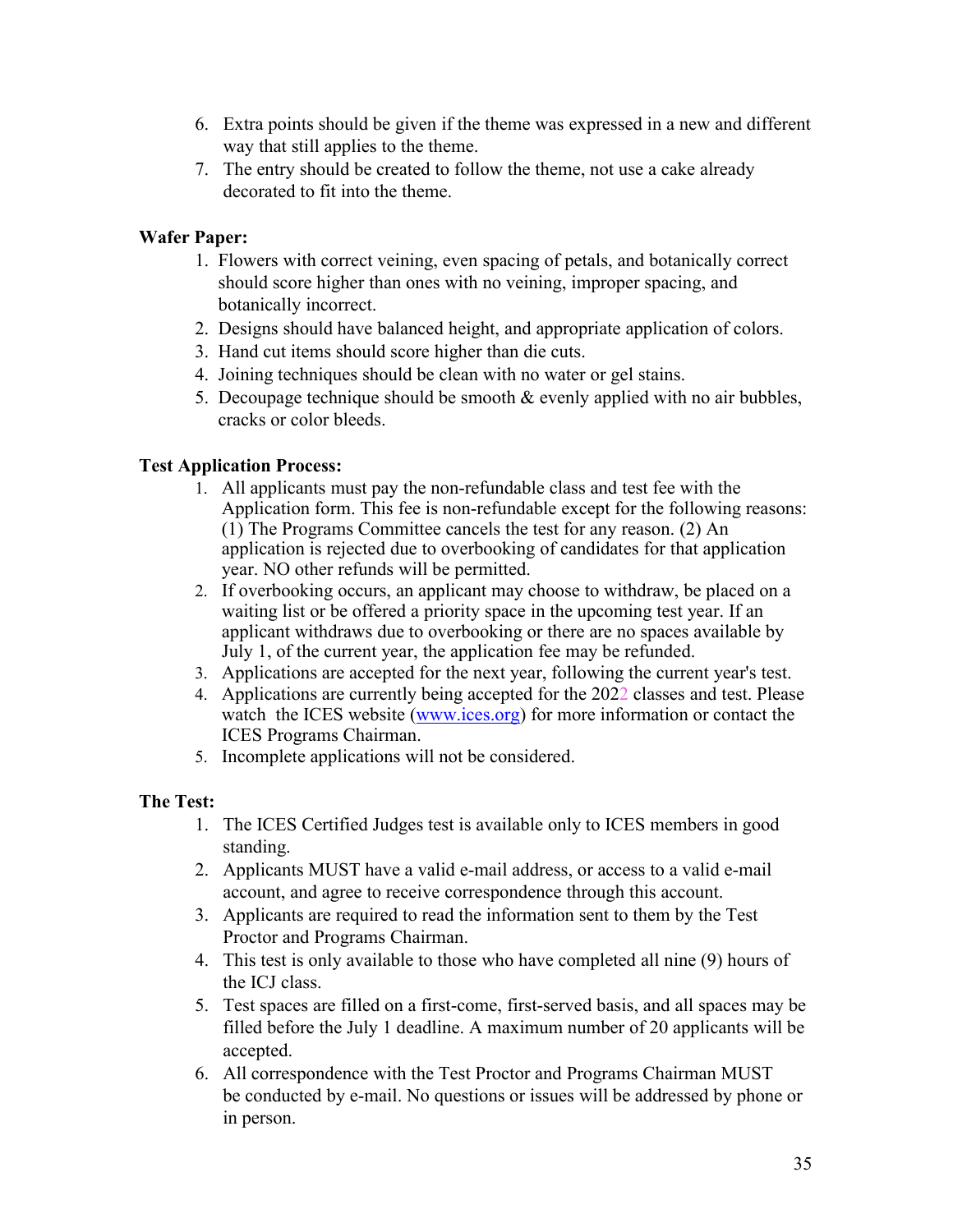6. Extra points should be given if the theme was expressed in a new and different way that still applies to the theme.
7. The entry should be created to follow the theme, not use a cake already decorated to fit into the theme.

**Wafer Paper:**

1. Flowers with correct veining, even spacing of petals, and botanically correct should score higher than ones with no veining, improper spacing, and botanically incorrect.
2. Designs should have balanced height, and appropriate application of colors.
3. Hand cut items should score higher than die cuts.
4. Joining techniques should be clean with no water or gel stains.
5. Decoupage technique should be smooth & evenly applied with no air bubbles, cracks or color bleeds.

**Test Application Process:**

1. All applicants must pay the non-refundable class and test fee with the Application form. This fee is non-refundable except for the following reasons: (1) The Programs Committee cancels the test for any reason. (2) An application is rejected due to overbooking of candidates for that application year. NO other refunds will be permitted.
2. If overbooking occurs, an applicant may choose to withdraw, be placed on a waiting list or be offered a priority space in the upcoming test year. If an applicant withdraws due to overbooking or there are no spaces available by July 1, of the current year, the application fee may be refunded.
3. Applications are accepted for the next year, following the current year's test.
4. Applications are currently being accepted for the 2022 classes and test. Please watch the ICES website (www.ices.org) for more information or contact the ICES Programs Chairman.
5. Incomplete applications will not be considered.

**The Test:**

1. The ICES Certified Judges test is available only to ICES members in good standing.
2. Applicants MUST have a valid e-mail address, or access to a valid e-mail account, and agree to receive correspondence through this account.
3. Applicants are required to read the information sent to them by the Test Proctor and Programs Chairman.
4. This test is only available to those who have completed all nine (9) hours of the ICJ class.
5. Test spaces are filled on a first-come, first-served basis, and all spaces may be filled before the July 1 deadline. A maximum number of 20 applicants will be accepted.
6. All correspondence with the Test Proctor and Programs Chairman MUST be conducted by e-mail. No questions or issues will be addressed by phone or in person.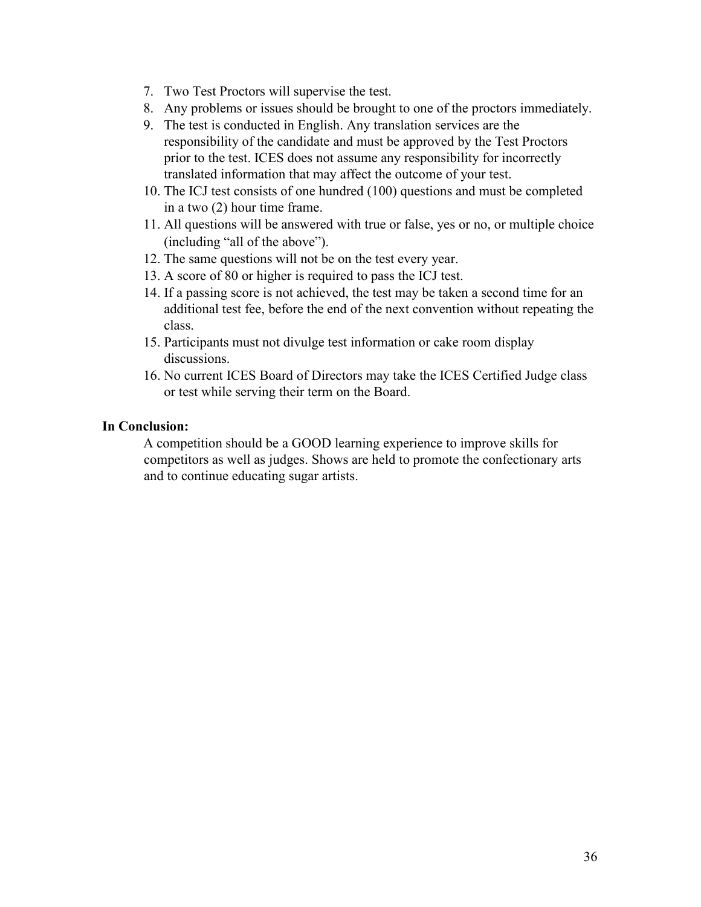7. Two Test Proctors will supervise the test.
8. Any problems or issues should be brought to one of the proctors immediately.
9. The test is conducted in English. Any translation services are the responsibility of the candidate and must be approved by the Test Proctors prior to the test. ICES does not assume any responsibility for incorrectly translated information that may affect the outcome of your test.
10. The ICJ test consists of one hundred (100) questions and must be completed in a two (2) hour time frame.
11. All questions will be answered with true or false, yes or no, or multiple choice (including "all of the above").
12. The same questions will not be on the test every year.
13. A score of 80 or higher is required to pass the ICJ test.
14. If a passing score is not achieved, the test may be taken a second time for an additional test fee, before the end of the next convention without repeating the class.
15. Participants must not divulge test information or cake room display discussions.
16. No current ICES Board of Directors may take the ICES Certified Judge class or test while serving their term on the Board.

**In Conclusion:**

A competition should be a GOOD learning experience to improve skills for competitors as well as judges. Shows are held to promote the confectionary arts and to continue educating sugar artists.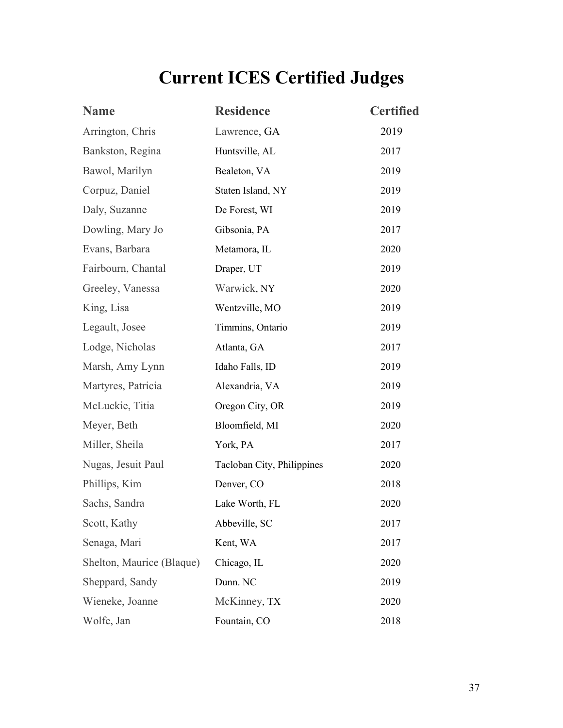# Current ICES Certified Judges

| Name | Residence | Certified |
|---|---|---|
| Arrington, Chris | Lawrence, GA | 2019 |
| Bankston, Regina | Huntsville, AL | 2017 |
| Bawol, Marilyn | Bealeton, VA | 2019 |
| Corpuz, Daniel | Staten Island, NY | 2019 |
| Daly, Suzanne | De Forest, WI | 2019 |
| Dowling, Mary Jo | Gibsonia, PA | 2017 |
| Evans, Barbara | Metamora, IL | 2020 |
| Fairbourn, Chantal | Draper, UT | 2019 |
| Greeley, Vanessa | Warwick, NY | 2020 |
| King, Lisa | Wentzville, MO | 2019 |
| Legault, Josee | Timmins, Ontario | 2019 |
| Lodge, Nicholas | Atlanta, GA | 2017 |
| Marsh, Amy Lynn | Idaho Falls, ID | 2019 |
| Martyres, Patricia | Alexandria, VA | 2019 |
| McLuckie, Titia | Oregon City, OR | 2019 |
| Meyer, Beth | Bloomfield, MI | 2020 |
| Miller, Sheila | York, PA | 2017 |
| Nugas, Jesuit Paul | Tacloban City, Philippines | 2020 |
| Phillips, Kim | Denver, CO | 2018 |
| Sachs, Sandra | Lake Worth, FL | 2020 |
| Scott, Kathy | Abbeville, SC | 2017 |
| Senaga, Mari | Kent, WA | 2017 |
| Shelton, Maurice (Blaque) | Chicago, IL | 2020 |
| Sheppard, Sandy | Dunn. NC | 2019 |
| Wieneke, Joanne | McKinney, TX | 2020 |
| Wolfe, Jan | Fountain, CO | 2018 |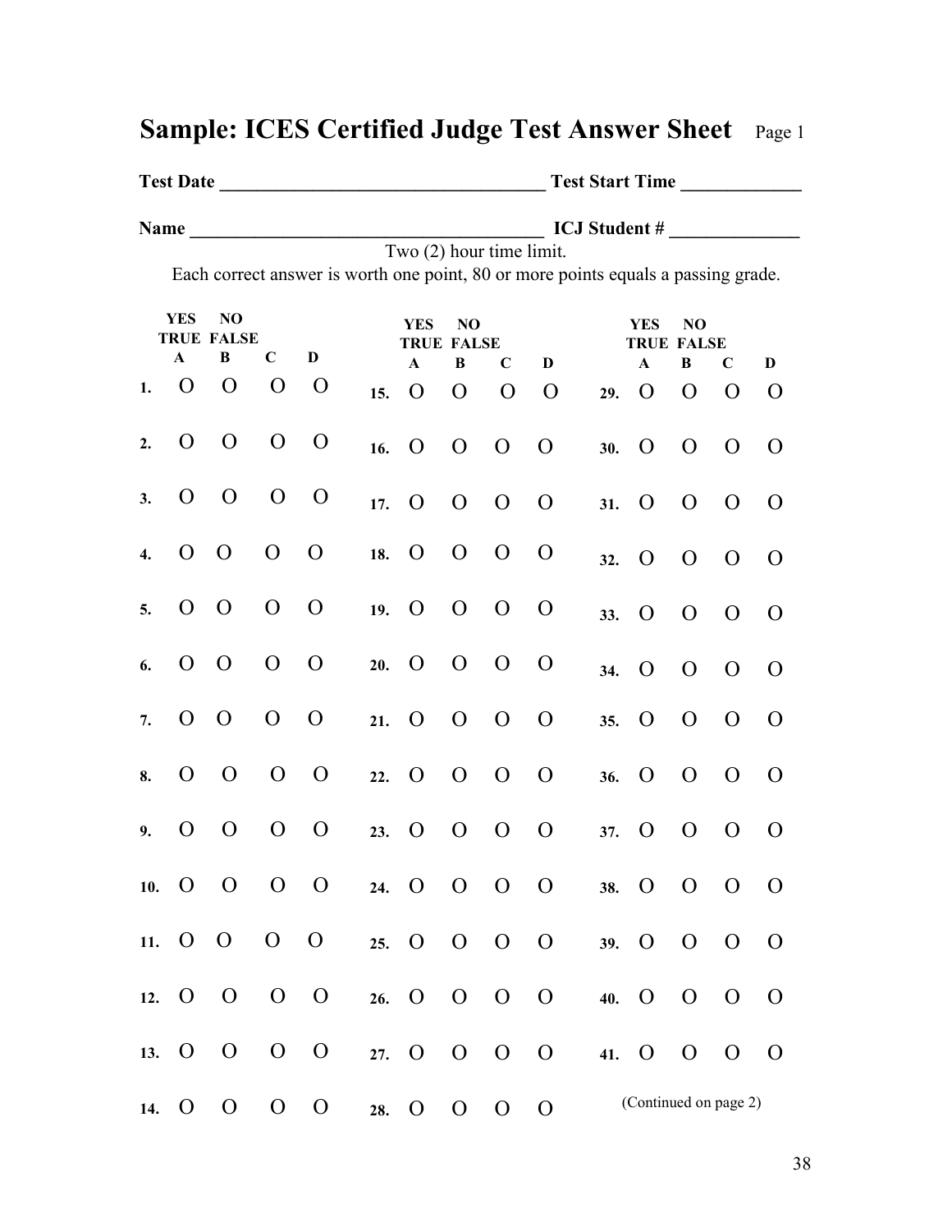# Sample: ICES Certified Judge Test Answer Sheet Page 1

**Test Date** ___________________________________ **Test Start Time** _____________

**Name** _____________________________________ **ICJ Student #** ______________

Two (2) hour time limit.

Each correct answer is worth one point, 80 or more points equals a passing grade.

| | YES TRUE A | NO FALSE B | C | D | | YES TRUE A | NO FALSE B | C | D | | YES TRUE A | NO FALSE B | C | D |
|---|---|---|---|---|---|---|---|---|---|---|---|---|---|---|
| **1.** | O | O | O | O | **15.** | O | O | O | O | **29.** | O | O | O | O |
| **2.** | O | O | O | O | **16.** | O | O | O | O | **30.** | O | O | O | O |
| **3.** | O | O | O | O | **17.** | O | O | O | O | **31.** | O | O | O | O |
| **4.** | O | O | O | O | **18.** | O | O | O | O | **32.** | O | O | O | O |
| **5.** | O | O | O | O | **19.** | O | O | O | O | **33.** | O | O | O | O |
| **6.** | O | O | O | O | **20.** | O | O | O | O | **34.** | O | O | O | O |
| **7.** | O | O | O | O | **21.** | O | O | O | O | **35.** | O | O | O | O |
| **8.** | O | O | O | O | **22.** | O | O | O | O | **36.** | O | O | O | O |
| **9.** | O | O | O | O | **23.** | O | O | O | O | **37.** | O | O | O | O |
| **10.** | O | O | O | O | **24.** | O | O | O | O | **38.** | O | O | O | O |
| **11.** | O | O | O | O | **25.** | O | O | O | O | **39.** | O | O | O | O |
| **12.** | O | O | O | O | **26.** | O | O | O | O | **40.** | O | O | O | O |
| **13.** | O | O | O | O | **27.** | O | O | O | O | **41.** | O | O | O | O |
| **14.** | O | O | O | O | **28.** | O | O | O | O | | | | | |

(Continued on page 2)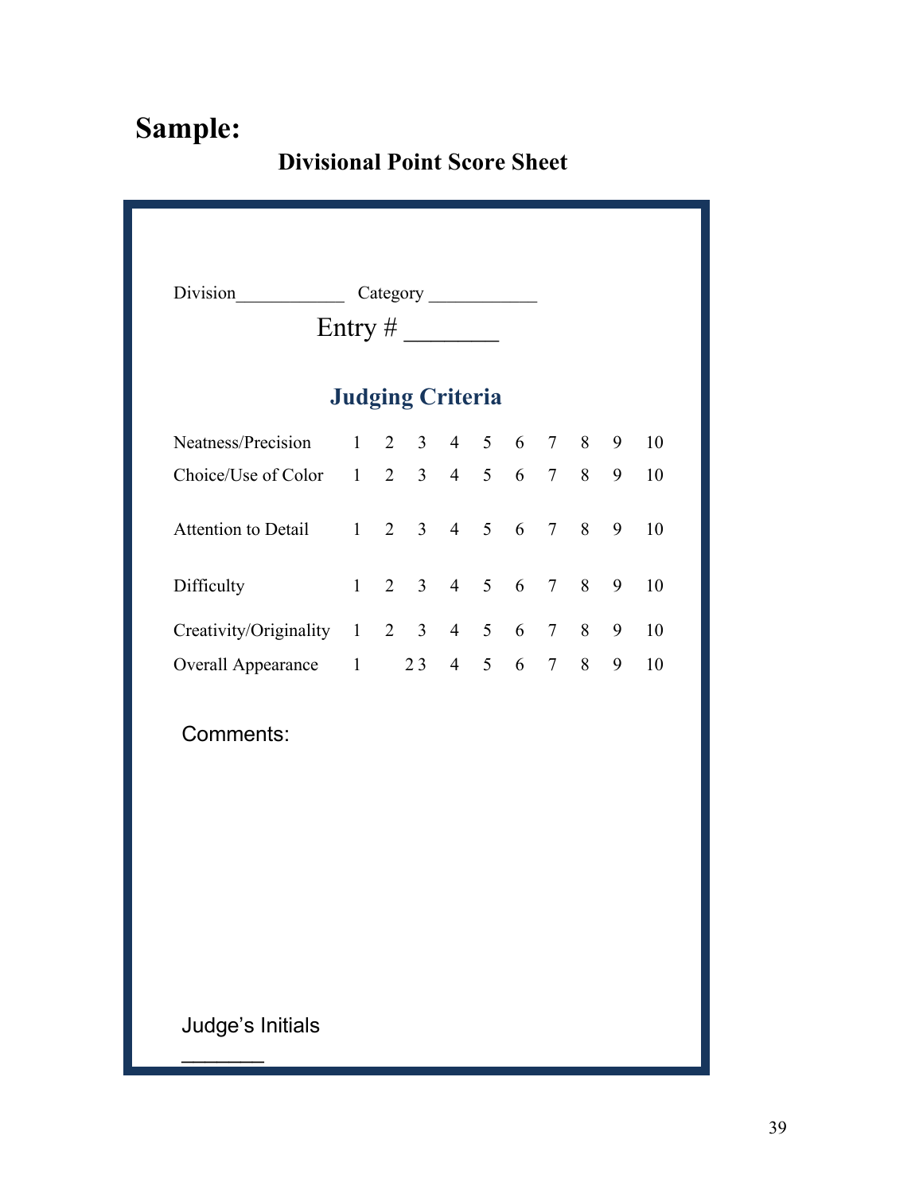# Sample:

## Divisional Point Score Sheet

Division____________ Category ____________

Entry # _______

### Judging Criteria

| | | | | | | | | | | |
|---|---|---|---|---|---|---|---|---|---|---|
| Neatness/Precision | 1 | 2 | 3 | 4 | 5 | 6 | 7 | 8 | 9 | 10 |
| Choice/Use of Color | 1 | 2 | 3 | 4 | 5 | 6 | 7 | 8 | 9 | 10 |
| Attention to Detail | 1 | 2 | 3 | 4 | 5 | 6 | 7 | 8 | 9 | 10 |
| Difficulty | 1 | 2 | 3 | 4 | 5 | 6 | 7 | 8 | 9 | 10 |
| Creativity/Originality | 1 | 2 | 3 | 4 | 5 | 6 | 7 | 8 | 9 | 10 |
| Overall Appearance | 1 | | 2 3 | 4 | 5 | 6 | 7 | 8 | 9 | 10 |

Comments:

Judge's Initials _______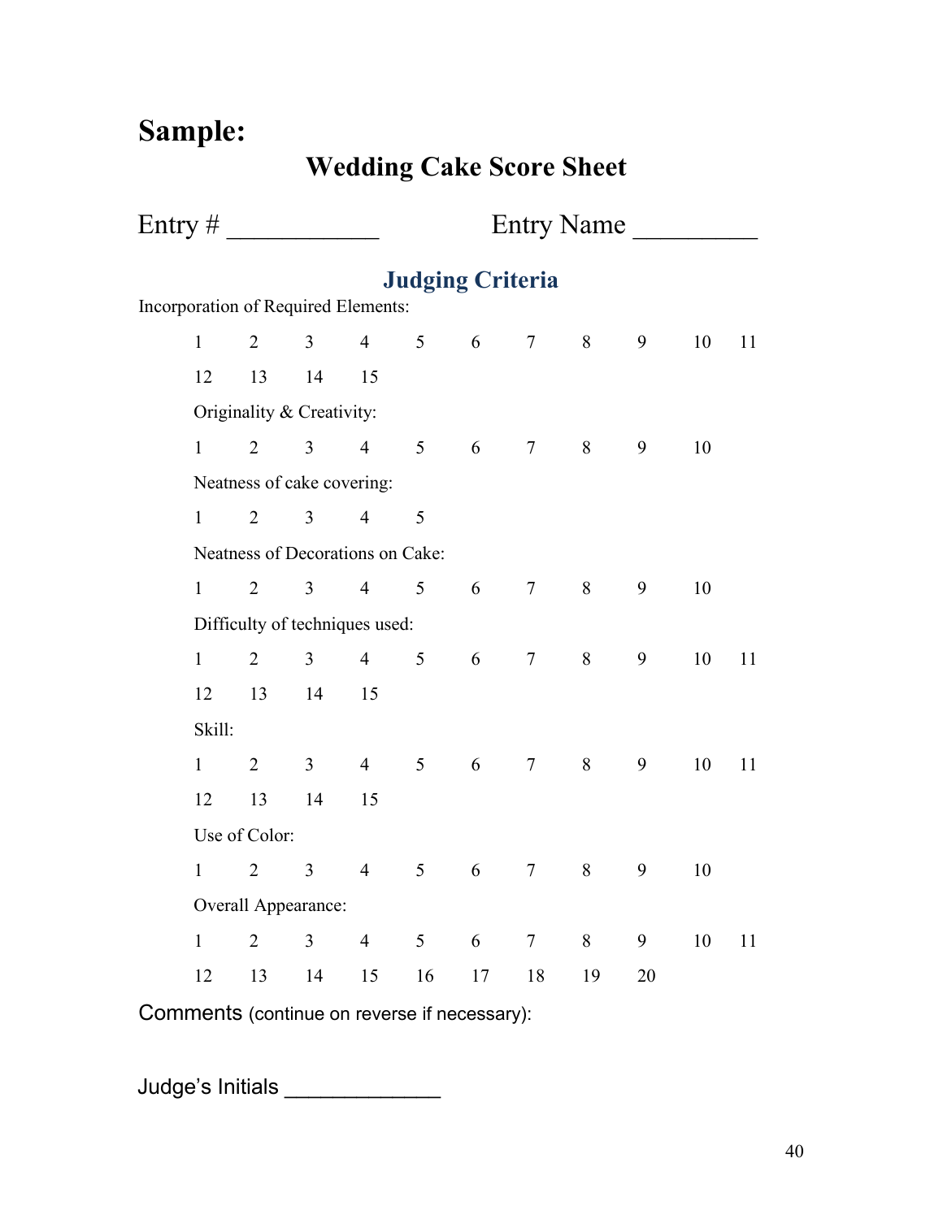# Sample:

## Wedding Cake Score Sheet

Entry # ___________ Entry Name _________

### Judging Criteria

Incorporation of Required Elements:

1 2 3 4 5 6 7 8 9 10 11
12 13 14 15

Originality & Creativity:

1 2 3 4 5 6 7 8 9 10

Neatness of cake covering:

1 2 3 4 5

Neatness of Decorations on Cake:

1 2 3 4 5 6 7 8 9 10

Difficulty of techniques used:

1 2 3 4 5 6 7 8 9 10 11
12 13 14 15

Skill:

1 2 3 4 5 6 7 8 9 10 11
12 13 14 15

Use of Color:

1 2 3 4 5 6 7 8 9 10

Overall Appearance:

1 2 3 4 5 6 7 8 9 10 11
12 13 14 15 16 17 18 19 20

Comments (continue on reverse if necessary):

Judge's Initials ____________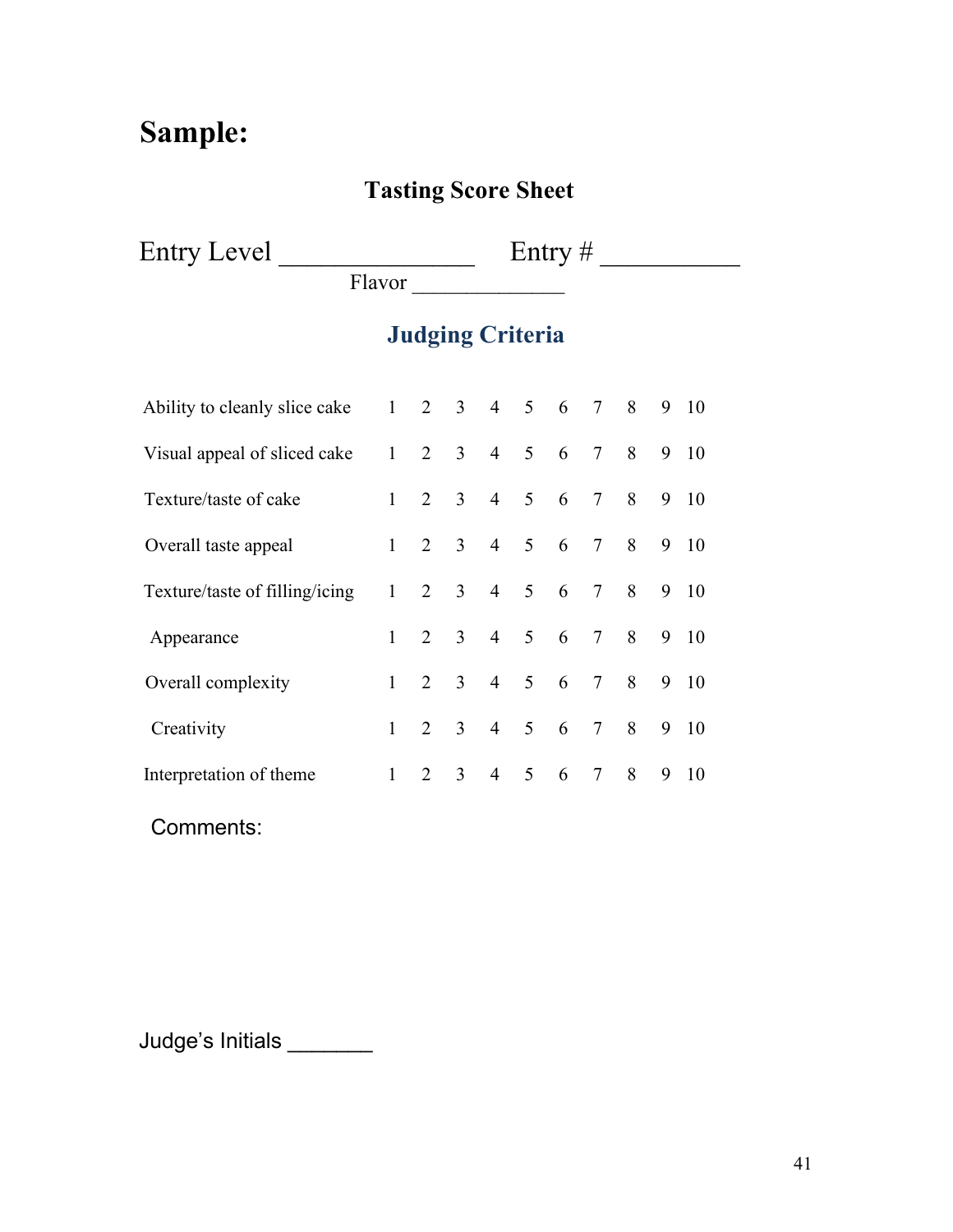# Sample:

## Tasting Score Sheet

Entry Level _______________ Entry # ___________

Flavor ______________

## Judging Criteria

| | | | | | | | | | | |
|---|---|---|---|---|---|---|---|---|---|---|
| Ability to cleanly slice cake | 1 | 2 | 3 | 4 | 5 | 6 | 7 | 8 | 9 | 10 |
| Visual appeal of sliced cake | 1 | 2 | 3 | 4 | 5 | 6 | 7 | 8 | 9 | 10 |
| Texture/taste of cake | 1 | 2 | 3 | 4 | 5 | 6 | 7 | 8 | 9 | 10 |
| Overall taste appeal | 1 | 2 | 3 | 4 | 5 | 6 | 7 | 8 | 9 | 10 |
| Texture/taste of filling/icing | 1 | 2 | 3 | 4 | 5 | 6 | 7 | 8 | 9 | 10 |
| Appearance | 1 | 2 | 3 | 4 | 5 | 6 | 7 | 8 | 9 | 10 |
| Overall complexity | 1 | 2 | 3 | 4 | 5 | 6 | 7 | 8 | 9 | 10 |
| Creativity | 1 | 2 | 3 | 4 | 5 | 6 | 7 | 8 | 9 | 10 |
| Interpretation of theme | 1 | 2 | 3 | 4 | 5 | 6 | 7 | 8 | 9 | 10 |

Comments:

Judge's Initials _______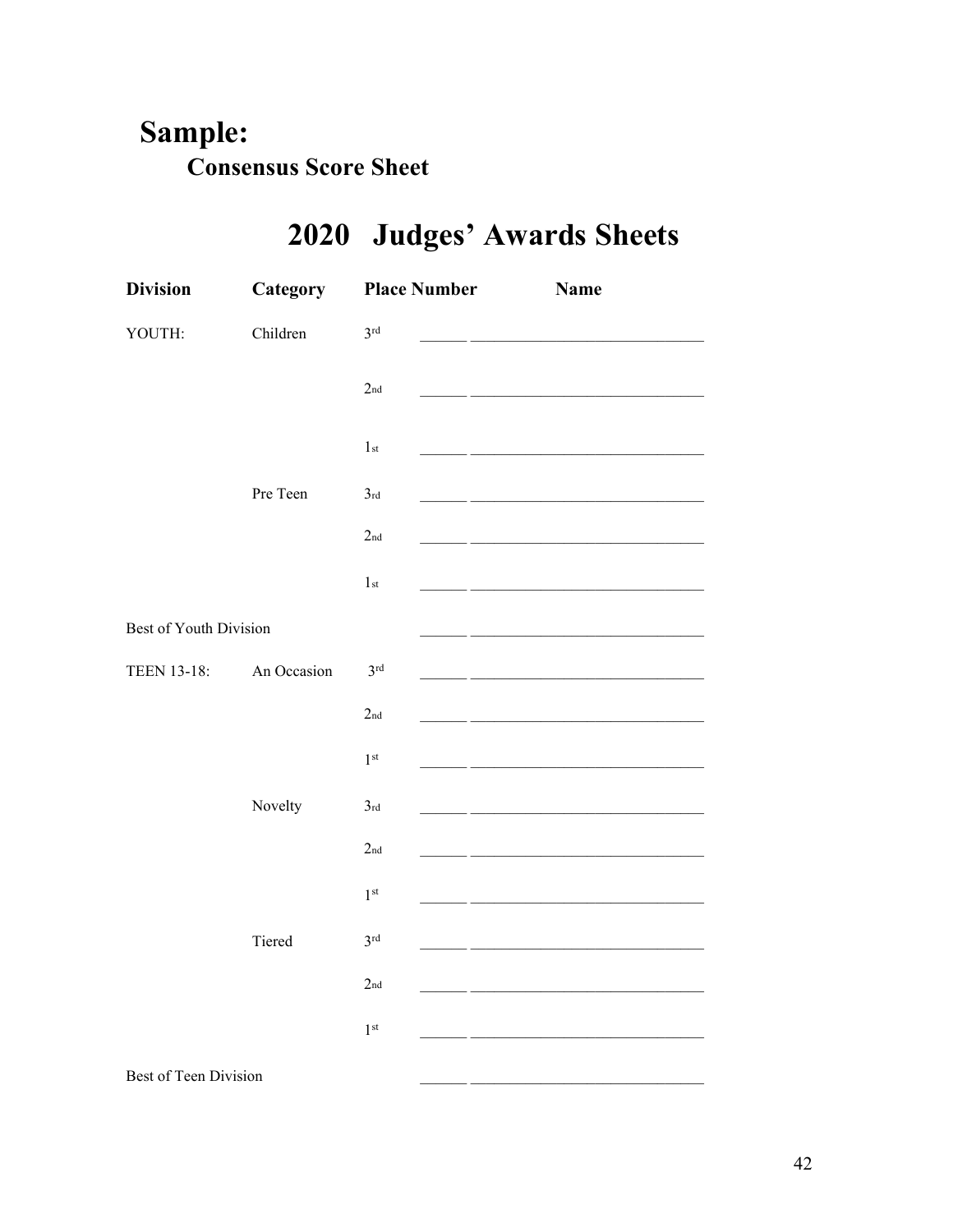# Sample:

## Consensus Score Sheet

# 2020 Judges' Awards Sheets

| Division | Category | Place Number | Name |
|---|---|---|---|
| YOUTH: | Children | 3rd | ______ ______________________________ |
| | | 2nd | ______ ______________________________ |
| | | 1st | ______ ______________________________ |
| | Pre Teen | 3rd | ______ ______________________________ |
| | | 2nd | ______ ______________________________ |
| | | 1st | ______ ______________________________ |
| Best of Youth Division | | | ______ ______________________________ |
| TEEN 13-18: | An Occasion | 3rd | ______ ______________________________ |
| | | 2nd | ______ ______________________________ |
| | | 1st | ______ ______________________________ |
| | Novelty | 3rd | ______ ______________________________ |
| | | 2nd | ______ ______________________________ |
| | | 1st | ______ ______________________________ |
| | Tiered | 3rd | ______ ______________________________ |
| | | 2nd | ______ ______________________________ |
| | | 1st | ______ ______________________________ |
| Best of Teen Division | | | ______ ______________________________ |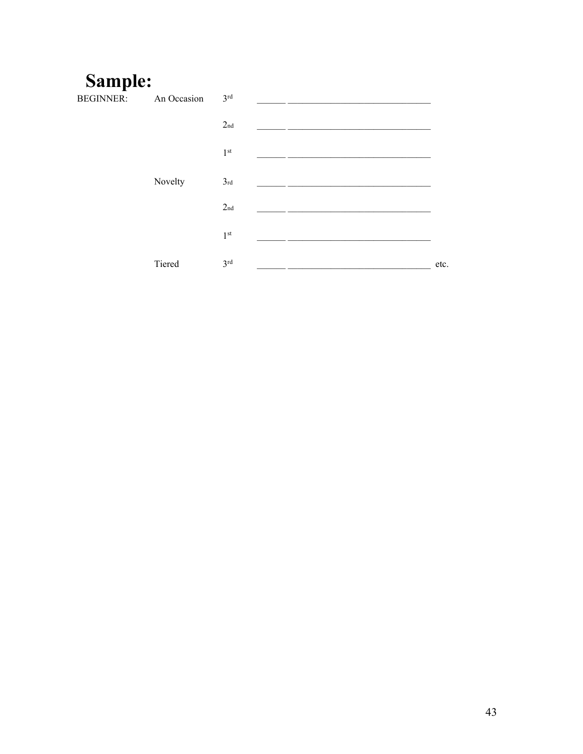# Sample:

| | | | |
|---|---|---|---|
| BEGINNER: | An Occasion | 3rd | ______ ______________________________ |
| | | 2nd | ______ ______________________________ |
| | | 1st | ______ ______________________________ |
| | Novelty | 3rd | ______ ______________________________ |
| | | 2nd | ______ ______________________________ |
| | | 1st | ______ ______________________________ |
| | Tiered | 3rd | ______ ______________________________ etc. |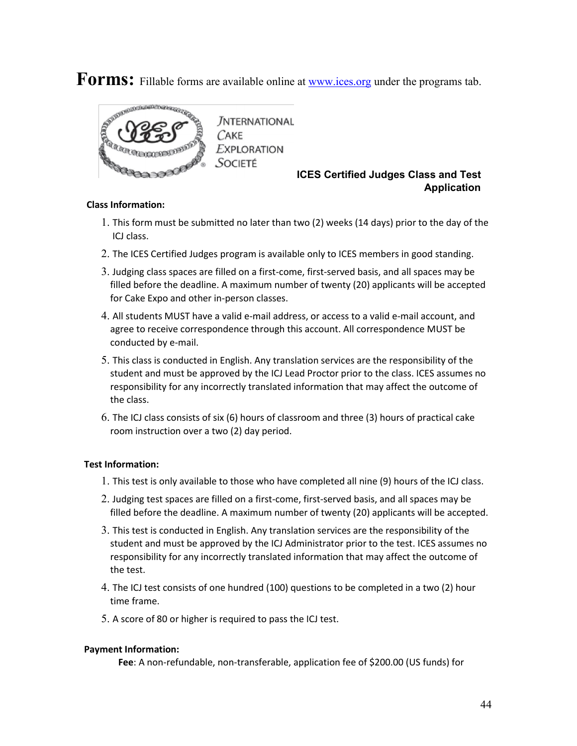# Forms: Fillable forms are available online at www.ices.org under the programs tab.

INTERNATIONAL CAKE EXPLORATION SOCIETÉ

### ICES Certified Judges Class and Test Application

**Class Information:**

1. This form must be submitted no later than two (2) weeks (14 days) prior to the day of the ICJ class.
2. The ICES Certified Judges program is available only to ICES members in good standing.
3. Judging class spaces are filled on a first-come, first-served basis, and all spaces may be filled before the deadline. A maximum number of twenty (20) applicants will be accepted for Cake Expo and other in-person classes.
4. All students MUST have a valid e-mail address, or access to a valid e-mail account, and agree to receive correspondence through this account. All correspondence MUST be conducted by e-mail.
5. This class is conducted in English. Any translation services are the responsibility of the student and must be approved by the ICJ Lead Proctor prior to the class. ICES assumes no responsibility for any incorrectly translated information that may affect the outcome of the class.
6. The ICJ class consists of six (6) hours of classroom and three (3) hours of practical cake room instruction over a two (2) day period.

**Test Information:**

1. This test is only available to those who have completed all nine (9) hours of the ICJ class.
2. Judging test spaces are filled on a first-come, first-served basis, and all spaces may be filled before the deadline. A maximum number of twenty (20) applicants will be accepted.
3. This test is conducted in English. Any translation services are the responsibility of the student and must be approved by the ICJ Administrator prior to the test. ICES assumes no responsibility for any incorrectly translated information that may affect the outcome of the test.
4. The ICJ test consists of one hundred (100) questions to be completed in a two (2) hour time frame.
5. A score of 80 or higher is required to pass the ICJ test.

**Payment Information:**

**Fee**: A non-refundable, non-transferable, application fee of $200.00 (US funds) for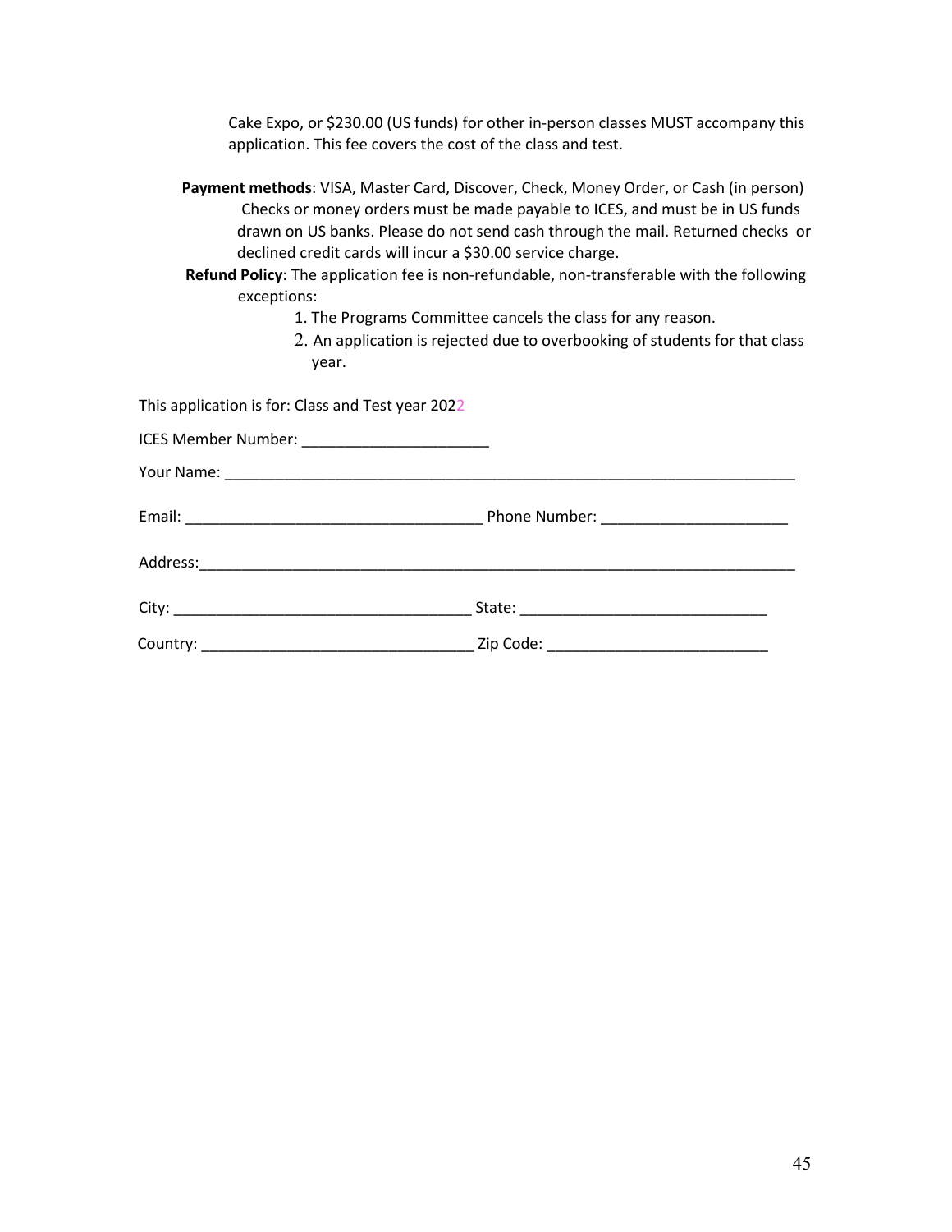Cake Expo, or $230.00 (US funds) for other in-person classes MUST accompany this application. This fee covers the cost of the class and test.

**Payment methods**: VISA, Master Card, Discover, Check, Money Order, or Cash (in person) Checks or money orders must be made payable to ICES, and must be in US funds drawn on US banks. Please do not send cash through the mail. Returned checks or declined credit cards will incur a $30.00 service charge.

**Refund Policy**: The application fee is non-refundable, non-transferable with the following exceptions:

1. The Programs Committee cancels the class for any reason.
2. An application is rejected due to overbooking of students for that class year.

This application is for: Class and Test year 2022

ICES Member Number: ______________________

Your Name: ______________________________________________________________________

Email: ____________________________________ Phone Number: ______________________

Address:_________________________________________________________________________

City: ___________________________________ State: _____________________________

Country: ________________________________ Zip Code: __________________________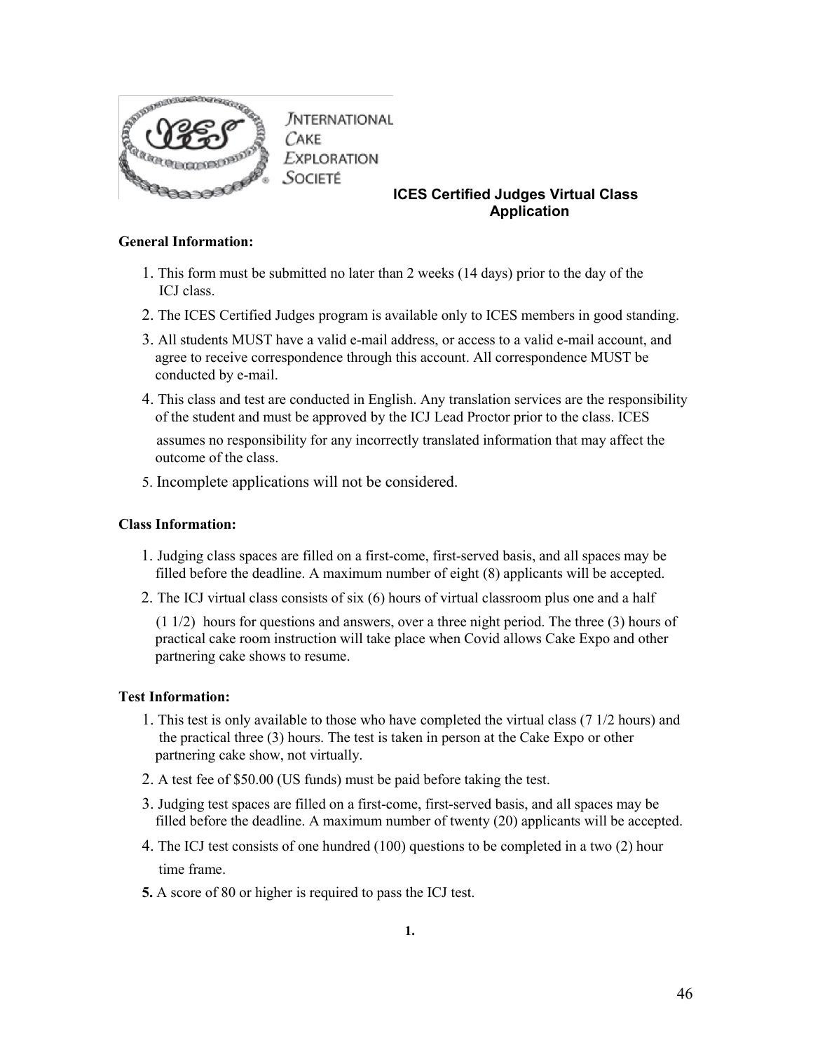INTERNATIONAL CAKE EXPLORATION SOCIETÉ

## ICES Certified Judges Virtual Class Application

**General Information:**

1. This form must be submitted no later than 2 weeks (14 days) prior to the day of the ICJ class.
2. The ICES Certified Judges program is available only to ICES members in good standing.
3. All students MUST have a valid e-mail address, or access to a valid e-mail account, and agree to receive correspondence through this account. All correspondence MUST be conducted by e-mail.
4. This class and test are conducted in English. Any translation services are the responsibility of the student and must be approved by the ICJ Lead Proctor prior to the class. ICES assumes no responsibility for any incorrectly translated information that may affect the outcome of the class.
5. Incomplete applications will not be considered.

**Class Information:**

1. Judging class spaces are filled on a first-come, first-served basis, and all spaces may be filled before the deadline. A maximum number of eight (8) applicants will be accepted.
2. The ICJ virtual class consists of six (6) hours of virtual classroom plus one and a half (1 1/2) hours for questions and answers, over a three night period. The three (3) hours of practical cake room instruction will take place when Covid allows Cake Expo and other partnering cake shows to resume.

**Test Information:**

1. This test is only available to those who have completed the virtual class (7 1/2 hours) and the practical three (3) hours. The test is taken in person at the Cake Expo or other partnering cake show, not virtually.
2. A test fee of $50.00 (US funds) must be paid before taking the test.
3. Judging test spaces are filled on a first-come, first-served basis, and all spaces may be filled before the deadline. A maximum number of twenty (20) applicants will be accepted.
4. The ICJ test consists of one hundred (100) questions to be completed in a two (2) hour time frame.
5. A score of 80 or higher is required to pass the ICJ test.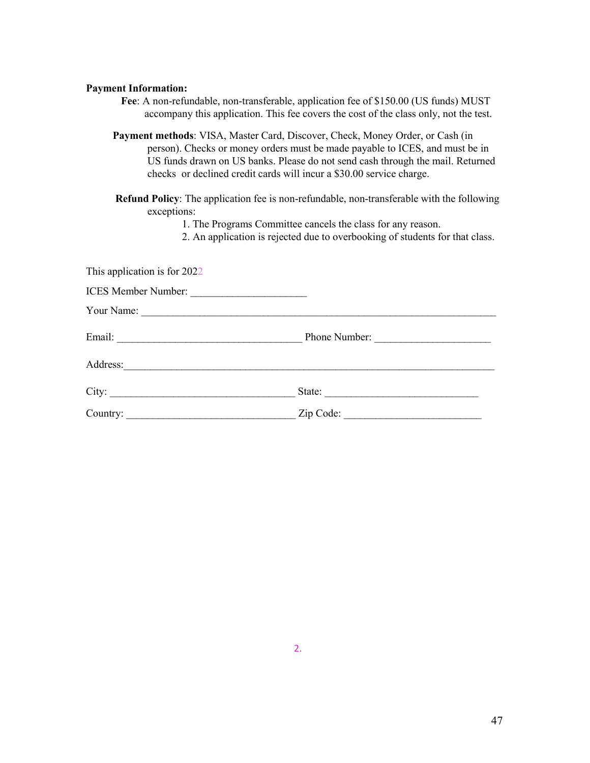**Payment Information:**

**Fee**: A non-refundable, non-transferable, application fee of $150.00 (US funds) MUST accompany this application. This fee covers the cost of the class only, not the test.

**Payment methods**: VISA, Master Card, Discover, Check, Money Order, or Cash (in person). Checks or money orders must be made payable to ICES, and must be in US funds drawn on US banks. Please do not send cash through the mail. Returned checks or declined credit cards will incur a $30.00 service charge.

**Refund Policy**: The application fee is non-refundable, non-transferable with the following exceptions:

1. The Programs Committee cancels the class for any reason.
2. An application is rejected due to overbooking of students for that class.

This application is for 2022

ICES Member Number: ______________________

Your Name: ______________________________________________________________________

Email: ___________________________________ Phone Number: ______________________

Address:_________________________________________________________________________

City: ___________________________________ State: ____________________________

Country: ________________________________ Zip Code: __________________________

2.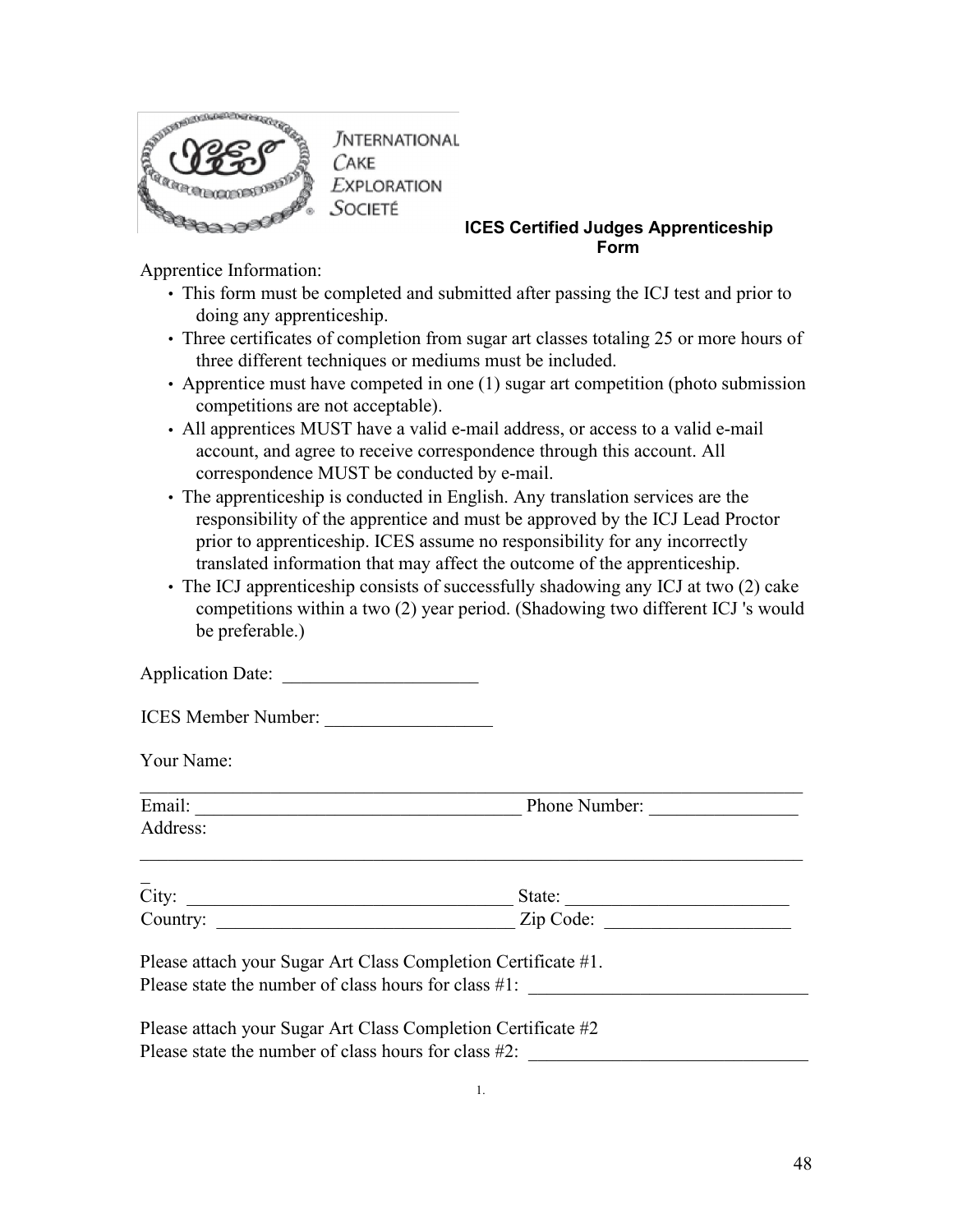INTERNATIONAL CAKE EXPLORATION SOCIETÉ

## ICES Certified Judges Apprenticeship Form

Apprentice Information:

- This form must be completed and submitted after passing the ICJ test and prior to doing any apprenticeship.
- Three certificates of completion from sugar art classes totaling 25 or more hours of three different techniques or mediums must be included.
- Apprentice must have competed in one (1) sugar art competition (photo submission competitions are not acceptable).
- All apprentices MUST have a valid e-mail address, or access to a valid e-mail account, and agree to receive correspondence through this account. All correspondence MUST be conducted by e-mail.
- The apprenticeship is conducted in English. Any translation services are the responsibility of the apprentice and must be approved by the ICJ Lead Proctor prior to apprenticeship. ICES assume no responsibility for any incorrectly translated information that may affect the outcome of the apprenticeship.
- The ICJ apprenticeship consists of successfully shadowing any ICJ at two (2) cake competitions within a two (2) year period. (Shadowing two different ICJ 's would be preferable.)

Application Date: _____________________

ICES Member Number: __________________

Your Name:
___________________________________________________________________________

Email: ___________________________________ Phone Number: ________________

Address:
___________________________________________________________________________

City: ___________________________________ State: ________________________

Country: ________________________________ Zip Code: ____________________

Please attach your Sugar Art Class Completion Certificate #1.
Please state the number of class hours for class #1: ______________________________

Please attach your Sugar Art Class Completion Certificate #2
Please state the number of class hours for class #2: ______________________________

1.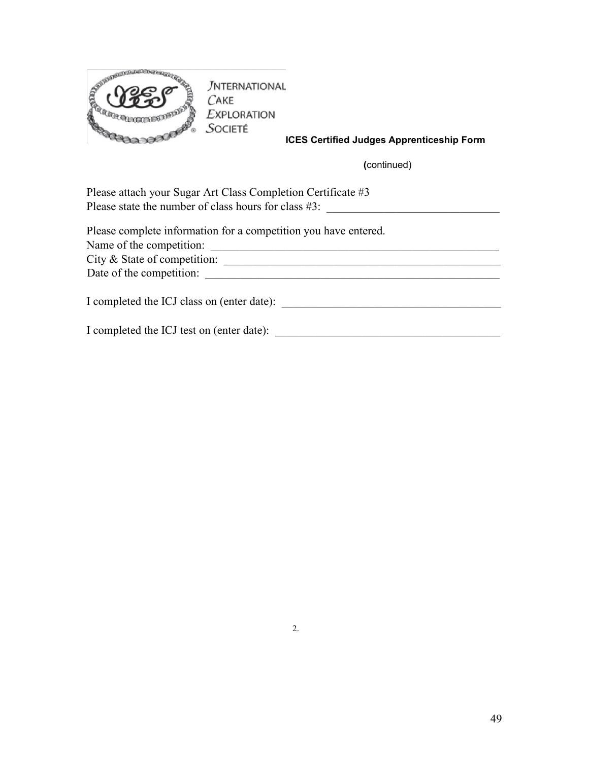INTERNATIONAL CAKE EXPLORATION SOCIETÉ

**ICES Certified Judges Apprenticeship Form**

**(**continued)

Please attach your Sugar Art Class Completion Certificate #3
Please state the number of class hours for class #3: ______________________________

Please complete information for a competition you have entered.
Name of the competition: ______________________________
City & State of competition: ______________________________
Date of the competition: ______________________________

I completed the ICJ class on (enter date): ______________________________

I completed the ICJ test on (enter date): ______________________________

2.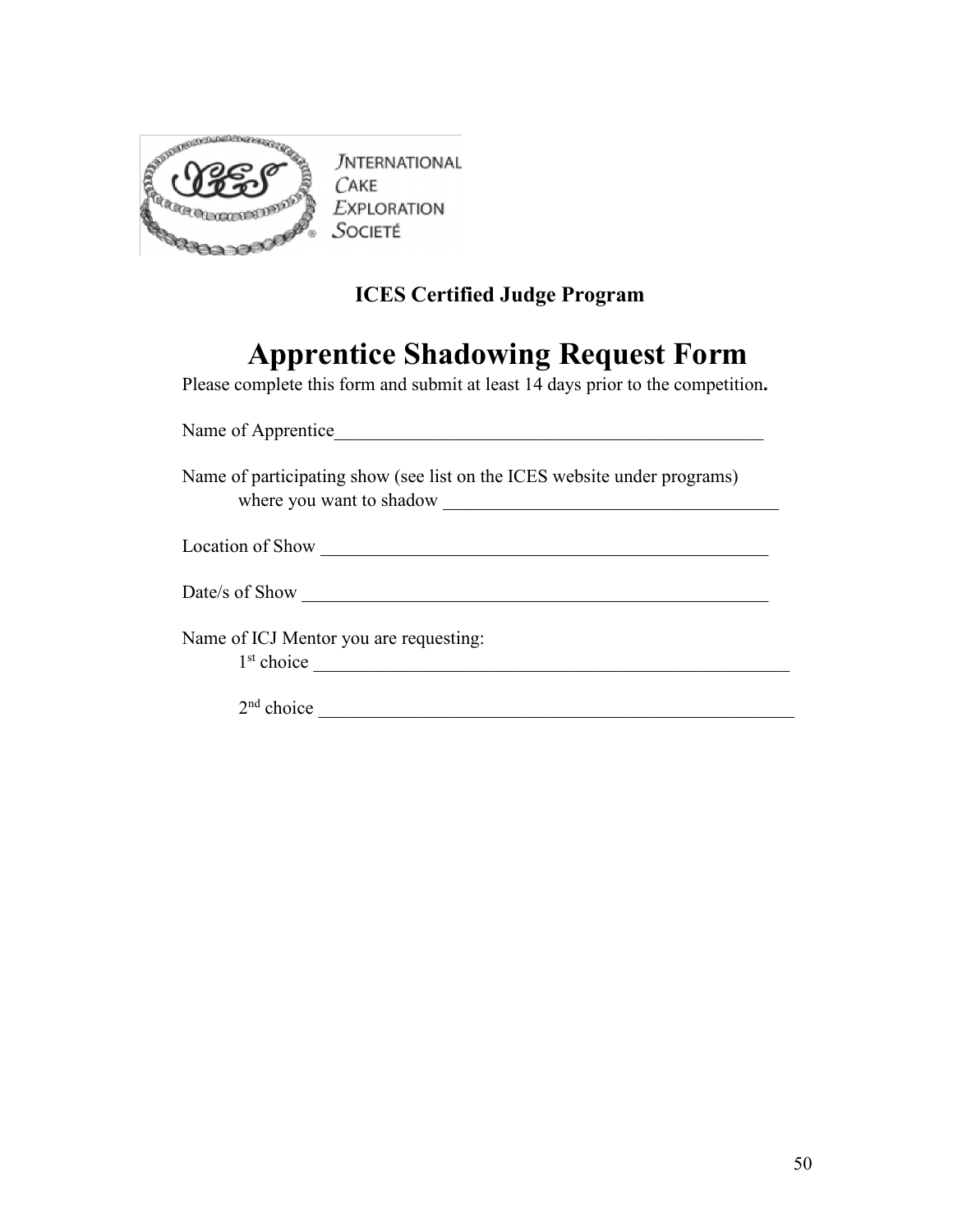INTERNATIONAL CAKE EXPLORATION SOCIETÉ

**ICES Certified Judge Program**

# Apprentice Shadowing Request Form

Please complete this form and submit at least 14 days prior to the competition**.**

Name of Apprentice_______________________________________________

Name of participating show (see list on the ICES website under programs) where you want to shadow ____________________________________

Location of Show _______________________________________________

Date/s of Show _________________________________________________

Name of ICJ Mentor you are requesting:

1st choice _____________________________________________________

2nd choice _____________________________________________________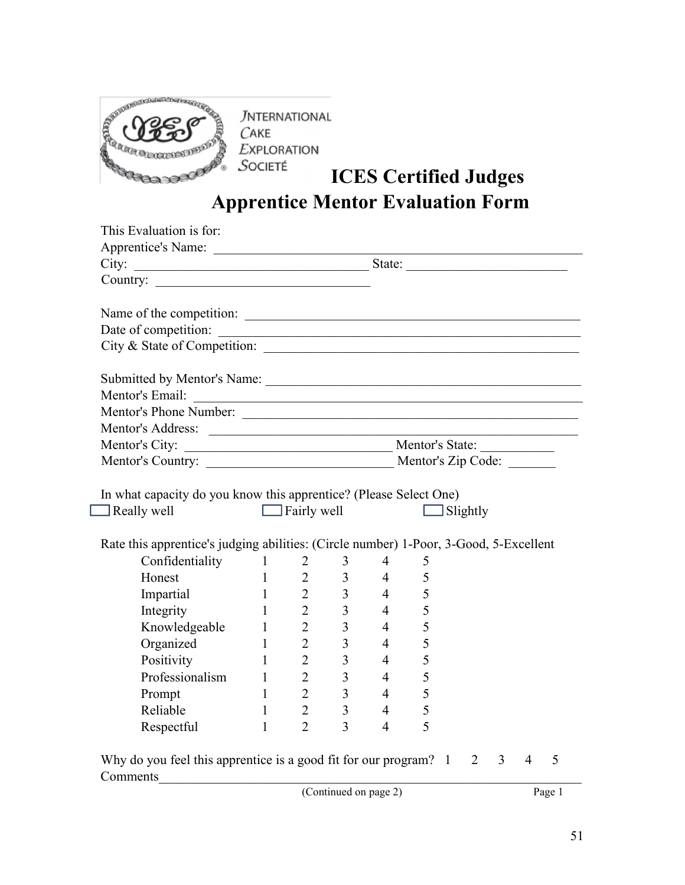INTERNATIONAL CAKE EXPLORATION SOCIETÉ

# ICES Certified Judges
# Apprentice Mentor Evaluation Form

This Evaluation is for:
Apprentice's Name: ____________________________________________
City: ______________________________ State: ____________________
Country: __________________________

Name of the competition: ______________________________________
Date of competition: __________________________________________
City & State of Competition: ___________________________________

Submitted by Mentor's Name: ___________________________________
Mentor's Email: ______________________________________________
Mentor's Phone Number: _______________________________________
Mentor's Address: ____________________________________________
Mentor's City: _________________________ Mentor's State: __________
Mentor's Country: _______________________ Mentor's Zip Code: _______

In what capacity do you know this apprentice? (Please Select One)

☐ Really well ☐ Fairly well ☐ Slightly

Rate this apprentice's judging abilities: (Circle number) 1-Poor, 3-Good, 5-Excellent

| | | | | | |
|---|---|---|---|---|---|
| Confidentiality | 1 | 2 | 3 | 4 | 5 |
| Honest | 1 | 2 | 3 | 4 | 5 |
| Impartial | 1 | 2 | 3 | 4 | 5 |
| Integrity | 1 | 2 | 3 | 4 | 5 |
| Knowledgeable | 1 | 2 | 3 | 4 | 5 |
| Organized | 1 | 2 | 3 | 4 | 5 |
| Positivity | 1 | 2 | 3 | 4 | 5 |
| Professionalism | 1 | 2 | 3 | 4 | 5 |
| Prompt | 1 | 2 | 3 | 4 | 5 |
| Reliable | 1 | 2 | 3 | 4 | 5 |
| Respectful | 1 | 2 | 3 | 4 | 5 |

Why do you feel this apprentice is a good fit for our program? 1 2 3 4 5
Comments_________________________________________________________

(Continued on page 2)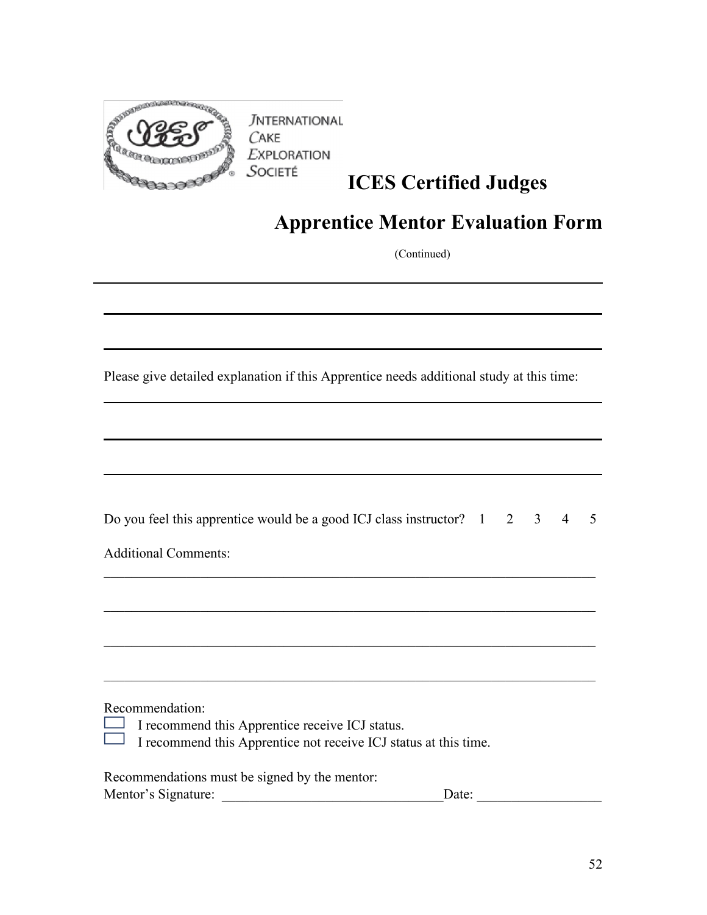# ICES Certified Judges

## Apprentice Mentor Evaluation Form

(Continued)

___________________________________________________________________________

___________________________________________________________________________

___________________________________________________________________________

Please give detailed explanation if this Apprentice needs additional study at this time:

___________________________________________________________________________

___________________________________________________________________________

___________________________________________________________________________

Do you feel this apprentice would be a good ICJ class instructor? 1 2 3 4 5

Additional Comments:

___________________________________________________________________________

___________________________________________________________________________

___________________________________________________________________________

___________________________________________________________________________

Recommendation:

- ☐ I recommend this Apprentice receive ICJ status.
- ☐ I recommend this Apprentice not receive ICJ status at this time.

Recommendations must be signed by the mentor:

Mentor's Signature: ________________________________Date: __________________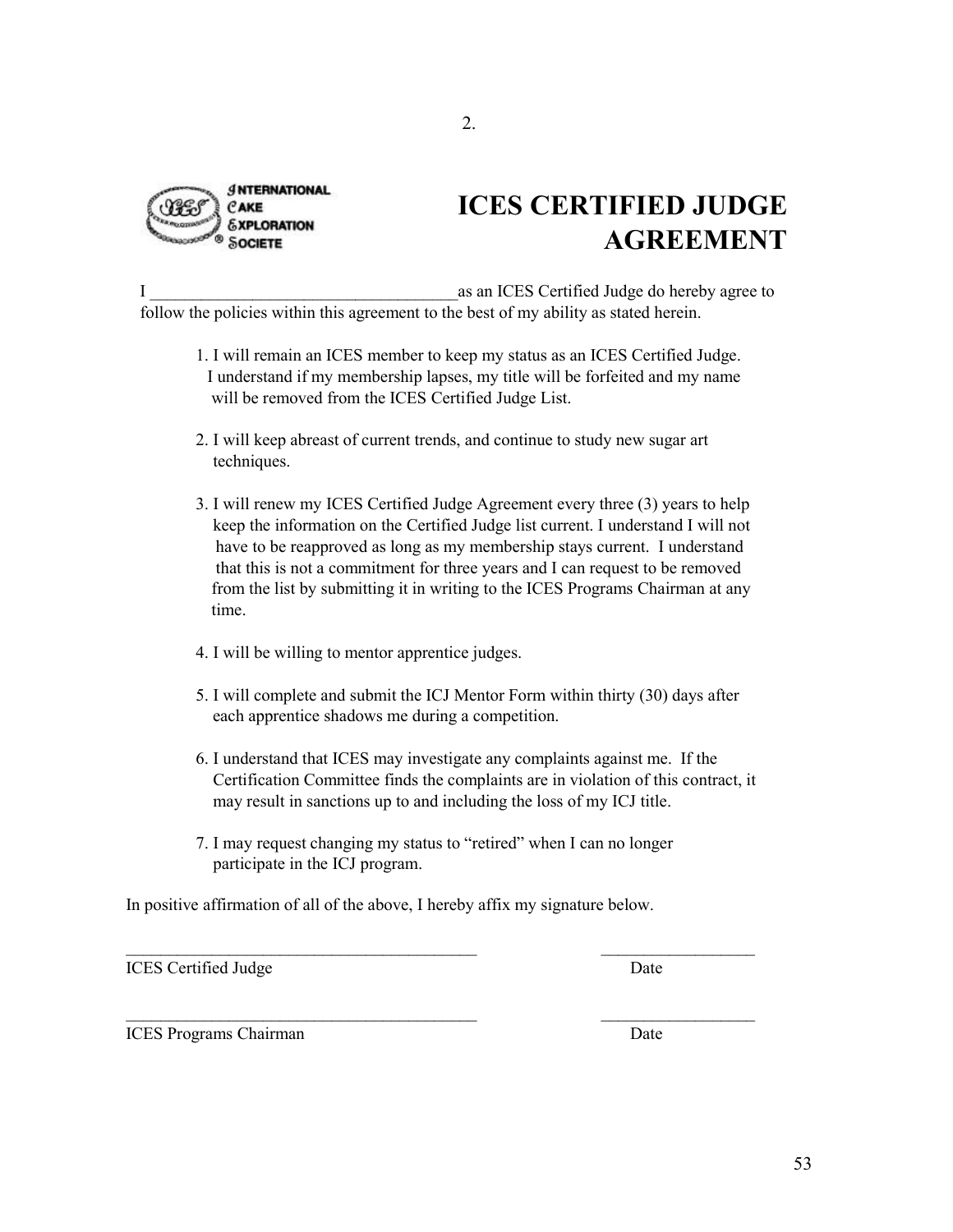2.

# ICES CERTIFIED JUDGE AGREEMENT

I ____________________________________as an ICES Certified Judge do hereby agree to follow the policies within this agreement to the best of my ability as stated herein.

1. I will remain an ICES member to keep my status as an ICES Certified Judge. I understand if my membership lapses, my title will be forfeited and my name will be removed from the ICES Certified Judge List.

2. I will keep abreast of current trends, and continue to study new sugar art techniques.

3. I will renew my ICES Certified Judge Agreement every three (3) years to help keep the information on the Certified Judge list current. I understand I will not have to be reapproved as long as my membership stays current. I understand that this is not a commitment for three years and I can request to be removed from the list by submitting it in writing to the ICES Programs Chairman at any time.

4. I will be willing to mentor apprentice judges.

5. I will complete and submit the ICJ Mentor Form within thirty (30) days after each apprentice shadows me during a competition.

6. I understand that ICES may investigate any complaints against me. If the Certification Committee finds the complaints are in violation of this contract, it may result in sanctions up to and including the loss of my ICJ title.

7. I may request changing my status to "retired" when I can no longer participate in the ICJ program.

In positive affirmation of all of the above, I hereby affix my signature below.

____________________________________________ ___________________

ICES Certified Judge Date

____________________________________________ ___________________

ICES Programs Chairman Date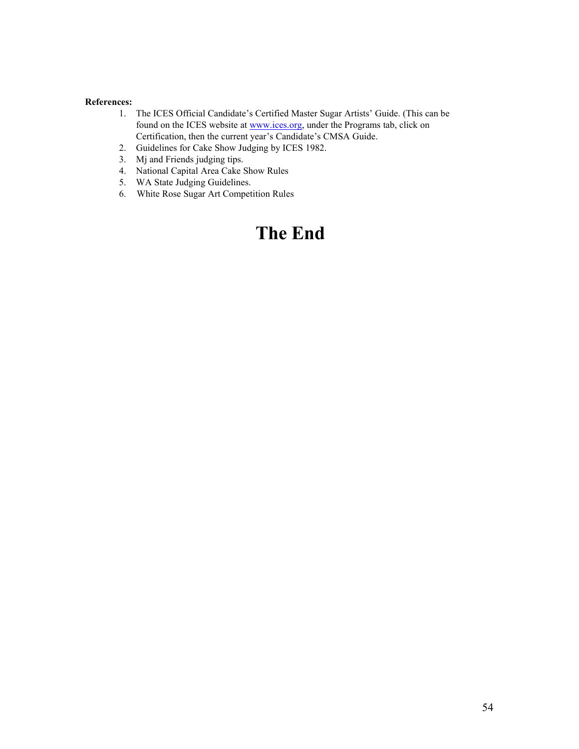**References:**

1. The ICES Official Candidate's Certified Master Sugar Artists' Guide. (This can be found on the ICES website at www.ices.org, under the Programs tab, click on Certification, then the current year's Candidate's CMSA Guide.
2. Guidelines for Cake Show Judging by ICES 1982.
3. Mj and Friends judging tips.
4. National Capital Area Cake Show Rules
5. WA State Judging Guidelines.
6. White Rose Sugar Art Competition Rules

# The End